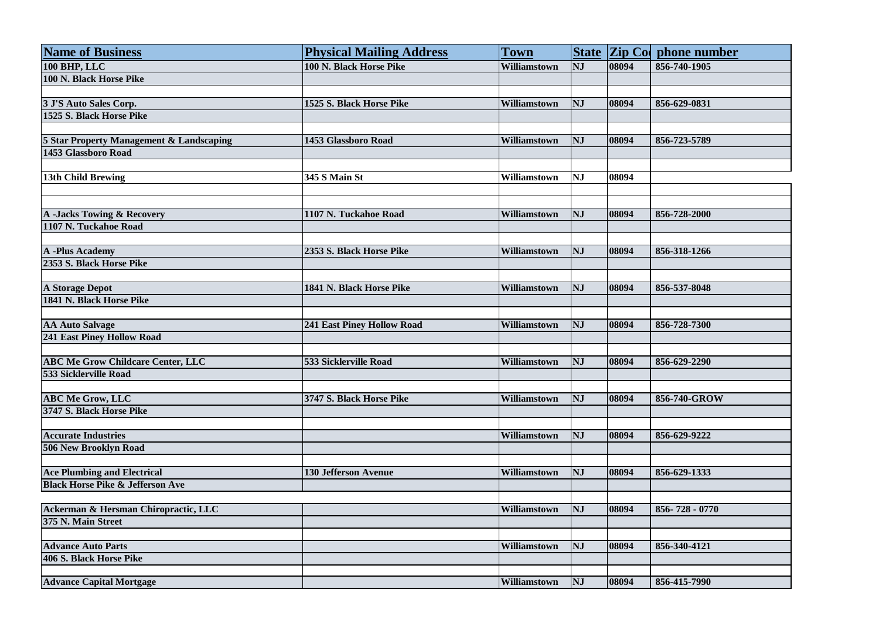| Name of Business | Physical Mailing Address | Town | State | Zip Co | phone number |
|---|---|---|---|---|---|
| 100 BHP, LLC | 100 N. Black Horse Pike | Williamstown | NJ | 08094 | 856-740-1905 |
| 100 N. Black Horse Pike | | | | | |
| | | | | | |
| 3 J'S Auto Sales Corp. | 1525 S. Black Horse Pike | Williamstown | NJ | 08094 | 856-629-0831 |
| 1525 S. Black Horse Pike | | | | | |
| | | | | | |
| 5 Star Property Management & Landscaping | 1453 Glassboro Road | Williamstown | NJ | 08094 | 856-723-5789 |
| 1453 Glassboro Road | | | | | |
| | | | | | |
| 13th Child Brewing | 345 S Main St | Williamstown | NJ | 08094 | |
| | | | | | |
| | | | | | |
| A -Jacks Towing & Recovery | 1107 N. Tuckahoe Road | Williamstown | NJ | 08094 | 856-728-2000 |
| 1107 N. Tuckahoe Road | | | | | |
| | | | | | |
| A -Plus Academy | 2353 S. Black Horse Pike | Williamstown | NJ | 08094 | 856-318-1266 |
| 2353 S. Black Horse Pike | | | | | |
| | | | | | |
| A Storage Depot | 1841 N. Black Horse Pike | Williamstown | NJ | 08094 | 856-537-8048 |
| 1841 N. Black Horse Pike | | | | | |
| | | | | | |
| AA Auto Salvage | 241 East Piney Hollow Road | Williamstown | NJ | 08094 | 856-728-7300 |
| 241 East Piney Hollow Road | | | | | |
| | | | | | |
| ABC Me Grow Childcare Center, LLC | 533 Sicklerville Road | Williamstown | NJ | 08094 | 856-629-2290 |
| 533 Sicklerville Road | | | | | |
| | | | | | |
| ABC Me Grow, LLC | 3747 S. Black Horse Pike | Williamstown | NJ | 08094 | 856-740-GROW |
| 3747 S. Black Horse Pike | | | | | |
| | | | | | |
| Accurate Industries | | Williamstown | NJ | 08094 | 856-629-9222 |
| 506 New Brooklyn Road | | | | | |
| | | | | | |
| Ace Plumbing and Electrical | 130 Jefferson Avenue | Williamstown | NJ | 08094 | 856-629-1333 |
| Black Horse Pike & Jefferson Ave | | | | | |
| | | | | | |
| Ackerman & Hersman Chiropractic, LLC | | Williamstown | NJ | 08094 | 856- 728 - 0770 |
| 375 N. Main Street | | | | | |
| | | | | | |
| Advance Auto Parts | | Williamstown | NJ | 08094 | 856-340-4121 |
| 406 S. Black Horse Pike | | | | | |
| | | | | | |
| Advance Capital Mortgage | | Williamstown | NJ | 08094 | 856-415-7990 |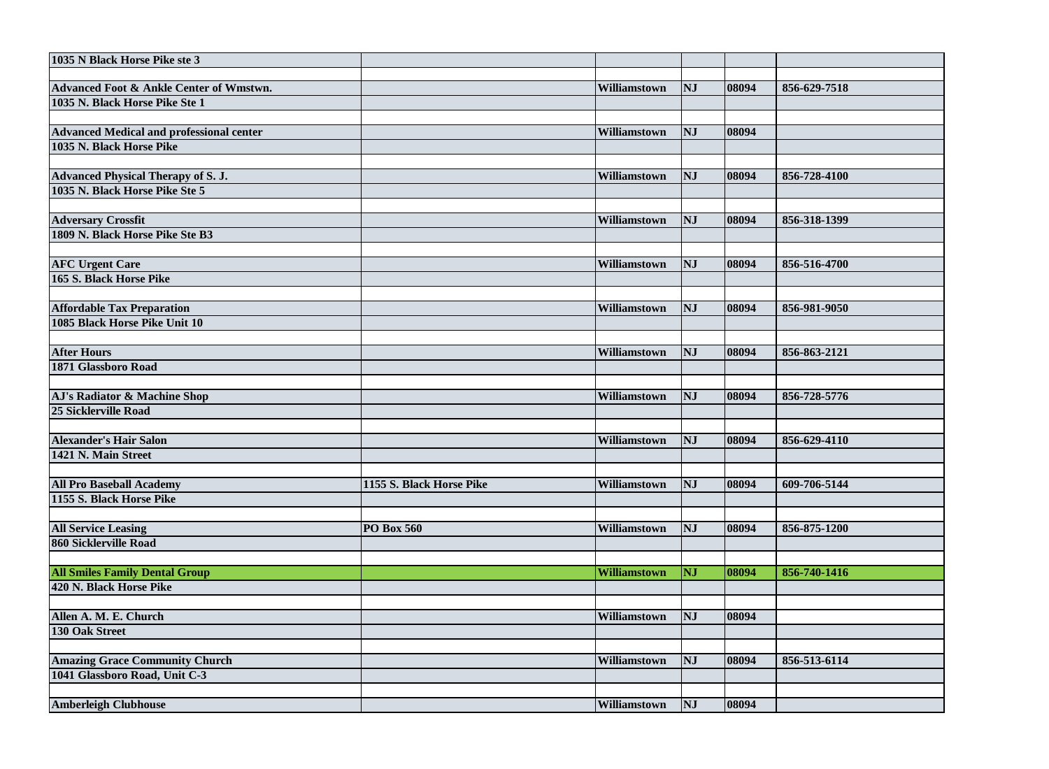| 1035 N Black Horse Pike ste 3 | | | | | |
|---|---|---|---|---|---|
| | | | | | |
| Advanced Foot & Ankle Center of Wmstwn. | | Williamstown | NJ | 08094 | 856-629-7518 |
| 1035 N. Black Horse Pike Ste 1 | | | | | |
| | | | | | |
| Advanced Medical and professional center | | Williamstown | NJ | 08094 | |
| 1035 N. Black Horse Pike | | | | | |
| | | | | | |
| Advanced Physical Therapy of S. J. | | Williamstown | NJ | 08094 | 856-728-4100 |
| 1035 N. Black Horse Pike Ste 5 | | | | | |
| | | | | | |
| Adversary Crossfit | | Williamstown | NJ | 08094 | 856-318-1399 |
| 1809 N. Black Horse Pike Ste B3 | | | | | |
| | | | | | |
| AFC Urgent Care | | Williamstown | NJ | 08094 | 856-516-4700 |
| 165 S. Black Horse Pike | | | | | |
| | | | | | |
| Affordable Tax Preparation | | Williamstown | NJ | 08094 | 856-981-9050 |
| 1085 Black Horse Pike Unit 10 | | | | | |
| | | | | | |
| After Hours | | Williamstown | NJ | 08094 | 856-863-2121 |
| 1871 Glassboro Road | | | | | |
| | | | | | |
| AJ's Radiator & Machine Shop | | Williamstown | NJ | 08094 | 856-728-5776 |
| 25 Sicklerville Road | | | | | |
| | | | | | |
| Alexander's Hair Salon | | Williamstown | NJ | 08094 | 856-629-4110 |
| 1421 N. Main Street | | | | | |
| | | | | | |
| All Pro Baseball Academy | 1155 S. Black Horse Pike | Williamstown | NJ | 08094 | 609-706-5144 |
| 1155 S. Black Horse Pike | | | | | |
| | | | | | |
| All Service Leasing | PO Box 560 | Williamstown | NJ | 08094 | 856-875-1200 |
| 860 Sicklerville Road | | | | | |
| | | | | | |
| All Smiles Family Dental Group | | Williamstown | NJ | 08094 | 856-740-1416 |
| 420 N. Black Horse Pike | | | | | |
| | | | | | |
| Allen A. M. E. Church | | Williamstown | NJ | 08094 | |
| 130 Oak Street | | | | | |
| | | | | | |
| Amazing Grace Community Church | | Williamstown | NJ | 08094 | 856-513-6114 |
| 1041 Glassboro Road, Unit C-3 | | | | | |
| | | | | | |
| Amberleigh Clubhouse | | Williamstown | NJ | 08094 | |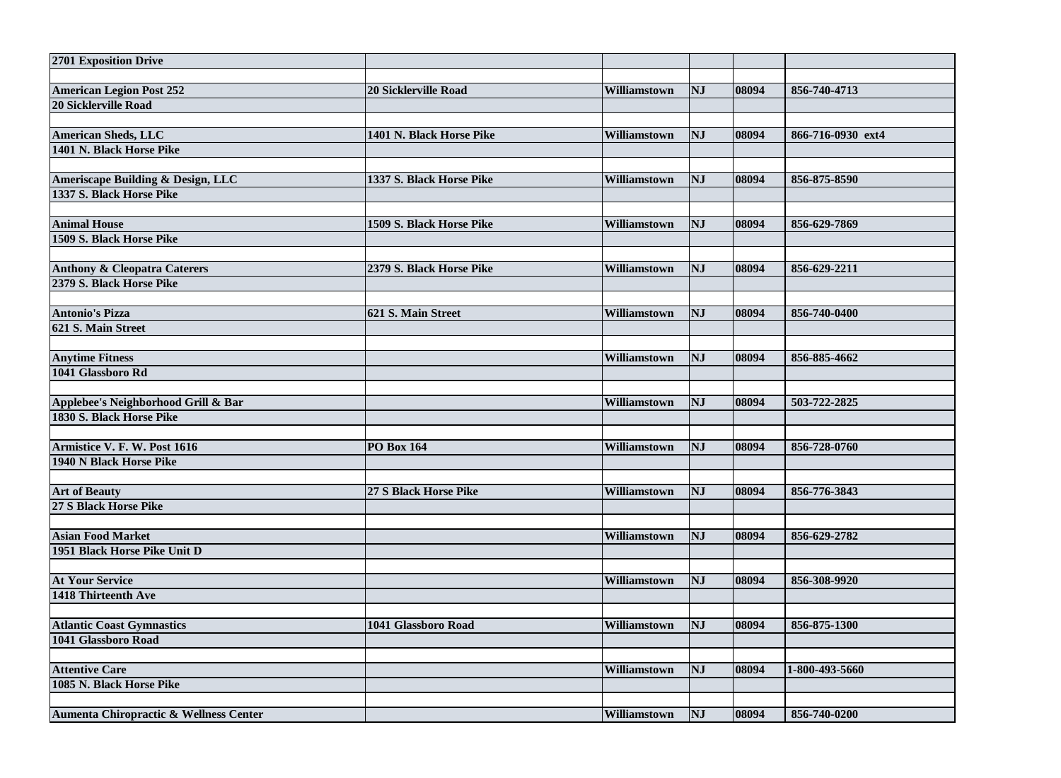| | | | | | |
|---|---|---|---|---|---|
| 2701 Exposition Drive | | | | | |
| | | | | | |
| American Legion Post 252 | 20 Sicklerville Road | Williamstown | NJ | 08094 | 856-740-4713 |
| 20 Sicklerville Road | | | | | |
| | | | | | |
| American Sheds, LLC | 1401 N. Black Horse Pike | Williamstown | NJ | 08094 | 866-716-0930 ext4 |
| 1401 N. Black Horse Pike | | | | | |
| | | | | | |
| Ameriscape Building & Design, LLC | 1337 S. Black Horse Pike | Williamstown | NJ | 08094 | 856-875-8590 |
| 1337 S. Black Horse Pike | | | | | |
| | | | | | |
| Animal House | 1509 S. Black Horse Pike | Williamstown | NJ | 08094 | 856-629-7869 |
| 1509 S. Black Horse Pike | | | | | |
| | | | | | |
| Anthony & Cleopatra Caterers | 2379 S. Black Horse Pike | Williamstown | NJ | 08094 | 856-629-2211 |
| 2379 S. Black Horse Pike | | | | | |
| | | | | | |
| Antonio's Pizza | 621 S. Main Street | Williamstown | NJ | 08094 | 856-740-0400 |
| 621 S. Main Street | | | | | |
| | | | | | |
| Anytime Fitness | | Williamstown | NJ | 08094 | 856-885-4662 |
| 1041 Glassboro Rd | | | | | |
| | | | | | |
| Applebee's Neighborhood Grill & Bar | | Williamstown | NJ | 08094 | 503-722-2825 |
| 1830 S. Black Horse Pike | | | | | |
| | | | | | |
| Armistice V. F. W. Post 1616 | PO Box 164 | Williamstown | NJ | 08094 | 856-728-0760 |
| 1940 N Black Horse Pike | | | | | |
| | | | | | |
| Art of Beauty | 27 S Black Horse Pike | Williamstown | NJ | 08094 | 856-776-3843 |
| 27 S Black Horse Pike | | | | | |
| | | | | | |
| Asian Food Market | | Williamstown | NJ | 08094 | 856-629-2782 |
| 1951 Black Horse Pike Unit D | | | | | |
| | | | | | |
| At Your Service | | Williamstown | NJ | 08094 | 856-308-9920 |
| 1418 Thirteenth Ave | | | | | |
| | | | | | |
| Atlantic Coast Gymnastics | 1041 Glassboro Road | Williamstown | NJ | 08094 | 856-875-1300 |
| 1041 Glassboro Road | | | | | |
| | | | | | |
| Attentive Care | | Williamstown | NJ | 08094 | 1-800-493-5660 |
| 1085 N. Black Horse Pike | | | | | |
| | | | | | |
| Aumenta Chiropractic & Wellness Center | | Williamstown | NJ | 08094 | 856-740-0200 |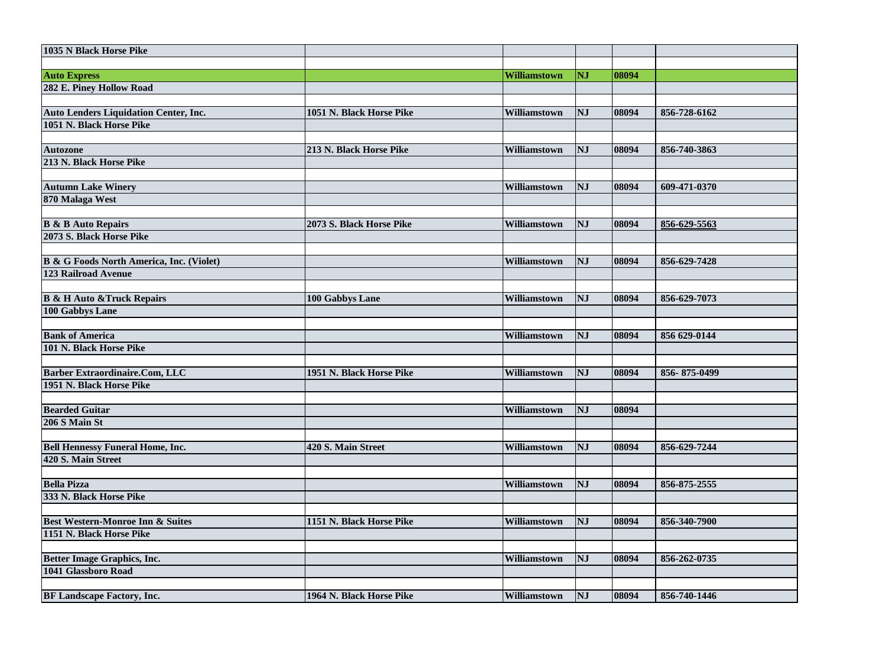| | | | | | |
|---|---|---|---|---|---|
| **1035 N Black Horse Pike** | | | | | |
| | | | | | |
| **Auto Express** | | **Williamstown** | **NJ** | **08094** | |
| **282 E. Piney Hollow Road** | | | | | |
| | | | | | |
| **Auto Lenders Liquidation Center, Inc.** | **1051 N. Black Horse Pike** | **Williamstown** | **NJ** | **08094** | **856-728-6162** |
| **1051 N. Black Horse Pike** | | | | | |
| | | | | | |
| **Autozone** | **213 N. Black Horse Pike** | **Williamstown** | **NJ** | **08094** | **856-740-3863** |
| **213 N. Black Horse Pike** | | | | | |
| | | | | | |
| **Autumn Lake Winery** | | **Williamstown** | **NJ** | **08094** | **609-471-0370** |
| **870 Malaga West** | | | | | |
| | | | | | |
| **B & B Auto Repairs** | **2073 S. Black Horse Pike** | **Williamstown** | **NJ** | **08094** | **856-629-5563** |
| **2073 S. Black Horse Pike** | | | | | |
| | | | | | |
| **B & G Foods North America, Inc. (Violet)** | | **Williamstown** | **NJ** | **08094** | **856-629-7428** |
| **123 Railroad Avenue** | | | | | |
| | | | | | |
| **B & H Auto &Truck Repairs** | **100 Gabbys Lane** | **Williamstown** | **NJ** | **08094** | **856-629-7073** |
| **100 Gabbys Lane** | | | | | |
| | | | | | |
| **Bank of America** | | **Williamstown** | **NJ** | **08094** | **856 629-0144** |
| **101 N. Black Horse Pike** | | | | | |
| | | | | | |
| **Barber Extraordinaire.Com, LLC** | **1951 N. Black Horse Pike** | **Williamstown** | **NJ** | **08094** | **856- 875-0499** |
| **1951 N. Black Horse Pike** | | | | | |
| | | | | | |
| **Bearded Guitar** | | **Williamstown** | **NJ** | **08094** | |
| **206 S Main St** | | | | | |
| | | | | | |
| **Bell Hennessy Funeral Home, Inc.** | **420 S. Main Street** | **Williamstown** | **NJ** | **08094** | **856-629-7244** |
| **420 S. Main Street** | | | | | |
| | | | | | |
| **Bella Pizza** | | **Williamstown** | **NJ** | **08094** | **856-875-2555** |
| **333 N. Black Horse Pike** | | | | | |
| | | | | | |
| **Best Western-Monroe Inn & Suites** | **1151 N. Black Horse Pike** | **Williamstown** | **NJ** | **08094** | **856-340-7900** |
| **1151 N. Black Horse Pike** | | | | | |
| | | | | | |
| **Better Image Graphics, Inc.** | | **Williamstown** | **NJ** | **08094** | **856-262-0735** |
| **1041 Glassboro Road** | | | | | |
| | | | | | |
| **BF Landscape Factory, Inc.** | **1964 N. Black Horse Pike** | **Williamstown** | **NJ** | **08094** | **856-740-1446** |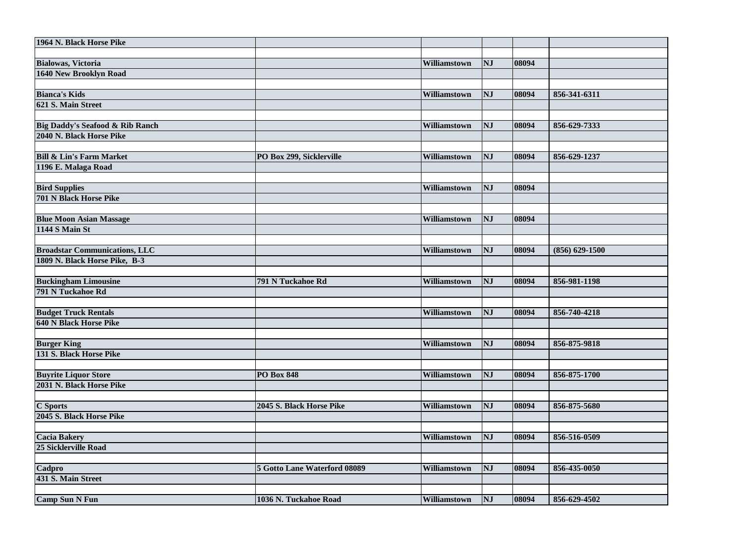| | | | | | |
|---|---|---|---|---|---|
| 1964 N. Black Horse Pike | | | | | |
| | | | | | |
| Bialowas, Victoria | | Williamstown | NJ | 08094 | |
| 1640 New Brooklyn Road | | | | | |
| | | | | | |
| Bianca's Kids | | Williamstown | NJ | 08094 | 856-341-6311 |
| 621 S. Main Street | | | | | |
| | | | | | |
| Big Daddy's Seafood & Rib Ranch | | Williamstown | NJ | 08094 | 856-629-7333 |
| 2040 N. Black Horse Pike | | | | | |
| | | | | | |
| Bill & Lin's Farm Market | PO Box 299, Sicklerville | Williamstown | NJ | 08094 | 856-629-1237 |
| 1196 E. Malaga Road | | | | | |
| | | | | | |
| Bird Supplies | | Williamstown | NJ | 08094 | |
| 701 N Black Horse Pike | | | | | |
| | | | | | |
| Blue Moon Asian Massage | | Williamstown | NJ | 08094 | |
| 1144 S Main St | | | | | |
| | | | | | |
| Broadstar Communications, LLC | | Williamstown | NJ | 08094 | (856) 629-1500 |
| 1809 N. Black Horse Pike, B-3 | | | | | |
| | | | | | |
| Buckingham Limousine | 791 N Tuckahoe Rd | Williamstown | NJ | 08094 | 856-981-1198 |
| 791 N Tuckahoe Rd | | | | | |
| | | | | | |
| Budget Truck Rentals | | Williamstown | NJ | 08094 | 856-740-4218 |
| 640 N Black Horse Pike | | | | | |
| | | | | | |
| Burger King | | Williamstown | NJ | 08094 | 856-875-9818 |
| 131 S. Black Horse Pike | | | | | |
| | | | | | |
| Buyrite Liquor Store | PO Box 848 | Williamstown | NJ | 08094 | 856-875-1700 |
| 2031 N. Black Horse Pike | | | | | |
| | | | | | |
| C Sports | 2045 S. Black Horse Pike | Williamstown | NJ | 08094 | 856-875-5680 |
| 2045 S. Black Horse Pike | | | | | |
| | | | | | |
| Cacia Bakery | | Williamstown | NJ | 08094 | 856-516-0509 |
| 25 Sicklerville Road | | | | | |
| | | | | | |
| Cadpro | 5 Gotto Lane Waterford 08089 | Williamstown | NJ | 08094 | 856-435-0050 |
| 431 S. Main Street | | | | | |
| | | | | | |
| Camp Sun N Fun | 1036 N. Tuckahoe Road | Williamstown | NJ | 08094 | 856-629-4502 |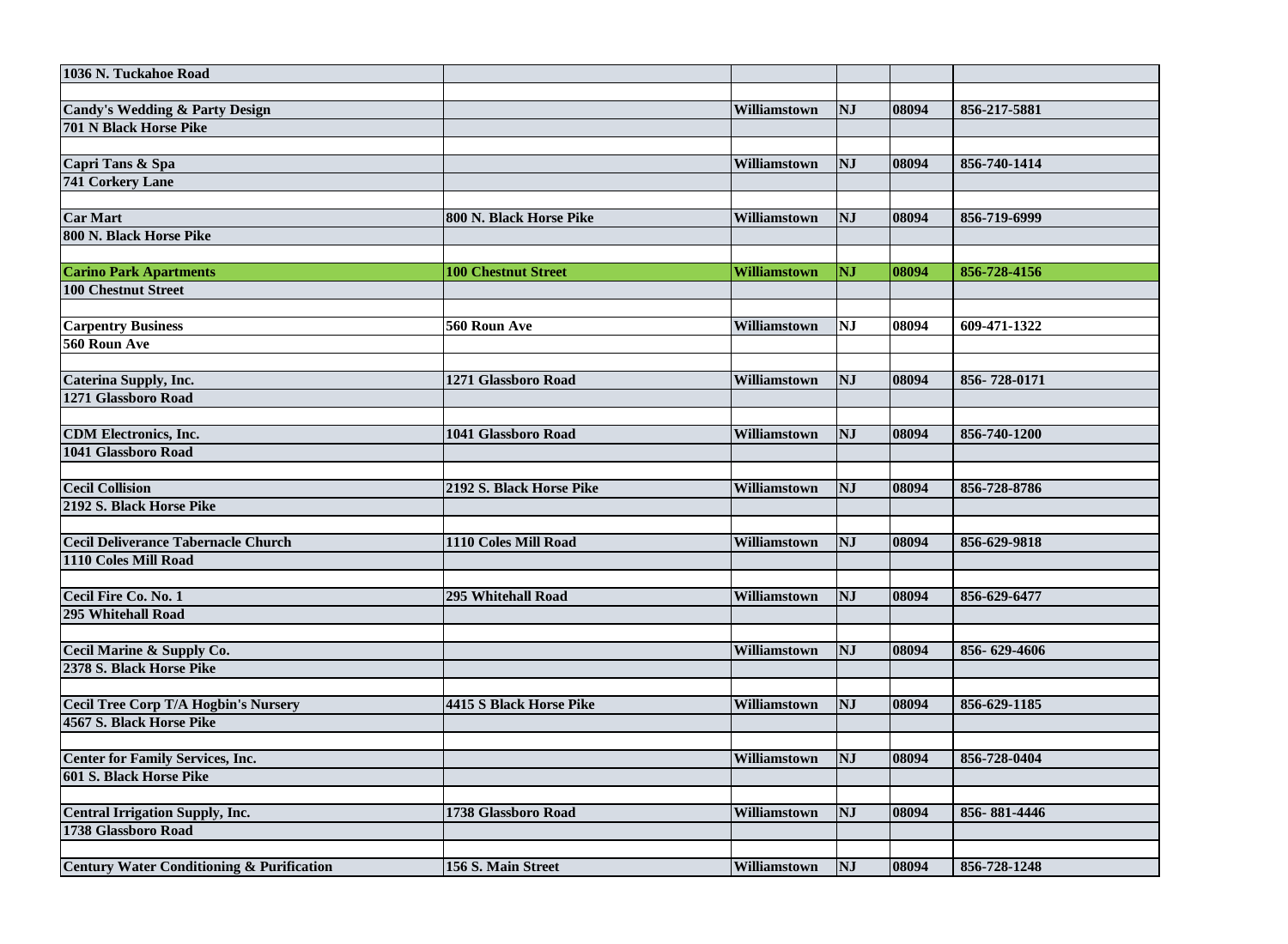| | | | | | |
|---|---|---|---|---|---|
| 1036 N. Tuckahoe Road | | | | | |
| | | | | | |
| Candy's Wedding & Party Design | | Williamstown | NJ | 08094 | 856-217-5881 |
| 701 N Black Horse Pike | | | | | |
| | | | | | |
| Capri Tans & Spa | | Williamstown | NJ | 08094 | 856-740-1414 |
| 741 Corkery Lane | | | | | |
| | | | | | |
| Car Mart | 800 N. Black Horse Pike | Williamstown | NJ | 08094 | 856-719-6999 |
| 800 N. Black Horse Pike | | | | | |
| | | | | | |
| Carino Park Apartments | 100 Chestnut Street | Williamstown | NJ | 08094 | 856-728-4156 |
| 100 Chestnut Street | | | | | |
| | | | | | |
| Carpentry Business | 560 Roun Ave | Williamstown | NJ | 08094 | 609-471-1322 |
| 560 Roun Ave | | | | | |
| | | | | | |
| Caterina Supply, Inc. | 1271 Glassboro Road | Williamstown | NJ | 08094 | 856- 728-0171 |
| 1271 Glassboro Road | | | | | |
| | | | | | |
| CDM Electronics, Inc. | 1041 Glassboro Road | Williamstown | NJ | 08094 | 856-740-1200 |
| 1041 Glassboro Road | | | | | |
| | | | | | |
| Cecil Collision | 2192 S. Black Horse Pike | Williamstown | NJ | 08094 | 856-728-8786 |
| 2192 S. Black Horse Pike | | | | | |
| | | | | | |
| Cecil Deliverance Tabernacle Church | 1110 Coles Mill Road | Williamstown | NJ | 08094 | 856-629-9818 |
| 1110 Coles Mill Road | | | | | |
| | | | | | |
| Cecil Fire Co. No. 1 | 295 Whitehall Road | Williamstown | NJ | 08094 | 856-629-6477 |
| 295 Whitehall Road | | | | | |
| | | | | | |
| Cecil Marine & Supply Co. | | Williamstown | NJ | 08094 | 856- 629-4606 |
| 2378 S. Black Horse Pike | | | | | |
| | | | | | |
| Cecil Tree Corp T/A Hogbin's Nursery | 4415 S Black Horse Pike | Williamstown | NJ | 08094 | 856-629-1185 |
| 4567 S. Black Horse Pike | | | | | |
| | | | | | |
| Center for Family Services, Inc. | | Williamstown | NJ | 08094 | 856-728-0404 |
| 601 S. Black Horse Pike | | | | | |
| | | | | | |
| Central Irrigation Supply, Inc. | 1738 Glassboro Road | Williamstown | NJ | 08094 | 856- 881-4446 |
| 1738 Glassboro Road | | | | | |
| | | | | | |
| Century Water Conditioning & Purification | 156 S. Main Street | Williamstown | NJ | 08094 | 856-728-1248 |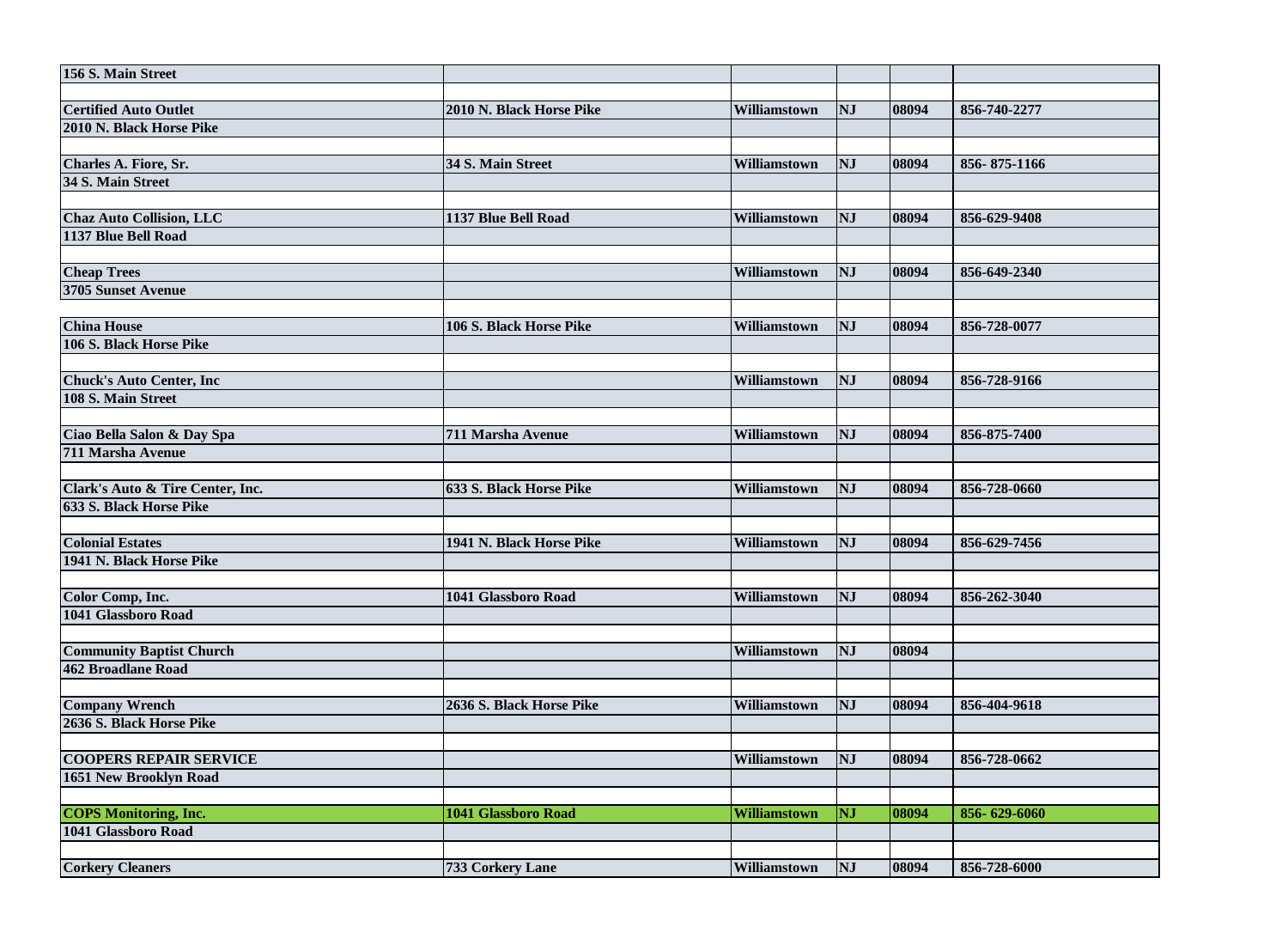| | | | | | |
|---|---|---|---|---|---|
| 156 S. Main Street | | | | | |
| | | | | | |
| Certified Auto Outlet | 2010 N. Black Horse Pike | Williamstown | NJ | 08094 | 856-740-2277 |
| 2010 N. Black Horse Pike | | | | | |
| | | | | | |
| Charles A. Fiore, Sr. | 34 S. Main Street | Williamstown | NJ | 08094 | 856- 875-1166 |
| 34 S. Main Street | | | | | |
| | | | | | |
| Chaz Auto Collision, LLC | 1137 Blue Bell Road | Williamstown | NJ | 08094 | 856-629-9408 |
| 1137 Blue Bell Road | | | | | |
| | | | | | |
| Cheap Trees | | Williamstown | NJ | 08094 | 856-649-2340 |
| 3705 Sunset Avenue | | | | | |
| | | | | | |
| China House | 106 S. Black Horse Pike | Williamstown | NJ | 08094 | 856-728-0077 |
| 106 S. Black Horse Pike | | | | | |
| | | | | | |
| Chuck's Auto Center, Inc | | Williamstown | NJ | 08094 | 856-728-9166 |
| 108 S. Main Street | | | | | |
| | | | | | |
| Ciao Bella Salon & Day Spa | 711 Marsha Avenue | Williamstown | NJ | 08094 | 856-875-7400 |
| 711 Marsha Avenue | | | | | |
| | | | | | |
| Clark's Auto & Tire Center, Inc. | 633 S. Black Horse Pike | Williamstown | NJ | 08094 | 856-728-0660 |
| 633 S. Black Horse Pike | | | | | |
| | | | | | |
| Colonial Estates | 1941 N. Black Horse Pike | Williamstown | NJ | 08094 | 856-629-7456 |
| 1941 N. Black Horse Pike | | | | | |
| | | | | | |
| Color Comp, Inc. | 1041 Glassboro Road | Williamstown | NJ | 08094 | 856-262-3040 |
| 1041 Glassboro Road | | | | | |
| | | | | | |
| Community Baptist Church | | Williamstown | NJ | 08094 | |
| 462 Broadlane Road | | | | | |
| | | | | | |
| Company Wrench | 2636 S. Black Horse Pike | Williamstown | NJ | 08094 | 856-404-9618 |
| 2636 S. Black Horse Pike | | | | | |
| | | | | | |
| COOPERS REPAIR SERVICE | | Williamstown | NJ | 08094 | 856-728-0662 |
| 1651 New Brooklyn Road | | | | | |
| | | | | | |
| COPS Monitoring, Inc. | 1041 Glassboro Road | Williamstown | NJ | 08094 | 856- 629-6060 |
| 1041 Glassboro Road | | | | | |
| | | | | | |
| Corkery Cleaners | 733 Corkery Lane | Williamstown | NJ | 08094 | 856-728-6000 |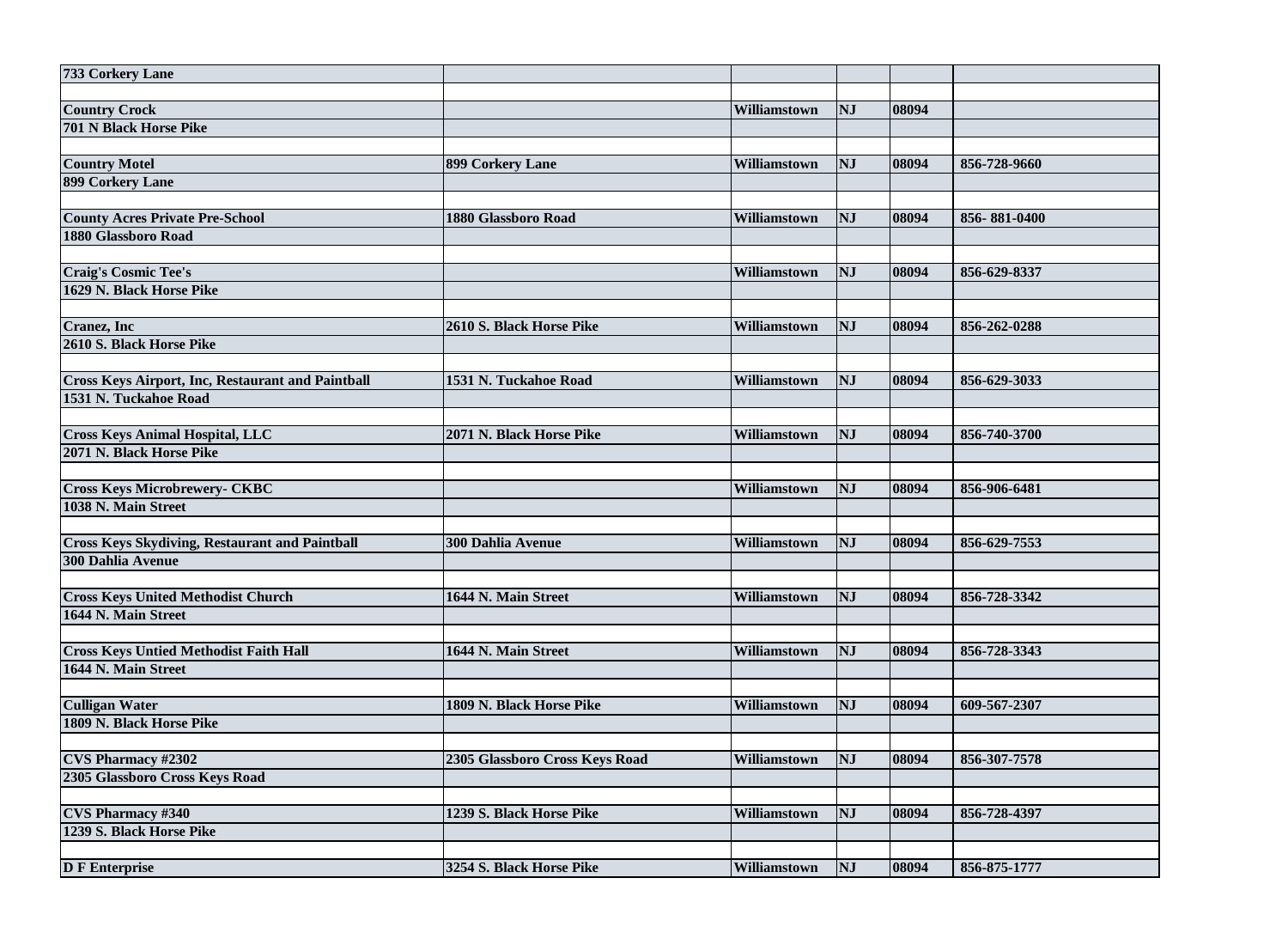| 733 Corkery Lane | | | | | |
|---|---|---|---|---|---|
| | | | | | |
| Country Crock | | Williamstown | NJ | 08094 | |
| 701 N Black Horse Pike | | | | | |
| | | | | | |
| Country Motel | 899 Corkery Lane | Williamstown | NJ | 08094 | 856-728-9660 |
| 899 Corkery Lane | | | | | |
| | | | | | |
| County Acres Private Pre-School | 1880 Glassboro Road | Williamstown | NJ | 08094 | 856- 881-0400 |
| 1880 Glassboro Road | | | | | |
| | | | | | |
| Craig's Cosmic Tee's | | Williamstown | NJ | 08094 | 856-629-8337 |
| 1629 N. Black Horse Pike | | | | | |
| | | | | | |
| Cranez, Inc | 2610 S. Black Horse Pike | Williamstown | NJ | 08094 | 856-262-0288 |
| 2610 S. Black Horse Pike | | | | | |
| | | | | | |
| Cross Keys Airport, Inc, Restaurant and Paintball | 1531 N. Tuckahoe Road | Williamstown | NJ | 08094 | 856-629-3033 |
| 1531 N. Tuckahoe Road | | | | | |
| | | | | | |
| Cross Keys Animal Hospital, LLC | 2071 N. Black Horse Pike | Williamstown | NJ | 08094 | 856-740-3700 |
| 2071 N. Black Horse Pike | | | | | |
| | | | | | |
| Cross Keys Microbrewery- CKBC | | Williamstown | NJ | 08094 | 856-906-6481 |
| 1038 N. Main Street | | | | | |
| | | | | | |
| Cross Keys Skydiving, Restaurant and Paintball | 300 Dahlia Avenue | Williamstown | NJ | 08094 | 856-629-7553 |
| 300 Dahlia Avenue | | | | | |
| | | | | | |
| Cross Keys United Methodist Church | 1644 N. Main Street | Williamstown | NJ | 08094 | 856-728-3342 |
| 1644 N. Main Street | | | | | |
| | | | | | |
| Cross Keys Untied Methodist Faith Hall | 1644 N. Main Street | Williamstown | NJ | 08094 | 856-728-3343 |
| 1644 N. Main Street | | | | | |
| | | | | | |
| Culligan Water | 1809 N. Black Horse Pike | Williamstown | NJ | 08094 | 609-567-2307 |
| 1809 N. Black Horse Pike | | | | | |
| | | | | | |
| CVS Pharmacy #2302 | 2305 Glassboro Cross Keys Road | Williamstown | NJ | 08094 | 856-307-7578 |
| 2305 Glassboro Cross Keys Road | | | | | |
| | | | | | |
| CVS Pharmacy #340 | 1239 S. Black Horse Pike | Williamstown | NJ | 08094 | 856-728-4397 |
| 1239 S. Black Horse Pike | | | | | |
| | | | | | |
| D F Enterprise | 3254 S. Black Horse Pike | Williamstown | NJ | 08094 | 856-875-1777 |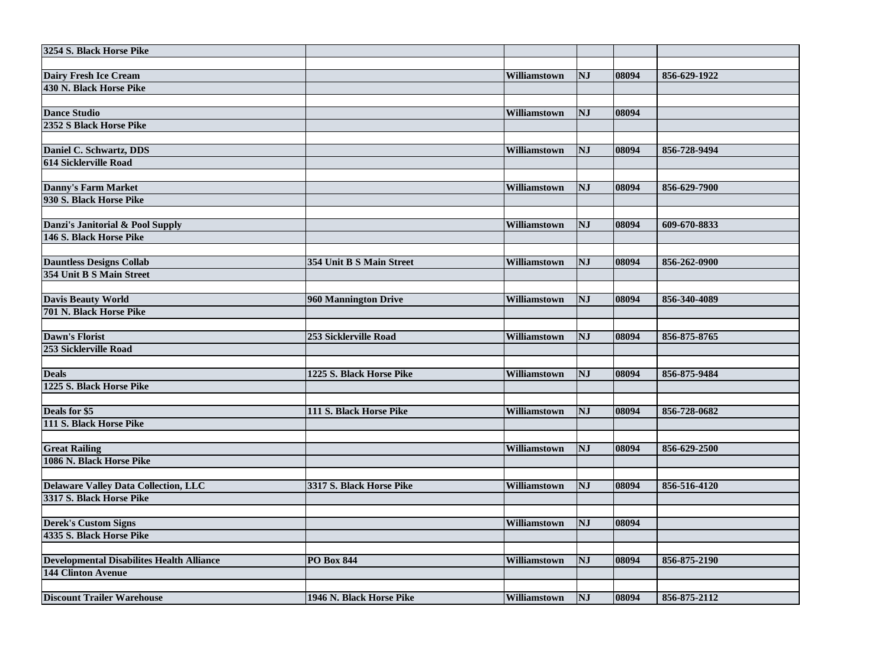| 3254 S. Black Horse Pike | | | | | |
|---|---|---|---|---|---|
| | | | | | |
| Dairy Fresh Ice Cream | | Williamstown | NJ | 08094 | 856-629-1922 |
| 430 N. Black Horse Pike | | | | | |
| | | | | | |
| Dance Studio | | Williamstown | NJ | 08094 | |
| 2352 S Black Horse Pike | | | | | |
| | | | | | |
| Daniel C. Schwartz, DDS | | Williamstown | NJ | 08094 | 856-728-9494 |
| 614 Sicklerville Road | | | | | |
| | | | | | |
| Danny's Farm Market | | Williamstown | NJ | 08094 | 856-629-7900 |
| 930 S. Black Horse Pike | | | | | |
| | | | | | |
| Danzi's Janitorial & Pool Supply | | Williamstown | NJ | 08094 | 609-670-8833 |
| 146 S. Black Horse Pike | | | | | |
| | | | | | |
| Dauntless Designs Collab | 354 Unit B S Main Street | Williamstown | NJ | 08094 | 856-262-0900 |
| 354 Unit B S Main Street | | | | | |
| | | | | | |
| Davis Beauty World | 960 Mannington Drive | Williamstown | NJ | 08094 | 856-340-4089 |
| 701 N. Black Horse Pike | | | | | |
| | | | | | |
| Dawn's Florist | 253 Sicklerville Road | Williamstown | NJ | 08094 | 856-875-8765 |
| 253 Sicklerville Road | | | | | |
| | | | | | |
| Deals | 1225 S. Black Horse Pike | Williamstown | NJ | 08094 | 856-875-9484 |
| 1225 S. Black Horse Pike | | | | | |
| | | | | | |
| Deals for $5 | 111 S. Black Horse Pike | Williamstown | NJ | 08094 | 856-728-0682 |
| 111 S. Black Horse Pike | | | | | |
| | | | | | |
| Great Railing | | Williamstown | NJ | 08094 | 856-629-2500 |
| 1086 N. Black Horse Pike | | | | | |
| | | | | | |
| Delaware Valley Data Collection, LLC | 3317 S. Black Horse Pike | Williamstown | NJ | 08094 | 856-516-4120 |
| 3317 S. Black Horse Pike | | | | | |
| | | | | | |
| Derek's Custom Signs | | Williamstown | NJ | 08094 | |
| 4335 S. Black Horse Pike | | | | | |
| | | | | | |
| Developmental Disabilites Health Alliance | PO Box 844 | Williamstown | NJ | 08094 | 856-875-2190 |
| 144 Clinton Avenue | | | | | |
| | | | | | |
| Discount Trailer Warehouse | 1946 N. Black Horse Pike | Williamstown | NJ | 08094 | 856-875-2112 |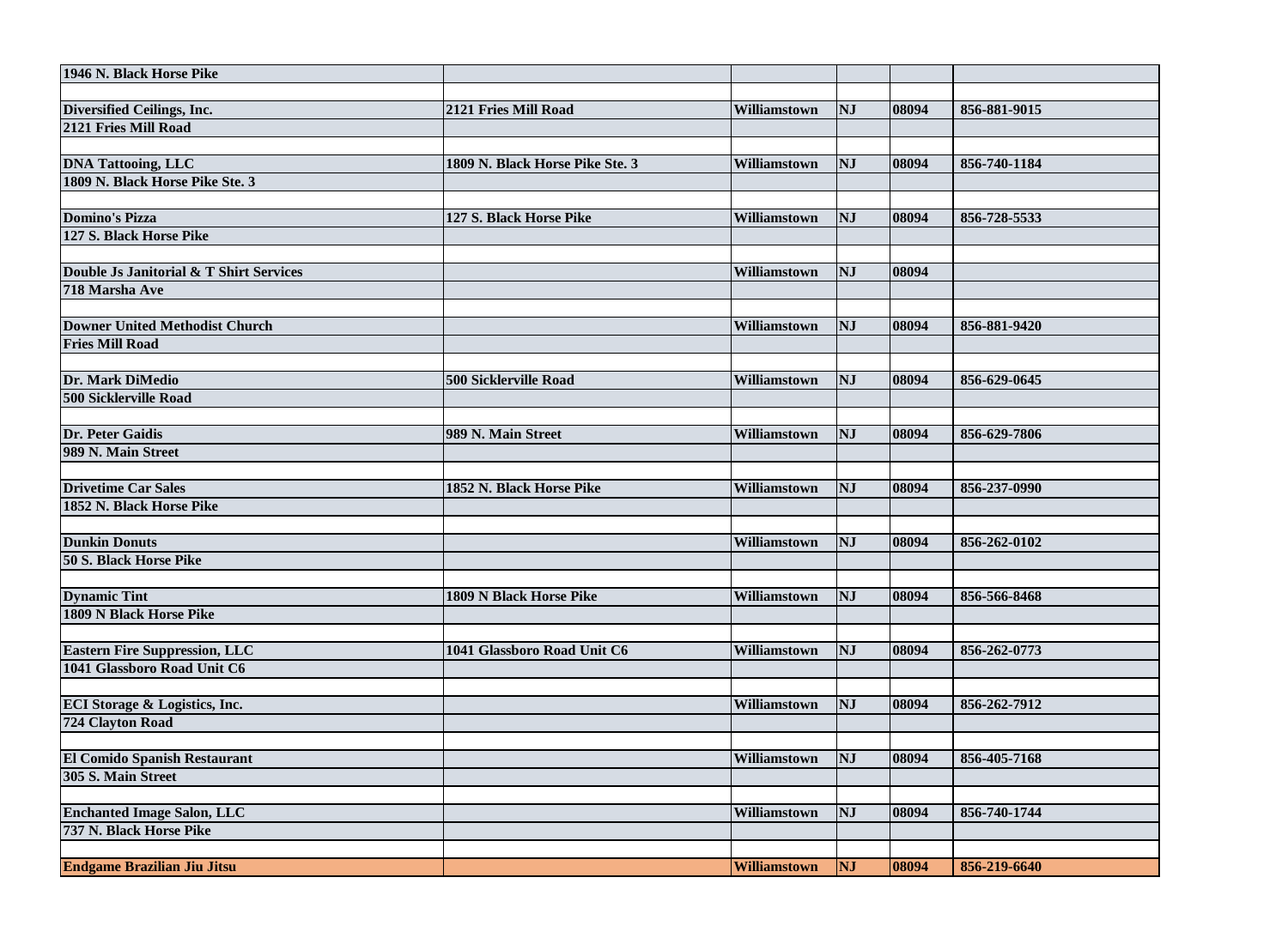| | | | | | |
|---|---|---|---|---|---|
| 1946 N. Black Horse Pike | | | | | |
| | | | | | |
| Diversified Ceilings, Inc. | 2121 Fries Mill Road | Williamstown | NJ | 08094 | 856-881-9015 |
| 2121 Fries Mill Road | | | | | |
| | | | | | |
| DNA Tattooing, LLC | 1809 N. Black Horse Pike Ste. 3 | Williamstown | NJ | 08094 | 856-740-1184 |
| 1809 N. Black Horse Pike Ste. 3 | | | | | |
| | | | | | |
| Domino's Pizza | 127 S. Black Horse Pike | Williamstown | NJ | 08094 | 856-728-5533 |
| 127 S. Black Horse Pike | | | | | |
| | | | | | |
| Double Js Janitorial & T Shirt Services | | Williamstown | NJ | 08094 | |
| 718 Marsha Ave | | | | | |
| | | | | | |
| Downer United Methodist Church | | Williamstown | NJ | 08094 | 856-881-9420 |
| Fries Mill Road | | | | | |
| | | | | | |
| Dr. Mark DiMedio | 500 Sicklerville Road | Williamstown | NJ | 08094 | 856-629-0645 |
| 500 Sicklerville Road | | | | | |
| | | | | | |
| Dr. Peter Gaidis | 989 N. Main Street | Williamstown | NJ | 08094 | 856-629-7806 |
| 989 N. Main Street | | | | | |
| | | | | | |
| Drivetime Car Sales | 1852 N. Black Horse Pike | Williamstown | NJ | 08094 | 856-237-0990 |
| 1852 N. Black Horse Pike | | | | | |
| | | | | | |
| Dunkin Donuts | | Williamstown | NJ | 08094 | 856-262-0102 |
| 50 S. Black Horse Pike | | | | | |
| | | | | | |
| Dynamic Tint | 1809 N Black Horse Pike | Williamstown | NJ | 08094 | 856-566-8468 |
| 1809 N Black Horse Pike | | | | | |
| | | | | | |
| Eastern Fire Suppression, LLC | 1041 Glassboro Road Unit C6 | Williamstown | NJ | 08094 | 856-262-0773 |
| 1041 Glassboro Road Unit C6 | | | | | |
| | | | | | |
| ECI Storage & Logistics, Inc. | | Williamstown | NJ | 08094 | 856-262-7912 |
| 724 Clayton Road | | | | | |
| | | | | | |
| El Comido Spanish Restaurant | | Williamstown | NJ | 08094 | 856-405-7168 |
| 305 S. Main Street | | | | | |
| | | | | | |
| Enchanted Image Salon, LLC | | Williamstown | NJ | 08094 | 856-740-1744 |
| 737 N. Black Horse Pike | | | | | |
| | | | | | |
| Endgame Brazilian Jiu Jitsu | | Williamstown | NJ | 08094 | 856-219-6640 |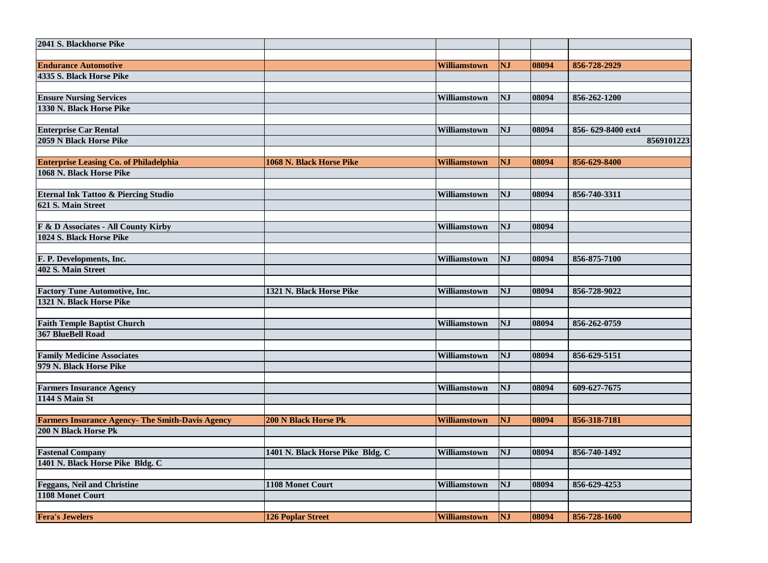| | | | | | |
|---|---|---|---|---|---|
| **2041 S. Blackhorse Pike** | | | | | |
| | | | | | |
| **Endurance Automotive** | | **Williamstown** | **NJ** | **08094** | **856-728-2929** |
| **4335 S. Black Horse Pike** | | | | | |
| | | | | | |
| **Ensure Nursing Services** | | **Williamstown** | **NJ** | **08094** | **856-262-1200** |
| **1330 N. Black Horse Pike** | | | | | |
| | | | | | |
| **Enterprise Car Rental** | | **Williamstown** | **NJ** | **08094** | **856- 629-8400 ext4** |
| **2059 N Black Horse Pike** | | | | | **8569101223** |
| | | | | | |
| **Enterprise Leasing Co. of Philadelphia** | **1068 N. Black Horse Pike** | **Williamstown** | **NJ** | **08094** | **856-629-8400** |
| **1068 N. Black Horse Pike** | | | | | |
| | | | | | |
| **Eternal Ink Tattoo & Piercing Studio** | | **Williamstown** | **NJ** | **08094** | **856-740-3311** |
| **621 S. Main Street** | | | | | |
| | | | | | |
| **F & D Associates - All County Kirby** | | **Williamstown** | **NJ** | **08094** | |
| **1024 S. Black Horse Pike** | | | | | |
| | | | | | |
| **F. P. Developments, Inc.** | | **Williamstown** | **NJ** | **08094** | **856-875-7100** |
| **402 S. Main Street** | | | | | |
| | | | | | |
| **Factory Tune Automotive, Inc.** | **1321 N. Black Horse Pike** | **Williamstown** | **NJ** | **08094** | **856-728-9022** |
| **1321 N. Black Horse Pike** | | | | | |
| | | | | | |
| **Faith Temple Baptist Church** | | **Williamstown** | **NJ** | **08094** | **856-262-0759** |
| **367 BlueBell Road** | | | | | |
| | | | | | |
| **Family Medicine Associates** | | **Williamstown** | **NJ** | **08094** | **856-629-5151** |
| **979 N. Black Horse Pike** | | | | | |
| | | | | | |
| **Farmers Insurance Agency** | | **Williamstown** | **NJ** | **08094** | **609-627-7675** |
| **1144 S Main St** | | | | | |
| | | | | | |
| **Farmers Insurance Agency- The Smith-Davis Agency** | **200 N Black Horse Pk** | **Williamstown** | **NJ** | **08094** | **856-318-7181** |
| **200 N Black Horse Pk** | | | | | |
| | | | | | |
| **Fastenal Company** | **1401 N. Black Horse Pike Bldg. C** | **Williamstown** | **NJ** | **08094** | **856-740-1492** |
| **1401 N. Black Horse Pike Bldg. C** | | | | | |
| | | | | | |
| **Feggans, Neil and Christine** | **1108 Monet Court** | **Williamstown** | **NJ** | **08094** | **856-629-4253** |
| **1108 Monet Court** | | | | | |
| | | | | | |
| **Fera's Jewelers** | **126 Poplar Street** | **Williamstown** | **NJ** | **08094** | **856-728-1600** |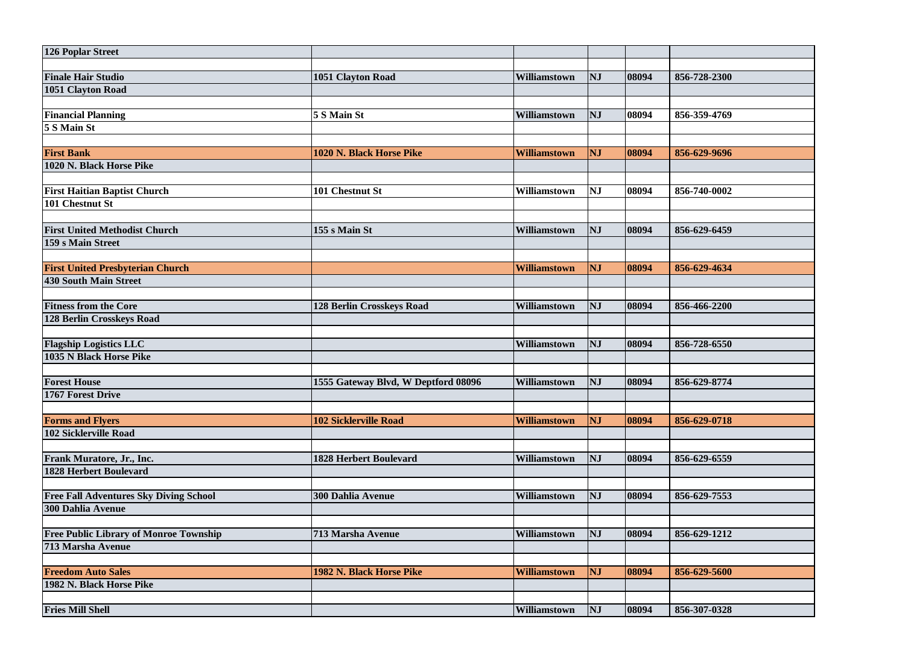| | | | | | |
|---|---|---|---|---|---|
| **126 Poplar Street** | | | | | |
| | | | | | |
| **Finale Hair Studio** | **1051 Clayton Road** | **Williamstown** | **NJ** | **08094** | **856-728-2300** |
| **1051 Clayton Road** | | | | | |
| | | | | | |
| **Financial Planning** | **5 S Main St** | **Williamstown** | **NJ** | **08094** | **856-359-4769** |
| **5 S Main St** | | | | | |
| | | | | | |
| **First Bank** | **1020 N. Black Horse Pike** | **Williamstown** | **NJ** | **08094** | **856-629-9696** |
| **1020 N. Black Horse Pike** | | | | | |
| | | | | | |
| **First Haitian Baptist Church** | **101 Chestnut St** | **Williamstown** | **NJ** | **08094** | **856-740-0002** |
| **101 Chestnut St** | | | | | |
| | | | | | |
| **First United Methodist Church** | **155 s Main St** | **Williamstown** | **NJ** | **08094** | **856-629-6459** |
| **159 s Main Street** | | | | | |
| | | | | | |
| **First United Presbyterian Church** | | **Williamstown** | **NJ** | **08094** | **856-629-4634** |
| **430 South Main Street** | | | | | |
| | | | | | |
| **Fitness from the Core** | **128 Berlin Crosskeys Road** | **Williamstown** | **NJ** | **08094** | **856-466-2200** |
| **128 Berlin Crosskeys Road** | | | | | |
| | | | | | |
| **Flagship Logistics LLC** | | **Williamstown** | **NJ** | **08094** | **856-728-6550** |
| **1035 N Black Horse Pike** | | | | | |
| | | | | | |
| **Forest House** | **1555 Gateway Blvd, W Deptford 08096** | **Williamstown** | **NJ** | **08094** | **856-629-8774** |
| **1767 Forest Drive** | | | | | |
| | | | | | |
| **Forms and Flyers** | **102 Sicklerville Road** | **Williamstown** | **NJ** | **08094** | **856-629-0718** |
| **102 Sicklerville Road** | | | | | |
| | | | | | |
| **Frank Muratore, Jr., Inc.** | **1828 Herbert Boulevard** | **Williamstown** | **NJ** | **08094** | **856-629-6559** |
| **1828 Herbert Boulevard** | | | | | |
| | | | | | |
| **Free Fall Adventures Sky Diving School** | **300 Dahlia Avenue** | **Williamstown** | **NJ** | **08094** | **856-629-7553** |
| **300 Dahlia Avenue** | | | | | |
| | | | | | |
| **Free Public Library of Monroe Township** | **713 Marsha Avenue** | **Williamstown** | **NJ** | **08094** | **856-629-1212** |
| **713 Marsha Avenue** | | | | | |
| | | | | | |
| **Freedom Auto Sales** | **1982 N. Black Horse Pike** | **Williamstown** | **NJ** | **08094** | **856-629-5600** |
| **1982 N. Black Horse Pike** | | | | | |
| | | | | | |
| **Fries Mill Shell** | | **Williamstown** | **NJ** | **08094** | **856-307-0328** |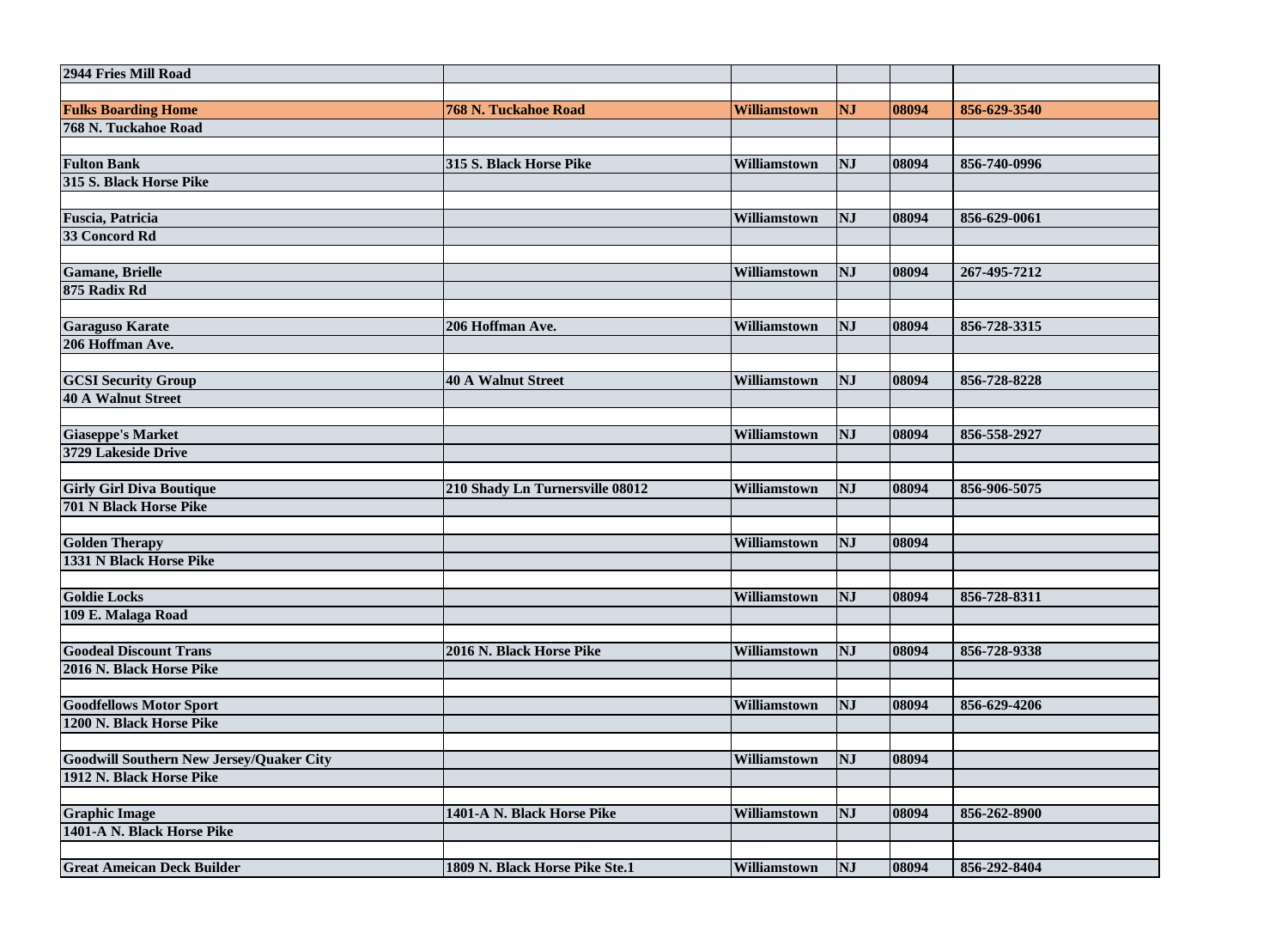| | | | | | |
|---|---|---|---|---|---|
| 2944 Fries Mill Road | | | | | |
| | | | | | |
| **Fulks Boarding Home** | 768 N. Tuckahoe Road | Williamstown | NJ | 08094 | 856-629-3540 |
| 768 N. Tuckahoe Road | | | | | |
| | | | | | |
| Fulton Bank | 315 S. Black Horse Pike | Williamstown | NJ | 08094 | 856-740-0996 |
| 315 S. Black Horse Pike | | | | | |
| | | | | | |
| Fuscia, Patricia | | Williamstown | NJ | 08094 | 856-629-0061 |
| 33 Concord Rd | | | | | |
| | | | | | |
| Gamane, Brielle | | Williamstown | NJ | 08094 | 267-495-7212 |
| 875 Radix Rd | | | | | |
| | | | | | |
| Garaguso Karate | 206 Hoffman Ave. | Williamstown | NJ | 08094 | 856-728-3315 |
| 206 Hoffman Ave. | | | | | |
| | | | | | |
| GCSI Security Group | 40 A Walnut Street | Williamstown | NJ | 08094 | 856-728-8228 |
| 40 A Walnut Street | | | | | |
| | | | | | |
| Giaseppe's Market | | Williamstown | NJ | 08094 | 856-558-2927 |
| 3729 Lakeside Drive | | | | | |
| | | | | | |
| Girly Girl Diva Boutique | 210 Shady Ln Turnersville 08012 | Williamstown | NJ | 08094 | 856-906-5075 |
| 701 N Black Horse Pike | | | | | |
| | | | | | |
| Golden Therapy | | Williamstown | NJ | 08094 | |
| 1331 N Black Horse Pike | | | | | |
| | | | | | |
| Goldie Locks | | Williamstown | NJ | 08094 | 856-728-8311 |
| 109 E. Malaga Road | | | | | |
| | | | | | |
| Goodeal Discount Trans | 2016 N. Black Horse Pike | Williamstown | NJ | 08094 | 856-728-9338 |
| 2016 N. Black Horse Pike | | | | | |
| | | | | | |
| Goodfellows Motor Sport | | Williamstown | NJ | 08094 | 856-629-4206 |
| 1200 N. Black Horse Pike | | | | | |
| | | | | | |
| Goodwill Southern New Jersey/Quaker City | | Williamstown | NJ | 08094 | |
| 1912 N. Black Horse Pike | | | | | |
| | | | | | |
| Graphic Image | 1401-A N. Black Horse Pike | Williamstown | NJ | 08094 | 856-262-8900 |
| 1401-A N. Black Horse Pike | | | | | |
| | | | | | |
| Great Ameican Deck Builder | 1809 N. Black Horse Pike Ste.1 | Williamstown | NJ | 08094 | 856-292-8404 |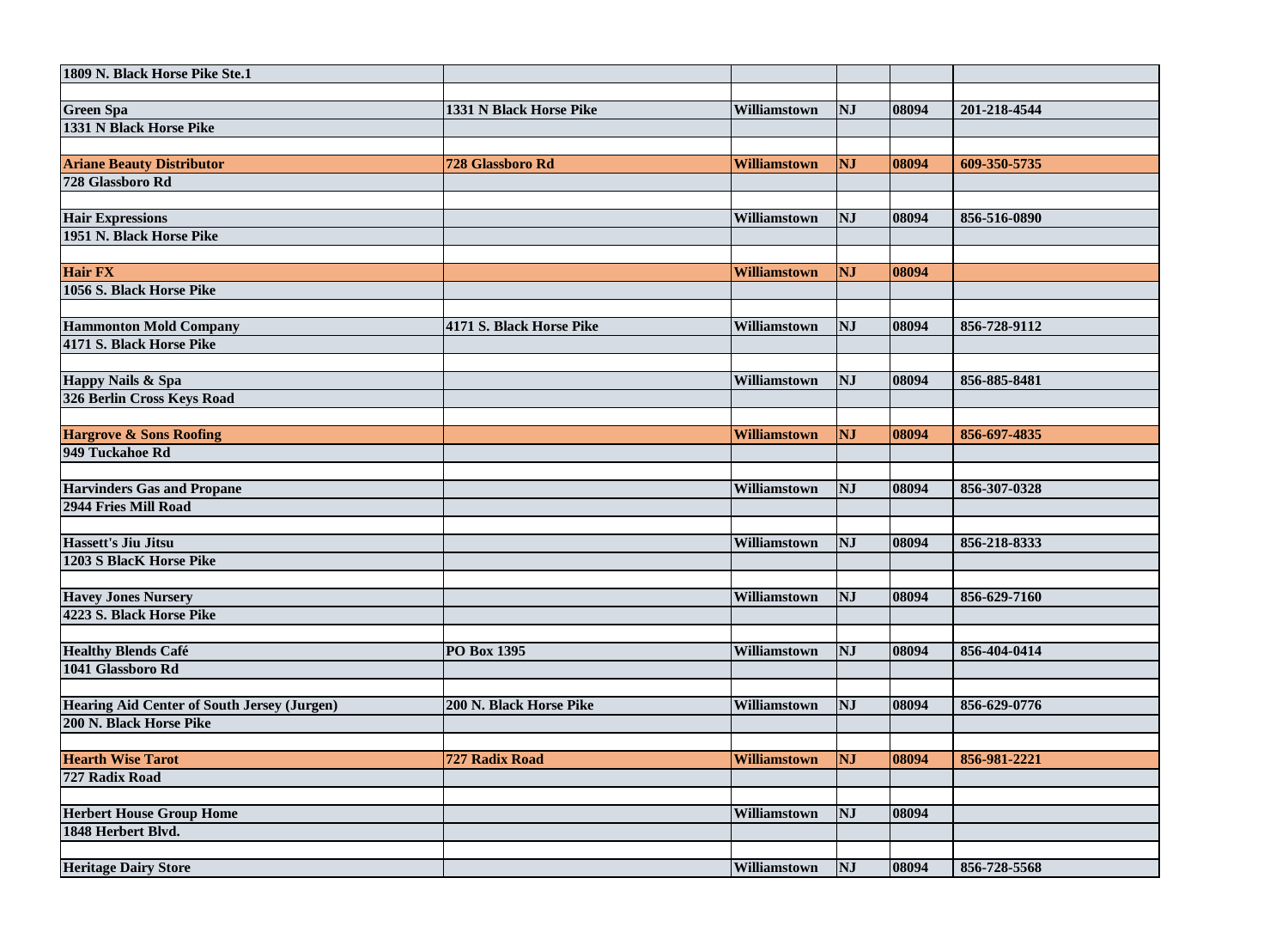| 1809 N. Black Horse Pike Ste.1 | | | | | |
|---|---|---|---|---|---|
| | | | | | |
| Green Spa | 1331 N Black Horse Pike | Williamstown | NJ | 08094 | 201-218-4544 |
| 1331 N Black Horse Pike | | | | | |
| | | | | | |
| Ariane Beauty Distributor | 728 Glassboro Rd | Williamstown | NJ | 08094 | 609-350-5735 |
| 728 Glassboro Rd | | | | | |
| | | | | | |
| Hair Expressions | | Williamstown | NJ | 08094 | 856-516-0890 |
| 1951 N. Black Horse Pike | | | | | |
| | | | | | |
| Hair FX | | Williamstown | NJ | 08094 | |
| 1056 S. Black Horse Pike | | | | | |
| | | | | | |
| Hammonton Mold Company | 4171 S. Black Horse Pike | Williamstown | NJ | 08094 | 856-728-9112 |
| 4171 S. Black Horse Pike | | | | | |
| | | | | | |
| Happy Nails & Spa | | Williamstown | NJ | 08094 | 856-885-8481 |
| 326 Berlin Cross Keys Road | | | | | |
| | | | | | |
| Hargrove & Sons Roofing | | Williamstown | NJ | 08094 | 856-697-4835 |
| 949 Tuckahoe Rd | | | | | |
| | | | | | |
| Harvinders Gas and Propane | | Williamstown | NJ | 08094 | 856-307-0328 |
| 2944 Fries Mill Road | | | | | |
| | | | | | |
| Hassett's Jiu Jitsu | | Williamstown | NJ | 08094 | 856-218-8333 |
| 1203 S BlacK Horse Pike | | | | | |
| | | | | | |
| Havey Jones Nursery | | Williamstown | NJ | 08094 | 856-629-7160 |
| 4223 S. Black Horse Pike | | | | | |
| | | | | | |
| Healthy Blends Café | PO Box 1395 | Williamstown | NJ | 08094 | 856-404-0414 |
| 1041 Glassboro Rd | | | | | |
| | | | | | |
| Hearing Aid Center of South Jersey (Jurgen) | 200 N. Black Horse Pike | Williamstown | NJ | 08094 | 856-629-0776 |
| 200 N. Black Horse Pike | | | | | |
| | | | | | |
| Hearth Wise Tarot | 727 Radix Road | Williamstown | NJ | 08094 | 856-981-2221 |
| 727 Radix Road | | | | | |
| | | | | | |
| Herbert House Group Home | | Williamstown | NJ | 08094 | |
| 1848 Herbert Blvd. | | | | | |
| | | | | | |
| Heritage Dairy Store | | Williamstown | NJ | 08094 | 856-728-5568 |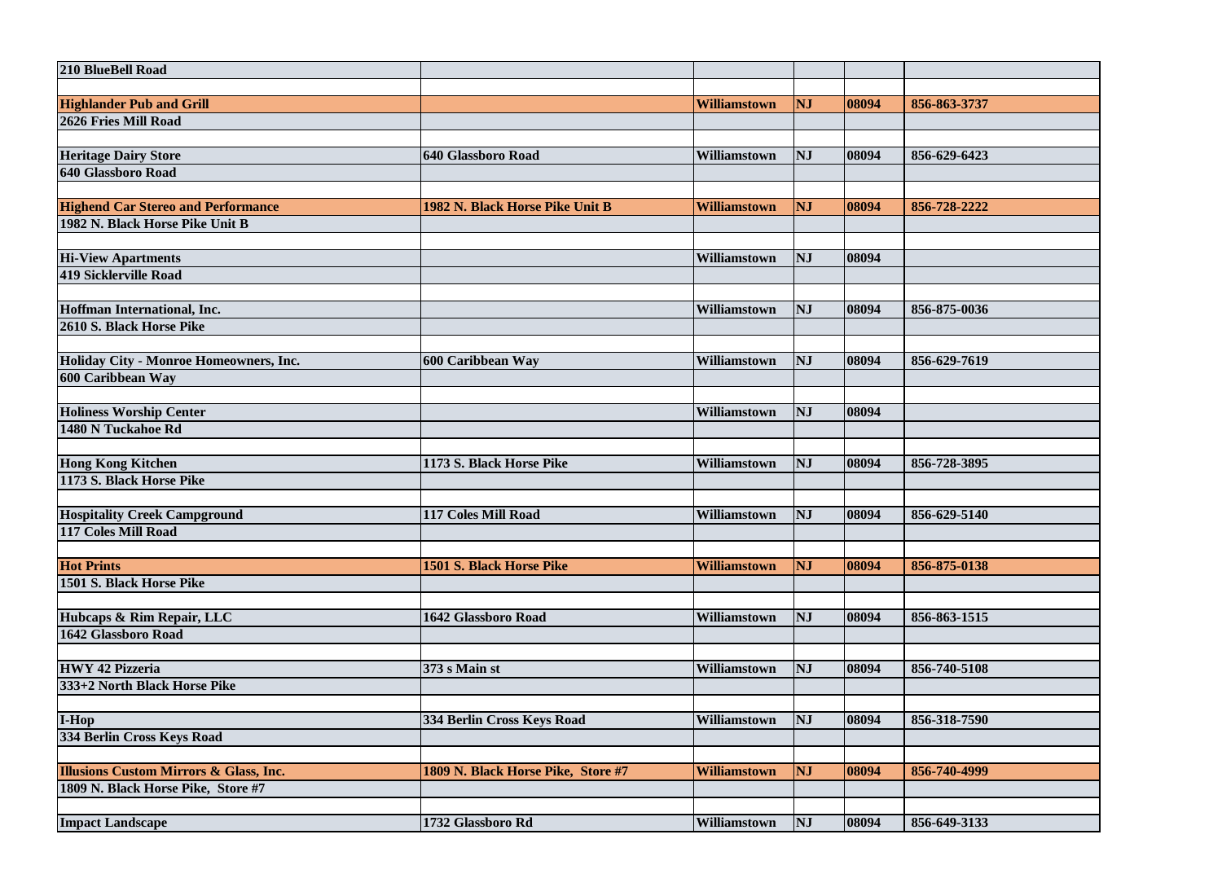| | | | | | |
|---|---|---|---|---|---|
| **210 BlueBell Road** | | | | | |
| | | | | | |
| **Highlander Pub and Grill** | | **Williamstown** | **NJ** | **08094** | **856-863-3737** |
| **2626 Fries Mill Road** | | | | | |
| | | | | | |
| **Heritage Dairy Store** | **640 Glassboro Road** | **Williamstown** | **NJ** | **08094** | **856-629-6423** |
| **640 Glassboro Road** | | | | | |
| | | | | | |
| **Highend Car Stereo and Performance** | **1982 N. Black Horse Pike Unit B** | **Williamstown** | **NJ** | **08094** | **856-728-2222** |
| **1982 N. Black Horse Pike Unit B** | | | | | |
| | | | | | |
| **Hi-View Apartments** | | **Williamstown** | **NJ** | **08094** | |
| **419 Sicklerville Road** | | | | | |
| | | | | | |
| **Hoffman International, Inc.** | | **Williamstown** | **NJ** | **08094** | **856-875-0036** |
| **2610 S. Black Horse Pike** | | | | | |
| | | | | | |
| **Holiday City - Monroe Homeowners, Inc.** | **600 Caribbean Way** | **Williamstown** | **NJ** | **08094** | **856-629-7619** |
| **600 Caribbean Way** | | | | | |
| | | | | | |
| **Holiness Worship Center** | | **Williamstown** | **NJ** | **08094** | |
| **1480 N Tuckahoe Rd** | | | | | |
| | | | | | |
| **Hong Kong Kitchen** | **1173 S. Black Horse Pike** | **Williamstown** | **NJ** | **08094** | **856-728-3895** |
| **1173 S. Black Horse Pike** | | | | | |
| | | | | | |
| **Hospitality Creek Campground** | **117 Coles Mill Road** | **Williamstown** | **NJ** | **08094** | **856-629-5140** |
| **117 Coles Mill Road** | | | | | |
| | | | | | |
| **Hot Prints** | **1501 S. Black Horse Pike** | **Williamstown** | **NJ** | **08094** | **856-875-0138** |
| **1501 S. Black Horse Pike** | | | | | |
| | | | | | |
| **Hubcaps & Rim Repair, LLC** | **1642 Glassboro Road** | **Williamstown** | **NJ** | **08094** | **856-863-1515** |
| **1642 Glassboro Road** | | | | | |
| | | | | | |
| **HWY 42 Pizzeria** | **373 s Main st** | **Williamstown** | **NJ** | **08094** | **856-740-5108** |
| **333+2 North Black Horse Pike** | | | | | |
| | | | | | |
| **I-Hop** | **334 Berlin Cross Keys Road** | **Williamstown** | **NJ** | **08094** | **856-318-7590** |
| **334 Berlin Cross Keys Road** | | | | | |
| | | | | | |
| **Illusions Custom Mirrors & Glass, Inc.** | **1809 N. Black Horse Pike, Store #7** | **Williamstown** | **NJ** | **08094** | **856-740-4999** |
| **1809 N. Black Horse Pike, Store #7** | | | | | |
| | | | | | |
| **Impact Landscape** | **1732 Glassboro Rd** | **Williamstown** | **NJ** | **08094** | **856-649-3133** |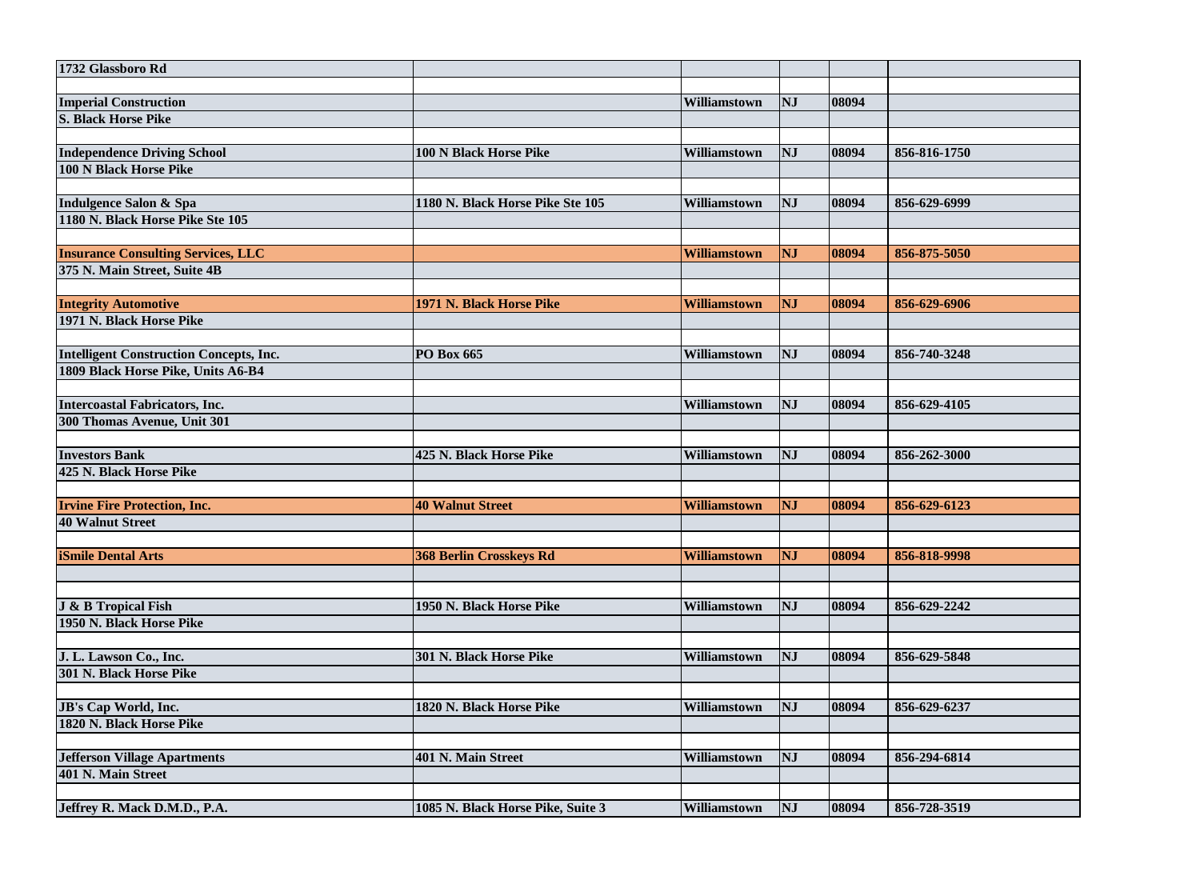| 1732 Glassboro Rd | | | | | |
|---|---|---|---|---|---|
| | | | | | |
| **Imperial Construction** | | Williamstown | NJ | 08094 | |
| **S. Black Horse Pike** | | | | | |
| | | | | | |
| **Independence Driving School** | 100 N Black Horse Pike | Williamstown | NJ | 08094 | 856-816-1750 |
| **100 N Black Horse Pike** | | | | | |
| | | | | | |
| **Indulgence Salon & Spa** | 1180 N. Black Horse Pike Ste 105 | Williamstown | NJ | 08094 | 856-629-6999 |
| **1180 N. Black Horse Pike Ste 105** | | | | | |
| | | | | | |
| **Insurance Consulting Services, LLC** | | Williamstown | NJ | 08094 | 856-875-5050 |
| **375 N. Main Street, Suite 4B** | | | | | |
| | | | | | |
| **Integrity Automotive** | 1971 N. Black Horse Pike | Williamstown | NJ | 08094 | 856-629-6906 |
| **1971 N. Black Horse Pike** | | | | | |
| | | | | | |
| **Intelligent Construction Concepts, Inc.** | PO Box 665 | Williamstown | NJ | 08094 | 856-740-3248 |
| **1809 Black Horse Pike, Units A6-B4** | | | | | |
| | | | | | |
| **Intercoastal Fabricators, Inc.** | | Williamstown | NJ | 08094 | 856-629-4105 |
| **300 Thomas Avenue, Unit 301** | | | | | |
| | | | | | |
| **Investors Bank** | 425 N. Black Horse Pike | Williamstown | NJ | 08094 | 856-262-3000 |
| **425 N. Black Horse Pike** | | | | | |
| | | | | | |
| **Irvine Fire Protection, Inc.** | 40 Walnut Street | Williamstown | NJ | 08094 | 856-629-6123 |
| **40 Walnut Street** | | | | | |
| | | | | | |
| **iSmile Dental Arts** | 368 Berlin Crosskeys Rd | Williamstown | NJ | 08094 | 856-818-9998 |
| | | | | | |
| | | | | | |
| **J & B Tropical Fish** | 1950 N. Black Horse Pike | Williamstown | NJ | 08094 | 856-629-2242 |
| **1950 N. Black Horse Pike** | | | | | |
| | | | | | |
| **J. L. Lawson Co., Inc.** | 301 N. Black Horse Pike | Williamstown | NJ | 08094 | 856-629-5848 |
| **301 N. Black Horse Pike** | | | | | |
| | | | | | |
| **JB's Cap World, Inc.** | 1820 N. Black Horse Pike | Williamstown | NJ | 08094 | 856-629-6237 |
| **1820 N. Black Horse Pike** | | | | | |
| | | | | | |
| **Jefferson Village Apartments** | 401 N. Main Street | Williamstown | NJ | 08094 | 856-294-6814 |
| **401 N. Main Street** | | | | | |
| | | | | | |
| **Jeffrey R. Mack D.M.D., P.A.** | 1085 N. Black Horse Pike, Suite 3 | Williamstown | NJ | 08094 | 856-728-3519 |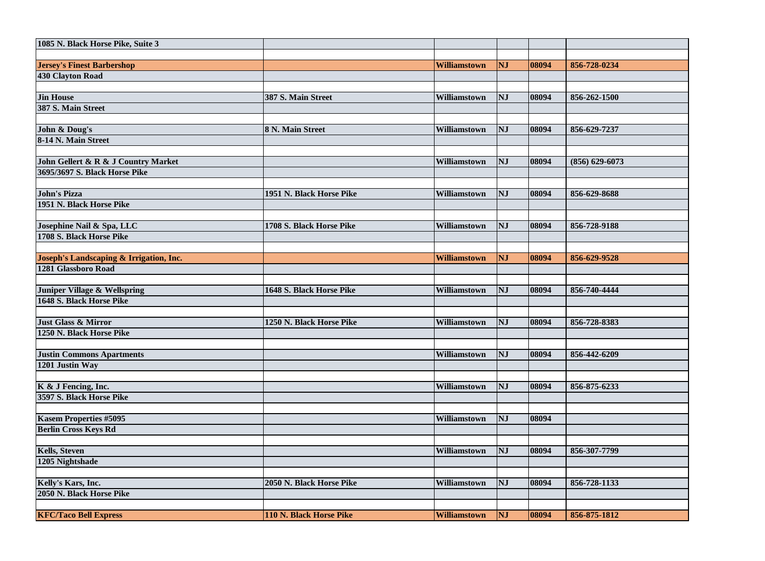| | | | | | |
|---|---|---|---|---|---|
| 1085 N. Black Horse Pike, Suite 3 | | | | | |
| | | | | | |
| Jersey's Finest Barbershop | | Williamstown | NJ | 08094 | 856-728-0234 |
| 430 Clayton Road | | | | | |
| | | | | | |
| Jin House | 387 S. Main Street | Williamstown | NJ | 08094 | 856-262-1500 |
| 387 S. Main Street | | | | | |
| | | | | | |
| John & Doug's | 8 N. Main Street | Williamstown | NJ | 08094 | 856-629-7237 |
| 8-14 N. Main Street | | | | | |
| | | | | | |
| John Gellert & R & J Country Market | | Williamstown | NJ | 08094 | (856) 629-6073 |
| 3695/3697 S. Black Horse Pike | | | | | |
| | | | | | |
| John's Pizza | 1951 N. Black Horse Pike | Williamstown | NJ | 08094 | 856-629-8688 |
| 1951 N. Black Horse Pike | | | | | |
| | | | | | |
| Josephine Nail & Spa, LLC | 1708 S. Black Horse Pike | Williamstown | NJ | 08094 | 856-728-9188 |
| 1708 S. Black Horse Pike | | | | | |
| | | | | | |
| Joseph's Landscaping & Irrigation, Inc. | | Williamstown | NJ | 08094 | 856-629-9528 |
| 1281 Glassboro Road | | | | | |
| | | | | | |
| Juniper Village & Wellspring | 1648 S. Black Horse Pike | Williamstown | NJ | 08094 | 856-740-4444 |
| 1648 S. Black Horse Pike | | | | | |
| | | | | | |
| Just Glass & Mirror | 1250 N. Black Horse Pike | Williamstown | NJ | 08094 | 856-728-8383 |
| 1250 N. Black Horse Pike | | | | | |
| | | | | | |
| Justin Commons Apartments | | Williamstown | NJ | 08094 | 856-442-6209 |
| 1201 Justin Way | | | | | |
| | | | | | |
| K & J Fencing, Inc. | | Williamstown | NJ | 08094 | 856-875-6233 |
| 3597 S. Black Horse Pike | | | | | |
| | | | | | |
| Kasem Properties #5095 | | Williamstown | NJ | 08094 | |
| Berlin Cross Keys Rd | | | | | |
| | | | | | |
| Kells, Steven | | Williamstown | NJ | 08094 | 856-307-7799 |
| 1205 Nightshade | | | | | |
| | | | | | |
| Kelly's Kars, Inc. | 2050 N. Black Horse Pike | Williamstown | NJ | 08094 | 856-728-1133 |
| 2050 N. Black Horse Pike | | | | | |
| | | | | | |
| KFC/Taco Bell Express | 110 N. Black Horse Pike | Williamstown | NJ | 08094 | 856-875-1812 |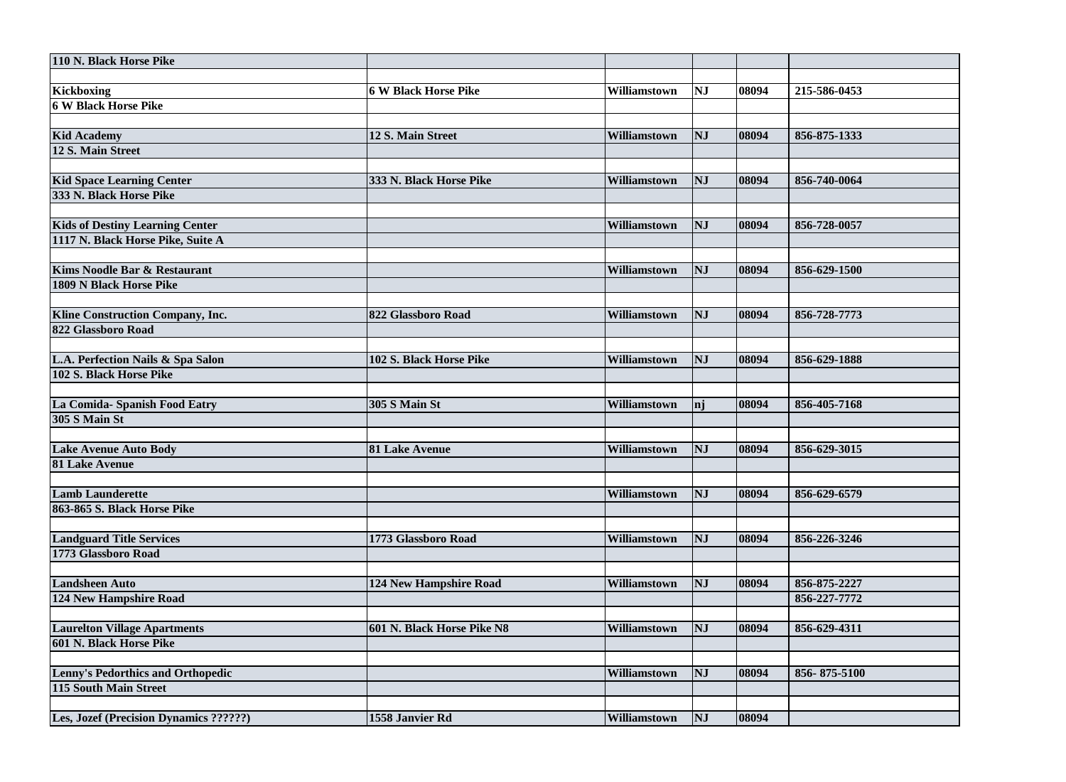| | | | | | |
|---|---|---|---|---|---|
| **110 N. Black Horse Pike** | | | | | |
| | | | | | |
| **Kickboxing** | **6 W Black Horse Pike** | **Williamstown** | **NJ** | **08094** | **215-586-0453** |
| **6 W Black Horse Pike** | | | | | |
| | | | | | |
| **Kid Academy** | **12 S. Main Street** | **Williamstown** | **NJ** | **08094** | **856-875-1333** |
| **12 S. Main Street** | | | | | |
| | | | | | |
| **Kid Space Learning Center** | **333 N. Black Horse Pike** | **Williamstown** | **NJ** | **08094** | **856-740-0064** |
| **333 N. Black Horse Pike** | | | | | |
| | | | | | |
| **Kids of Destiny Learning Center** | | **Williamstown** | **NJ** | **08094** | **856-728-0057** |
| **1117 N. Black Horse Pike, Suite A** | | | | | |
| | | | | | |
| **Kims Noodle Bar & Restaurant** | | **Williamstown** | **NJ** | **08094** | **856-629-1500** |
| **1809 N Black Horse Pike** | | | | | |
| | | | | | |
| **Kline Construction Company, Inc.** | **822 Glassboro Road** | **Williamstown** | **NJ** | **08094** | **856-728-7773** |
| **822 Glassboro Road** | | | | | |
| | | | | | |
| **L.A. Perfection Nails & Spa Salon** | **102 S. Black Horse Pike** | **Williamstown** | **NJ** | **08094** | **856-629-1888** |
| **102 S. Black Horse Pike** | | | | | |
| | | | | | |
| **La Comida- Spanish Food Eatry** | **305 S Main St** | **Williamstown** | **nj** | **08094** | **856-405-7168** |
| **305 S Main St** | | | | | |
| | | | | | |
| **Lake Avenue Auto Body** | **81 Lake Avenue** | **Williamstown** | **NJ** | **08094** | **856-629-3015** |
| **81 Lake Avenue** | | | | | |
| | | | | | |
| **Lamb Launderette** | | **Williamstown** | **NJ** | **08094** | **856-629-6579** |
| **863-865 S. Black Horse Pike** | | | | | |
| | | | | | |
| **Landguard Title Services** | **1773 Glassboro Road** | **Williamstown** | **NJ** | **08094** | **856-226-3246** |
| **1773 Glassboro Road** | | | | | |
| | | | | | |
| **Landsheen Auto** | **124 New Hampshire Road** | **Williamstown** | **NJ** | **08094** | **856-875-2227** |
| **124 New Hampshire Road** | | | | | **856-227-7772** |
| | | | | | |
| **Laurelton Village Apartments** | **601 N. Black Horse Pike N8** | **Williamstown** | **NJ** | **08094** | **856-629-4311** |
| **601 N. Black Horse Pike** | | | | | |
| | | | | | |
| **Lenny's Pedorthics and Orthopedic** | | **Williamstown** | **NJ** | **08094** | **856- 875-5100** |
| **115 South Main Street** | | | | | |
| | | | | | |
| **Les, Jozef (Precision Dynamics ??????)** | **1558 Janvier Rd** | **Williamstown** | **NJ** | **08094** | |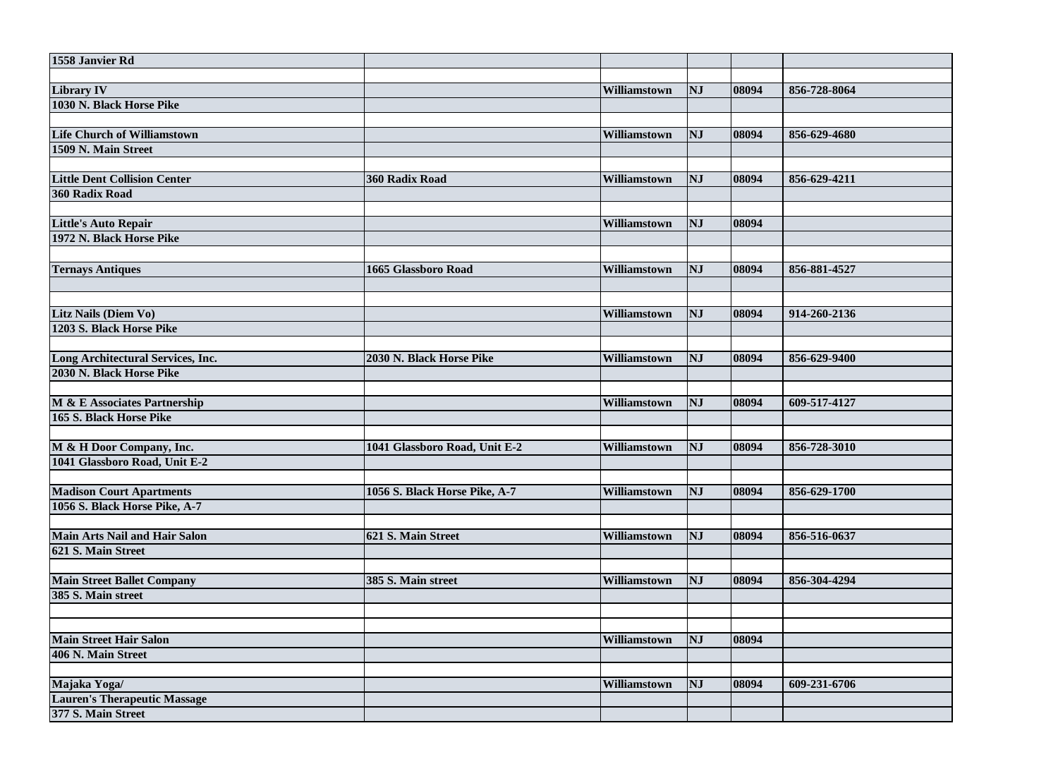| 1558 Janvier Rd | | | | | |
|---|---|---|---|---|---|
| | | | | | |
| Library IV | | Williamstown | NJ | 08094 | 856-728-8064 |
| 1030 N. Black Horse Pike | | | | | |
| | | | | | |
| Life Church of Williamstown | | Williamstown | NJ | 08094 | 856-629-4680 |
| 1509 N. Main Street | | | | | |
| | | | | | |
| Little Dent Collision Center | 360 Radix Road | Williamstown | NJ | 08094 | 856-629-4211 |
| 360 Radix Road | | | | | |
| | | | | | |
| Little's Auto Repair | | Williamstown | NJ | 08094 | |
| 1972 N. Black Horse Pike | | | | | |
| | | | | | |
| Ternays Antiques | 1665 Glassboro Road | Williamstown | NJ | 08094 | 856-881-4527 |
| | | | | | |
| | | | | | |
| Litz Nails (Diem Vo) | | Williamstown | NJ | 08094 | 914-260-2136 |
| 1203 S. Black Horse Pike | | | | | |
| | | | | | |
| Long Architectural Services, Inc. | 2030 N. Black Horse Pike | Williamstown | NJ | 08094 | 856-629-9400 |
| 2030 N. Black Horse Pike | | | | | |
| | | | | | |
| M & E Associates Partnership | | Williamstown | NJ | 08094 | 609-517-4127 |
| 165 S. Black Horse Pike | | | | | |
| | | | | | |
| M & H Door Company, Inc. | 1041 Glassboro Road, Unit E-2 | Williamstown | NJ | 08094 | 856-728-3010 |
| 1041 Glassboro Road, Unit E-2 | | | | | |
| | | | | | |
| Madison Court Apartments | 1056 S. Black Horse Pike, A-7 | Williamstown | NJ | 08094 | 856-629-1700 |
| 1056 S. Black Horse Pike, A-7 | | | | | |
| | | | | | |
| Main Arts Nail and Hair Salon | 621 S. Main Street | Williamstown | NJ | 08094 | 856-516-0637 |
| 621 S. Main Street | | | | | |
| | | | | | |
| Main Street Ballet Company | 385 S. Main street | Williamstown | NJ | 08094 | 856-304-4294 |
| 385 S. Main street | | | | | |
| | | | | | |
| | | | | | |
| Main Street Hair Salon | | Williamstown | NJ | 08094 | |
| 406 N. Main Street | | | | | |
| | | | | | |
| Majaka Yoga/ | | Williamstown | NJ | 08094 | 609-231-6706 |
| Lauren's Therapeutic Massage | | | | | |
| 377 S. Main Street | | | | | |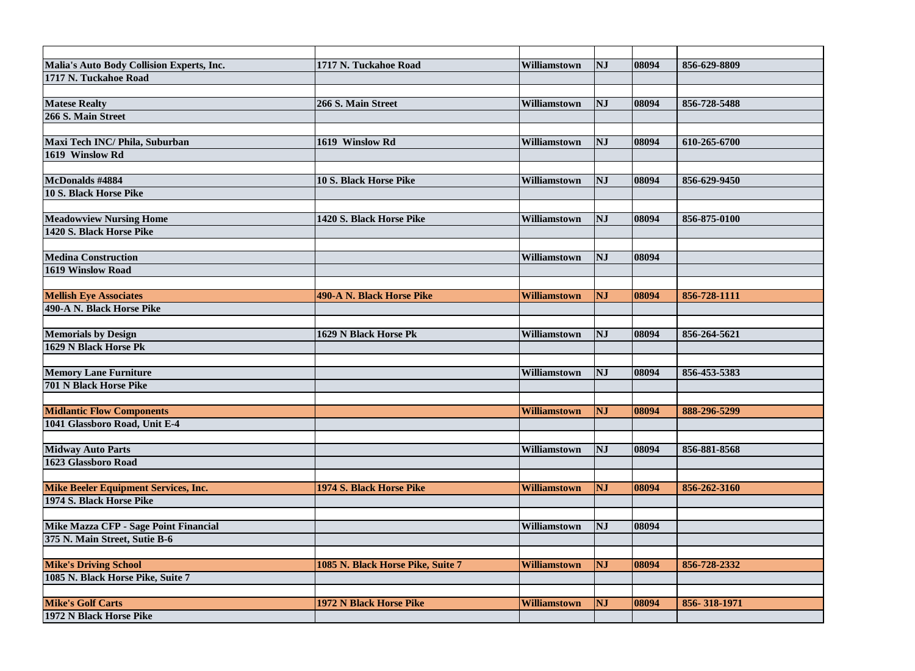| | | | | | |
|---|---|---|---|---|---|
| **Malia's Auto Body Collision Experts, Inc.** | **1717 N. Tuckahoe Road** | **Williamstown** | **NJ** | **08094** | **856-629-8809** |
| **1717 N. Tuckahoe Road** | | | | | |
| | | | | | |
| **Matese Realty** | **266 S. Main Street** | **Williamstown** | **NJ** | **08094** | **856-728-5488** |
| **266 S. Main Street** | | | | | |
| | | | | | |
| **Maxi Tech INC/ Phila, Suburban** | **1619 Winslow Rd** | **Williamstown** | **NJ** | **08094** | **610-265-6700** |
| **1619 Winslow Rd** | | | | | |
| | | | | | |
| **McDonalds #4884** | **10 S. Black Horse Pike** | **Williamstown** | **NJ** | **08094** | **856-629-9450** |
| **10 S. Black Horse Pike** | | | | | |
| | | | | | |
| **Meadowview Nursing Home** | **1420 S. Black Horse Pike** | **Williamstown** | **NJ** | **08094** | **856-875-0100** |
| **1420 S. Black Horse Pike** | | | | | |
| | | | | | |
| **Medina Construction** | | **Williamstown** | **NJ** | **08094** | |
| **1619 Winslow Road** | | | | | |
| | | | | | |
| **Mellish Eye Associates** | **490-A N. Black Horse Pike** | **Williamstown** | **NJ** | **08094** | **856-728-1111** |
| **490-A N. Black Horse Pike** | | | | | |
| | | | | | |
| **Memorials by Design** | **1629 N Black Horse Pk** | **Williamstown** | **NJ** | **08094** | **856-264-5621** |
| **1629 N Black Horse Pk** | | | | | |
| | | | | | |
| **Memory Lane Furniture** | | **Williamstown** | **NJ** | **08094** | **856-453-5383** |
| **701 N Black Horse Pike** | | | | | |
| | | | | | |
| **Midlantic Flow Components** | | **Williamstown** | **NJ** | **08094** | **888-296-5299** |
| **1041 Glassboro Road, Unit E-4** | | | | | |
| | | | | | |
| **Midway Auto Parts** | | **Williamstown** | **NJ** | **08094** | **856-881-8568** |
| **1623 Glassboro Road** | | | | | |
| | | | | | |
| **Mike Beeler Equipment Services, Inc.** | **1974 S. Black Horse Pike** | **Williamstown** | **NJ** | **08094** | **856-262-3160** |
| **1974 S. Black Horse Pike** | | | | | |
| | | | | | |
| **Mike Mazza CFP - Sage Point Financial** | | **Williamstown** | **NJ** | **08094** | |
| **375 N. Main Street, Sutie B-6** | | | | | |
| | | | | | |
| **Mike's Driving School** | **1085 N. Black Horse Pike, Suite 7** | **Williamstown** | **NJ** | **08094** | **856-728-2332** |
| **1085 N. Black Horse Pike, Suite 7** | | | | | |
| | | | | | |
| **Mike's Golf Carts** | **1972 N Black Horse Pike** | **Williamstown** | **NJ** | **08094** | **856- 318-1971** |
| **1972 N Black Horse Pike** | | | | | |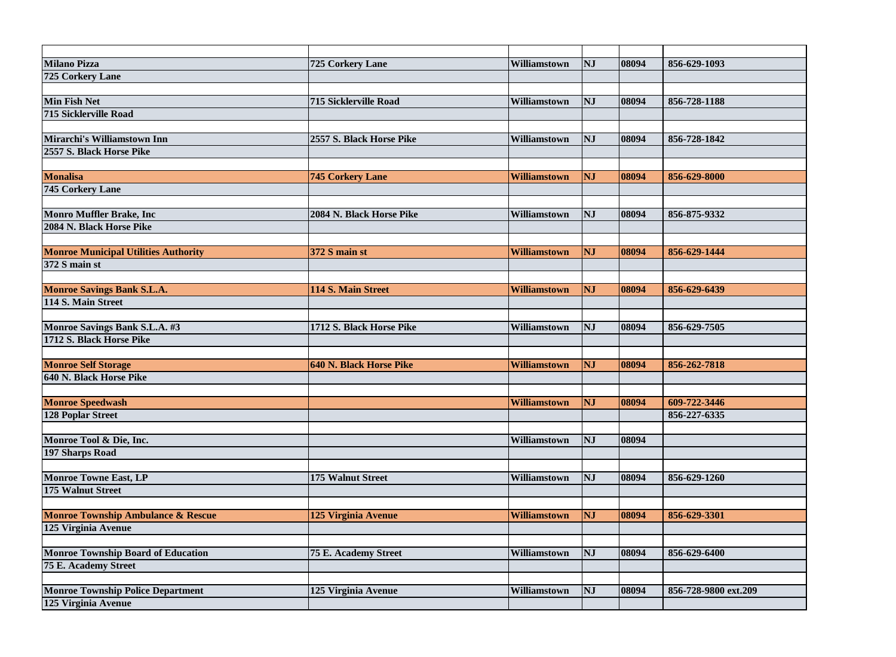| | | | | | |
|---|---|---|---|---|---|
| **Milano Pizza** | **725 Corkery Lane** | **Williamstown** | **NJ** | **08094** | **856-629-1093** |
| **725 Corkery Lane** | | | | | |
| | | | | | |
| **Min Fish Net** | **715 Sicklerville Road** | **Williamstown** | **NJ** | **08094** | **856-728-1188** |
| **715 Sicklerville Road** | | | | | |
| | | | | | |
| **Mirarchi's Williamstown Inn** | **2557 S. Black Horse Pike** | **Williamstown** | **NJ** | **08094** | **856-728-1842** |
| **2557 S. Black Horse Pike** | | | | | |
| | | | | | |
| **Monalisa** | **745 Corkery Lane** | **Williamstown** | **NJ** | **08094** | **856-629-8000** |
| **745 Corkery Lane** | | | | | |
| | | | | | |
| **Monro Muffler Brake, Inc** | **2084 N. Black Horse Pike** | **Williamstown** | **NJ** | **08094** | **856-875-9332** |
| **2084 N. Black Horse Pike** | | | | | |
| | | | | | |
| **Monroe Municipal Utilities Authority** | **372 S main st** | **Williamstown** | **NJ** | **08094** | **856-629-1444** |
| **372 S main st** | | | | | |
| | | | | | |
| **Monroe Savings Bank S.L.A.** | **114 S. Main Street** | **Williamstown** | **NJ** | **08094** | **856-629-6439** |
| **114 S. Main Street** | | | | | |
| | | | | | |
| **Monroe Savings Bank S.L.A. #3** | **1712 S. Black Horse Pike** | **Williamstown** | **NJ** | **08094** | **856-629-7505** |
| **1712 S. Black Horse Pike** | | | | | |
| | | | | | |
| **Monroe Self Storage** | **640 N. Black Horse Pike** | **Williamstown** | **NJ** | **08094** | **856-262-7818** |
| **640 N. Black Horse Pike** | | | | | |
| | | | | | |
| **Monroe Speedwash** | | **Williamstown** | **NJ** | **08094** | **609-722-3446** |
| **128 Poplar Street** | | | | | **856-227-6335** |
| | | | | | |
| **Monroe Tool & Die, Inc.** | | **Williamstown** | **NJ** | **08094** | |
| **197 Sharps Road** | | | | | |
| | | | | | |
| **Monroe Towne East, LP** | **175 Walnut Street** | **Williamstown** | **NJ** | **08094** | **856-629-1260** |
| **175 Walnut Street** | | | | | |
| | | | | | |
| **Monroe Township Ambulance & Rescue** | **125 Virginia Avenue** | **Williamstown** | **NJ** | **08094** | **856-629-3301** |
| **125 Virginia Avenue** | | | | | |
| | | | | | |
| **Monroe Township Board of Education** | **75 E. Academy Street** | **Williamstown** | **NJ** | **08094** | **856-629-6400** |
| **75 E. Academy Street** | | | | | |
| | | | | | |
| **Monroe Township Police Department** | **125 Virginia Avenue** | **Williamstown** | **NJ** | **08094** | **856-728-9800 ext.209** |
| **125 Virginia Avenue** | | | | | |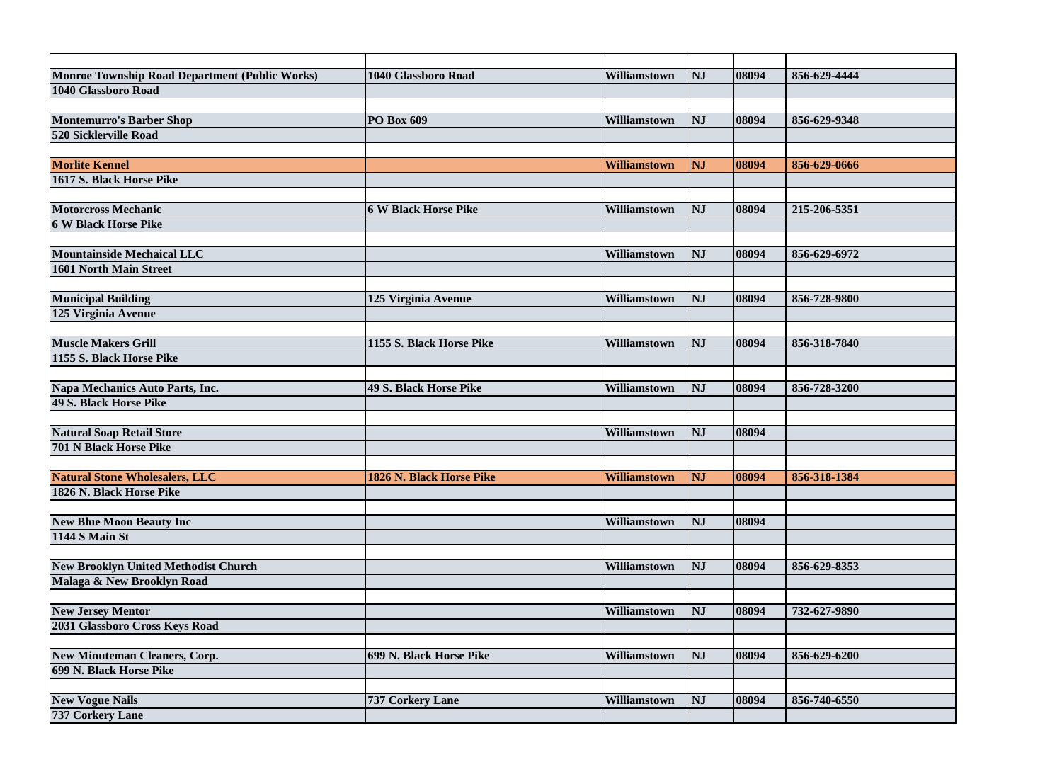| | | | | | |
|---|---|---|---|---|---|
| **Monroe Township Road Department (Public Works)** | **1040 Glassboro Road** | **Williamstown** | **NJ** | **08094** | **856-629-4444** |
| **1040 Glassboro Road** | | | | | |
| | | | | | |
| **Montemurro's Barber Shop** | **PO Box 609** | **Williamstown** | **NJ** | **08094** | **856-629-9348** |
| **520 Sicklerville Road** | | | | | |
| | | | | | |
| **Morlite Kennel** | | **Williamstown** | **NJ** | **08094** | **856-629-0666** |
| **1617 S. Black Horse Pike** | | | | | |
| | | | | | |
| **Motorcross Mechanic** | **6 W Black Horse Pike** | **Williamstown** | **NJ** | **08094** | **215-206-5351** |
| **6 W Black Horse Pike** | | | | | |
| | | | | | |
| **Mountainside Mechaical LLC** | | **Williamstown** | **NJ** | **08094** | **856-629-6972** |
| **1601 North Main Street** | | | | | |
| | | | | | |
| **Municipal Building** | **125 Virginia Avenue** | **Williamstown** | **NJ** | **08094** | **856-728-9800** |
| **125 Virginia Avenue** | | | | | |
| | | | | | |
| **Muscle Makers Grill** | **1155 S. Black Horse Pike** | **Williamstown** | **NJ** | **08094** | **856-318-7840** |
| **1155 S. Black Horse Pike** | | | | | |
| | | | | | |
| **Napa Mechanics Auto Parts, Inc.** | **49 S. Black Horse Pike** | **Williamstown** | **NJ** | **08094** | **856-728-3200** |
| **49 S. Black Horse Pike** | | | | | |
| | | | | | |
| **Natural Soap Retail Store** | | **Williamstown** | **NJ** | **08094** | |
| **701 N Black Horse Pike** | | | | | |
| | | | | | |
| **Natural Stone Wholesalers, LLC** | **1826 N. Black Horse Pike** | **Williamstown** | **NJ** | **08094** | **856-318-1384** |
| **1826 N. Black Horse Pike** | | | | | |
| | | | | | |
| **New Blue Moon Beauty Inc** | | **Williamstown** | **NJ** | **08094** | |
| **1144 S Main St** | | | | | |
| | | | | | |
| **New Brooklyn United Methodist Church** | | **Williamstown** | **NJ** | **08094** | **856-629-8353** |
| **Malaga & New Brooklyn Road** | | | | | |
| | | | | | |
| **New Jersey Mentor** | | **Williamstown** | **NJ** | **08094** | **732-627-9890** |
| **2031 Glassboro Cross Keys Road** | | | | | |
| | | | | | |
| **New Minuteman Cleaners, Corp.** | **699 N. Black Horse Pike** | **Williamstown** | **NJ** | **08094** | **856-629-6200** |
| **699 N. Black Horse Pike** | | | | | |
| | | | | | |
| **New Vogue Nails** | **737 Corkery Lane** | **Williamstown** | **NJ** | **08094** | **856-740-6550** |
| **737 Corkery Lane** | | | | | |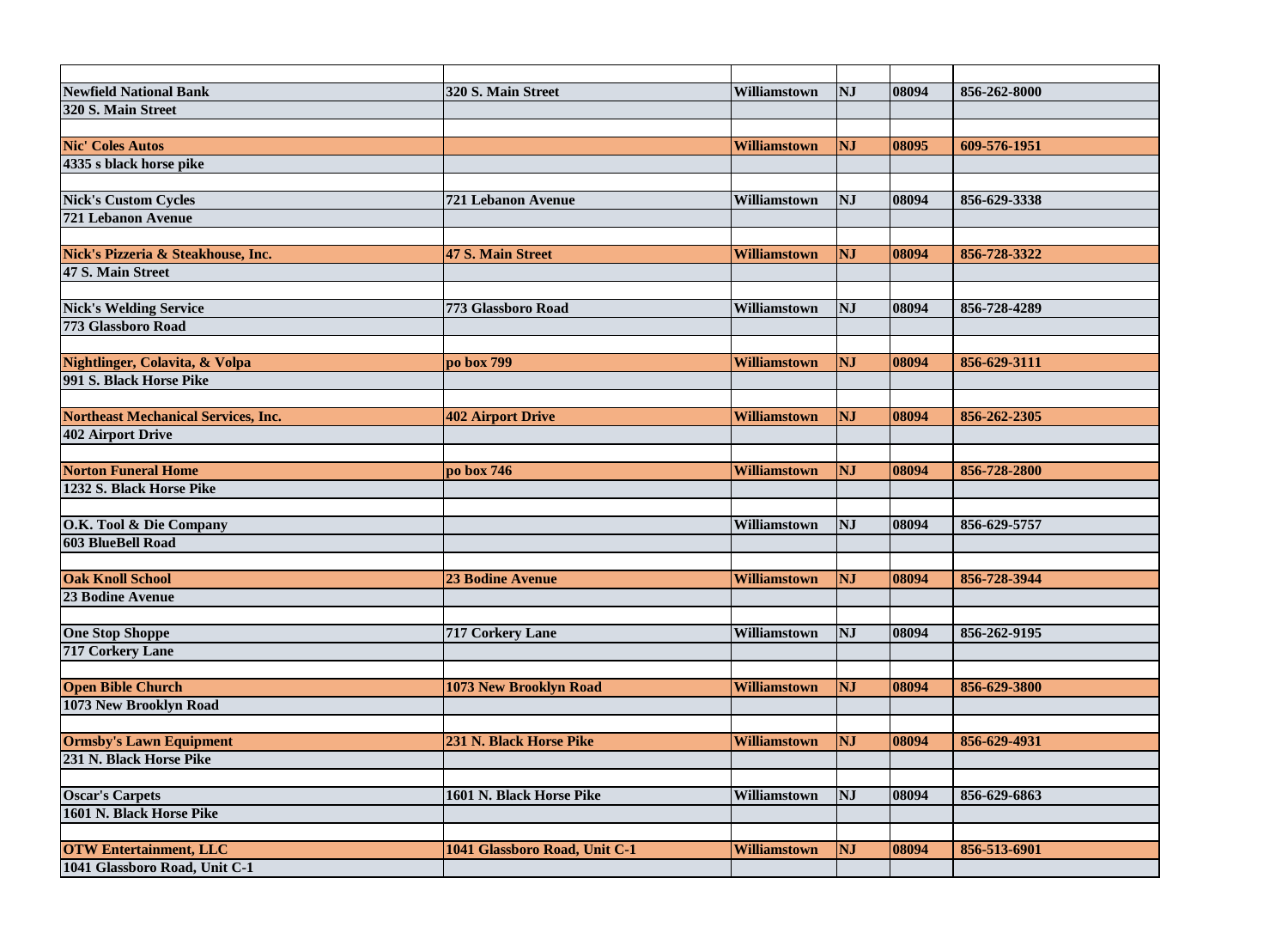| | | | | | |
|---|---|---|---|---|---|
| **Newfield National Bank** | **320 S. Main Street** | **Williamstown** | **NJ** | **08094** | **856-262-8000** |
| **320 S. Main Street** | | | | | |
| | | | | | |
| **Nic' Coles Autos** | | **Williamstown** | **NJ** | **08095** | **609-576-1951** |
| **4335 s black horse pike** | | | | | |
| | | | | | |
| **Nick's Custom Cycles** | **721 Lebanon Avenue** | **Williamstown** | **NJ** | **08094** | **856-629-3338** |
| **721 Lebanon Avenue** | | | | | |
| | | | | | |
| **Nick's Pizzeria & Steakhouse, Inc.** | **47 S. Main Street** | **Williamstown** | **NJ** | **08094** | **856-728-3322** |
| **47 S. Main Street** | | | | | |
| | | | | | |
| **Nick's Welding Service** | **773 Glassboro Road** | **Williamstown** | **NJ** | **08094** | **856-728-4289** |
| **773 Glassboro Road** | | | | | |
| | | | | | |
| **Nightlinger, Colavita, & Volpa** | **po box 799** | **Williamstown** | **NJ** | **08094** | **856-629-3111** |
| **991 S. Black Horse Pike** | | | | | |
| | | | | | |
| **Northeast Mechanical Services, Inc.** | **402 Airport Drive** | **Williamstown** | **NJ** | **08094** | **856-262-2305** |
| **402 Airport Drive** | | | | | |
| | | | | | |
| **Norton Funeral Home** | **po box 746** | **Williamstown** | **NJ** | **08094** | **856-728-2800** |
| **1232 S. Black Horse Pike** | | | | | |
| | | | | | |
| **O.K. Tool & Die Company** | | **Williamstown** | **NJ** | **08094** | **856-629-5757** |
| **603 BlueBell Road** | | | | | |
| | | | | | |
| **Oak Knoll School** | **23 Bodine Avenue** | **Williamstown** | **NJ** | **08094** | **856-728-3944** |
| **23 Bodine Avenue** | | | | | |
| | | | | | |
| **One Stop Shoppe** | **717 Corkery Lane** | **Williamstown** | **NJ** | **08094** | **856-262-9195** |
| **717 Corkery Lane** | | | | | |
| | | | | | |
| **Open Bible Church** | **1073 New Brooklyn Road** | **Williamstown** | **NJ** | **08094** | **856-629-3800** |
| **1073 New Brooklyn Road** | | | | | |
| | | | | | |
| **Ormsby's Lawn Equipment** | **231 N. Black Horse Pike** | **Williamstown** | **NJ** | **08094** | **856-629-4931** |
| **231 N. Black Horse Pike** | | | | | |
| | | | | | |
| **Oscar's Carpets** | **1601 N. Black Horse Pike** | **Williamstown** | **NJ** | **08094** | **856-629-6863** |
| **1601 N. Black Horse Pike** | | | | | |
| | | | | | |
| **OTW Entertainment, LLC** | **1041 Glassboro Road, Unit C-1** | **Williamstown** | **NJ** | **08094** | **856-513-6901** |
| **1041 Glassboro Road, Unit C-1** | | | | | |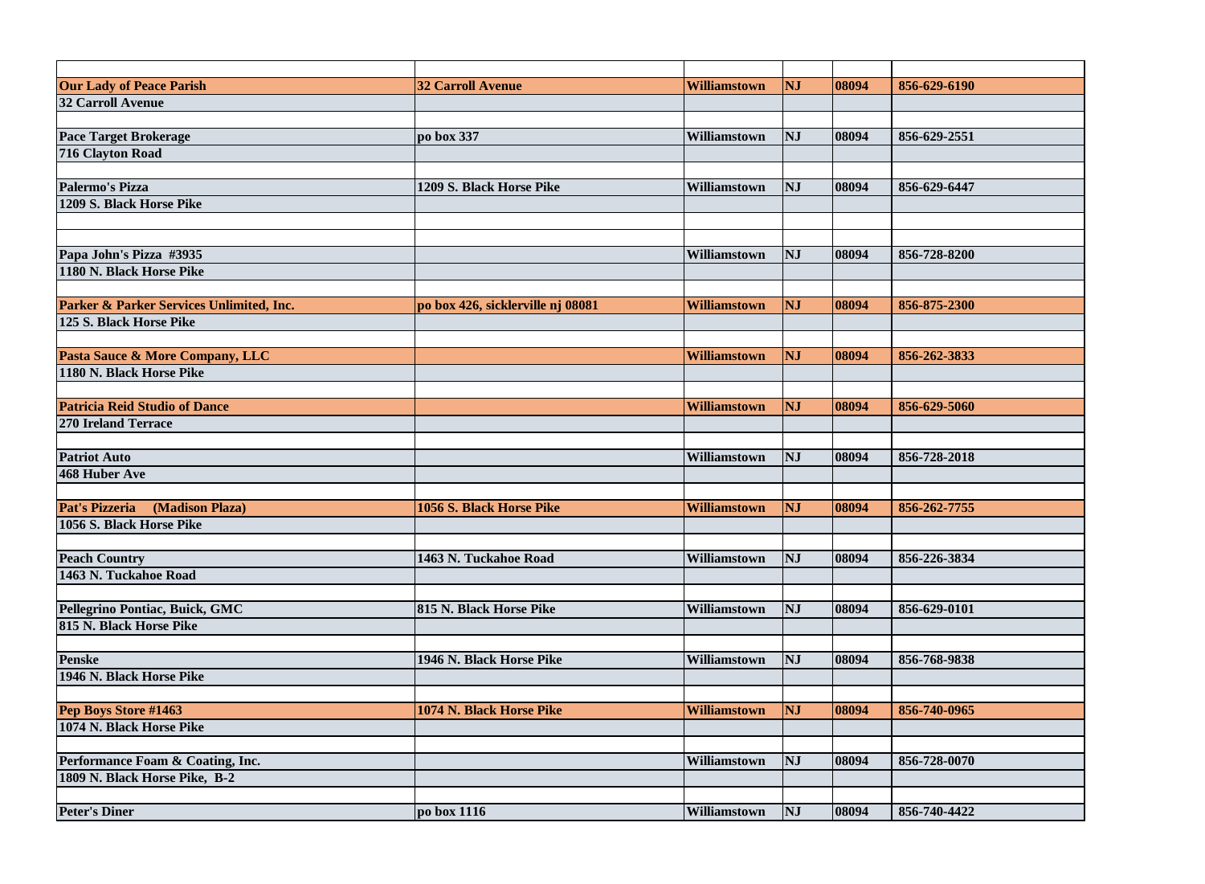| | | | | | |
|---|---|---|---|---|---|
| **Our Lady of Peace Parish** | **32 Carroll Avenue** | **Williamstown** | **NJ** | **08094** | **856-629-6190** |
| **32 Carroll Avenue** | | | | | |
| | | | | | |
| **Pace Target Brokerage** | **po box 337** | **Williamstown** | **NJ** | **08094** | **856-629-2551** |
| **716 Clayton Road** | | | | | |
| | | | | | |
| **Palermo's Pizza** | **1209 S. Black Horse Pike** | **Williamstown** | **NJ** | **08094** | **856-629-6447** |
| **1209 S. Black Horse Pike** | | | | | |
| | | | | | |
| | | | | | |
| **Papa John's Pizza #3935** | | **Williamstown** | **NJ** | **08094** | **856-728-8200** |
| **1180 N. Black Horse Pike** | | | | | |
| | | | | | |
| **Parker & Parker Services Unlimited, Inc.** | **po box 426, sicklerville nj 08081** | **Williamstown** | **NJ** | **08094** | **856-875-2300** |
| **125 S. Black Horse Pike** | | | | | |
| | | | | | |
| **Pasta Sauce & More Company, LLC** | | **Williamstown** | **NJ** | **08094** | **856-262-3833** |
| **1180 N. Black Horse Pike** | | | | | |
| | | | | | |
| **Patricia Reid Studio of Dance** | | **Williamstown** | **NJ** | **08094** | **856-629-5060** |
| **270 Ireland Terrace** | | | | | |
| | | | | | |
| **Patriot Auto** | | **Williamstown** | **NJ** | **08094** | **856-728-2018** |
| **468 Huber Ave** | | | | | |
| | | | | | |
| **Pat's Pizzeria (Madison Plaza)** | **1056 S. Black Horse Pike** | **Williamstown** | **NJ** | **08094** | **856-262-7755** |
| **1056 S. Black Horse Pike** | | | | | |
| | | | | | |
| **Peach Country** | **1463 N. Tuckahoe Road** | **Williamstown** | **NJ** | **08094** | **856-226-3834** |
| **1463 N. Tuckahoe Road** | | | | | |
| | | | | | |
| **Pellegrino Pontiac, Buick, GMC** | **815 N. Black Horse Pike** | **Williamstown** | **NJ** | **08094** | **856-629-0101** |
| **815 N. Black Horse Pike** | | | | | |
| | | | | | |
| **Penske** | **1946 N. Black Horse Pike** | **Williamstown** | **NJ** | **08094** | **856-768-9838** |
| **1946 N. Black Horse Pike** | | | | | |
| | | | | | |
| **Pep Boys Store #1463** | **1074 N. Black Horse Pike** | **Williamstown** | **NJ** | **08094** | **856-740-0965** |
| **1074 N. Black Horse Pike** | | | | | |
| | | | | | |
| **Performance Foam & Coating, Inc.** | | **Williamstown** | **NJ** | **08094** | **856-728-0070** |
| **1809 N. Black Horse Pike, B-2** | | | | | |
| | | | | | |
| **Peter's Diner** | **po box 1116** | **Williamstown** | **NJ** | **08094** | **856-740-4422** |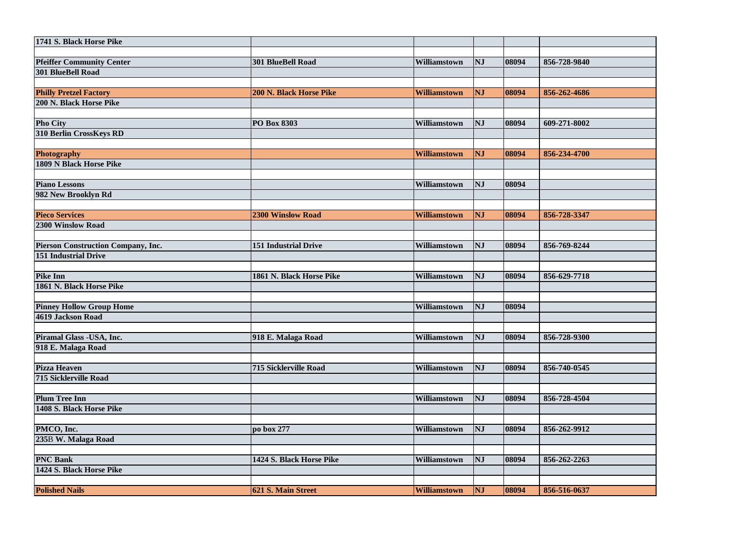| | | | | | |
|---|---|---|---|---|---|
| **1741 S. Black Horse Pike** | | | | | |
| | | | | | |
| **Pfeiffer Community Center** | **301 BlueBell Road** | **Williamstown** | **NJ** | **08094** | **856-728-9840** |
| **301 BlueBell Road** | | | | | |
| | | | | | |
| **Philly Pretzel Factory** | **200 N. Black Horse Pike** | **Williamstown** | **NJ** | **08094** | **856-262-4686** |
| **200 N. Black Horse Pike** | | | | | |
| | | | | | |
| **Pho City** | **PO Box 8303** | **Williamstown** | **NJ** | **08094** | **609-271-8002** |
| **310 Berlin CrossKeys RD** | | | | | |
| | | | | | |
| **Photography** | | **Williamstown** | **NJ** | **08094** | **856-234-4700** |
| **1809 N Black Horse Pike** | | | | | |
| | | | | | |
| **Piano Lessons** | | **Williamstown** | **NJ** | **08094** | |
| **982 New Brooklyn Rd** | | | | | |
| | | | | | |
| **Pieco Services** | **2300 Winslow Road** | **Williamstown** | **NJ** | **08094** | **856-728-3347** |
| **2300 Winslow Road** | | | | | |
| | | | | | |
| **Pierson Construction Company, Inc.** | **151 Industrial Drive** | **Williamstown** | **NJ** | **08094** | **856-769-8244** |
| **151 Industrial Drive** | | | | | |
| | | | | | |
| **Pike Inn** | **1861 N. Black Horse Pike** | **Williamstown** | **NJ** | **08094** | **856-629-7718** |
| **1861 N. Black Horse Pike** | | | | | |
| | | | | | |
| **Pinney Hollow Group Home** | | **Williamstown** | **NJ** | **08094** | |
| **4619 Jackson Road** | | | | | |
| | | | | | |
| **Piramal Glass -USA, Inc.** | **918 E. Malaga Road** | **Williamstown** | **NJ** | **08094** | **856-728-9300** |
| **918 E. Malaga Road** | | | | | |
| | | | | | |
| **Pizza Heaven** | **715 Sicklerville Road** | **Williamstown** | **NJ** | **08094** | **856-740-0545** |
| **715 Sicklerville Road** | | | | | |
| | | | | | |
| **Plum Tree Inn** | | **Williamstown** | **NJ** | **08094** | **856-728-4504** |
| **1408 S. Black Horse Pike** | | | | | |
| | | | | | |
| **PMCO, Inc.** | **po box 277** | **Williamstown** | **NJ** | **08094** | **856-262-9912** |
| **235B W. Malaga Road** | | | | | |
| | | | | | |
| **PNC Bank** | **1424 S. Black Horse Pike** | **Williamstown** | **NJ** | **08094** | **856-262-2263** |
| **1424 S. Black Horse Pike** | | | | | |
| | | | | | |
| **Polished Nails** | **621 S. Main Street** | **Williamstown** | **NJ** | **08094** | **856-516-0637** |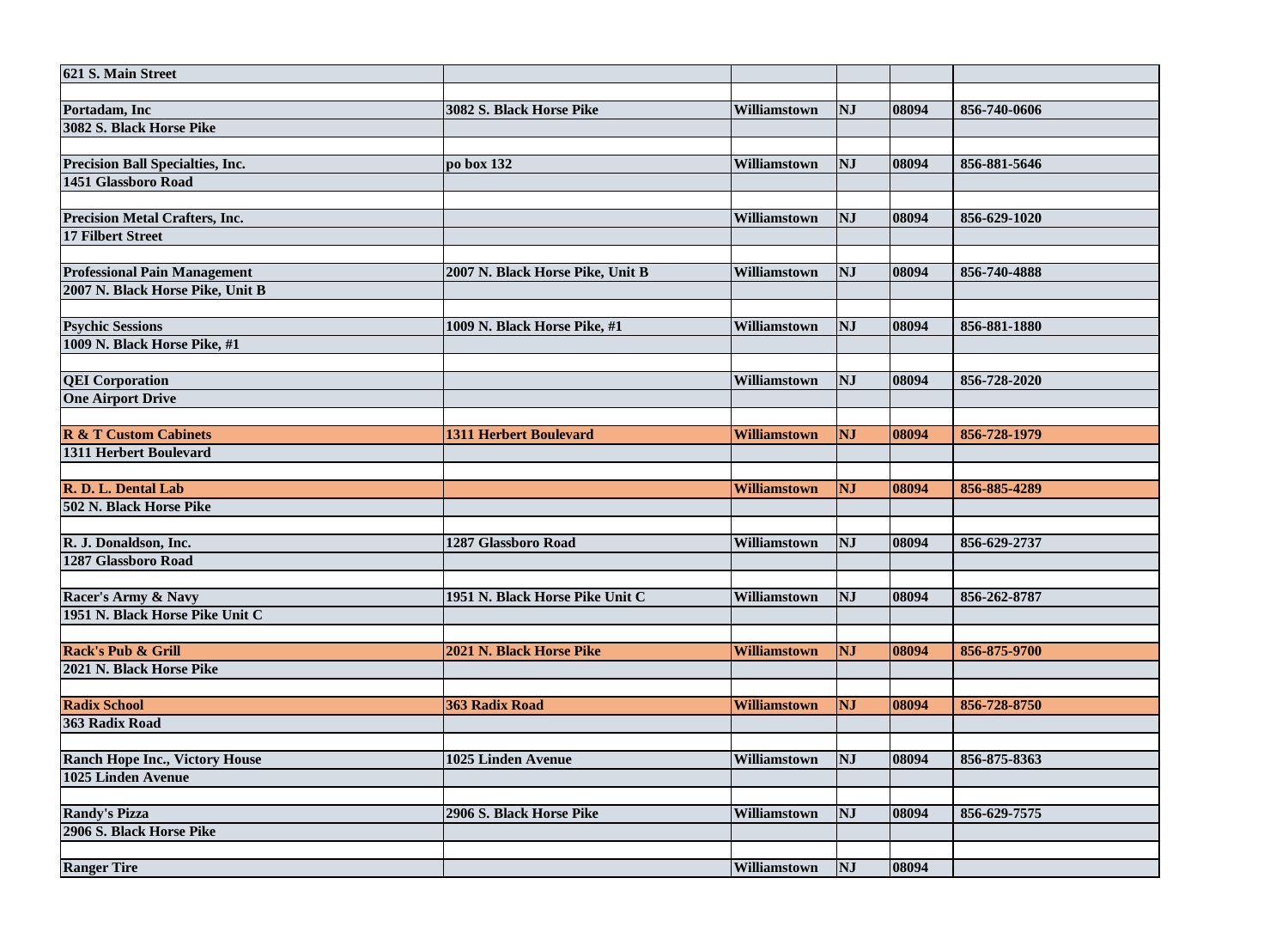| | | | | | |
|---|---|---|---|---|---|
| 621 S. Main Street | | | | | |
| | | | | | |
| Portadam, Inc | 3082 S. Black Horse Pike | Williamstown | NJ | 08094 | 856-740-0606 |
| 3082 S. Black Horse Pike | | | | | |
| | | | | | |
| Precision Ball Specialties, Inc. | po box 132 | Williamstown | NJ | 08094 | 856-881-5646 |
| 1451 Glassboro Road | | | | | |
| | | | | | |
| Precision Metal Crafters, Inc. | | Williamstown | NJ | 08094 | 856-629-1020 |
| 17 Filbert Street | | | | | |
| | | | | | |
| Professional Pain Management | 2007 N. Black Horse Pike, Unit B | Williamstown | NJ | 08094 | 856-740-4888 |
| 2007 N. Black Horse Pike, Unit B | | | | | |
| | | | | | |
| Psychic Sessions | 1009 N. Black Horse Pike, #1 | Williamstown | NJ | 08094 | 856-881-1880 |
| 1009 N. Black Horse Pike, #1 | | | | | |
| | | | | | |
| QEI Corporation | | Williamstown | NJ | 08094 | 856-728-2020 |
| One Airport Drive | | | | | |
| | | | | | |
| R & T Custom Cabinets | 1311 Herbert Boulevard | Williamstown | NJ | 08094 | 856-728-1979 |
| 1311 Herbert Boulevard | | | | | |
| | | | | | |
| R. D. L. Dental Lab | | Williamstown | NJ | 08094 | 856-885-4289 |
| 502 N. Black Horse Pike | | | | | |
| | | | | | |
| R. J. Donaldson, Inc. | 1287 Glassboro Road | Williamstown | NJ | 08094 | 856-629-2737 |
| 1287 Glassboro Road | | | | | |
| | | | | | |
| Racer's Army & Navy | 1951 N. Black Horse Pike Unit C | Williamstown | NJ | 08094 | 856-262-8787 |
| 1951 N. Black Horse Pike Unit C | | | | | |
| | | | | | |
| Rack's Pub & Grill | 2021 N. Black Horse Pike | Williamstown | NJ | 08094 | 856-875-9700 |
| 2021 N. Black Horse Pike | | | | | |
| | | | | | |
| Radix School | 363 Radix Road | Williamstown | NJ | 08094 | 856-728-8750 |
| 363 Radix Road | | | | | |
| | | | | | |
| Ranch Hope Inc., Victory House | 1025 Linden Avenue | Williamstown | NJ | 08094 | 856-875-8363 |
| 1025 Linden Avenue | | | | | |
| | | | | | |
| Randy's Pizza | 2906 S. Black Horse Pike | Williamstown | NJ | 08094 | 856-629-7575 |
| 2906 S. Black Horse Pike | | | | | |
| | | | | | |
| Ranger Tire | | Williamstown | NJ | 08094 | |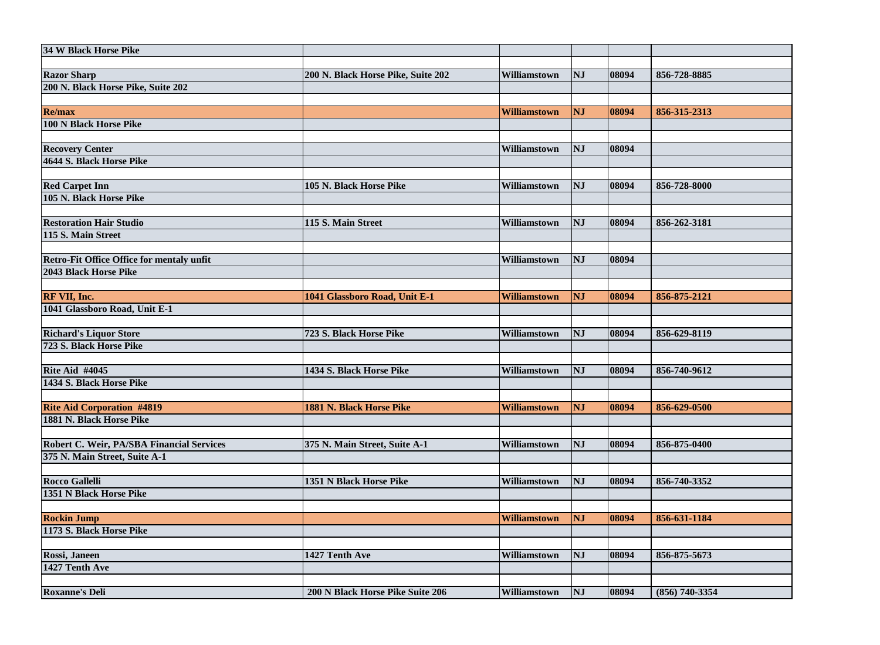| | | | | | |
|---|---|---|---|---|---|
| **34 W Black Horse Pike** | | | | | |
| | | | | | |
| **Razor Sharp** | **200 N. Black Horse Pike, Suite 202** | **Williamstown** | **NJ** | **08094** | **856-728-8885** |
| **200 N. Black Horse Pike, Suite 202** | | | | | |
| | | | | | |
| **Re/max** | | **Williamstown** | **NJ** | **08094** | **856-315-2313** |
| **100 N Black Horse Pike** | | | | | |
| | | | | | |
| **Recovery Center** | | **Williamstown** | **NJ** | **08094** | |
| **4644 S. Black Horse Pike** | | | | | |
| | | | | | |
| **Red Carpet Inn** | **105 N. Black Horse Pike** | **Williamstown** | **NJ** | **08094** | **856-728-8000** |
| **105 N. Black Horse Pike** | | | | | |
| | | | | | |
| **Restoration Hair Studio** | **115 S. Main Street** | **Williamstown** | **NJ** | **08094** | **856-262-3181** |
| **115 S. Main Street** | | | | | |
| | | | | | |
| **Retro-Fit Office Office for mentaly unfit** | | **Williamstown** | **NJ** | **08094** | |
| **2043 Black Horse Pike** | | | | | |
| | | | | | |
| **RF VII, Inc.** | **1041 Glassboro Road, Unit E-1** | **Williamstown** | **NJ** | **08094** | **856-875-2121** |
| **1041 Glassboro Road, Unit E-1** | | | | | |
| | | | | | |
| **Richard's Liquor Store** | **723 S. Black Horse Pike** | **Williamstown** | **NJ** | **08094** | **856-629-8119** |
| **723 S. Black Horse Pike** | | | | | |
| | | | | | |
| **Rite Aid #4045** | **1434 S. Black Horse Pike** | **Williamstown** | **NJ** | **08094** | **856-740-9612** |
| **1434 S. Black Horse Pike** | | | | | |
| | | | | | |
| **Rite Aid Corporation #4819** | **1881 N. Black Horse Pike** | **Williamstown** | **NJ** | **08094** | **856-629-0500** |
| **1881 N. Black Horse Pike** | | | | | |
| | | | | | |
| **Robert C. Weir, PA/SBA Financial Services** | **375 N. Main Street, Suite A-1** | **Williamstown** | **NJ** | **08094** | **856-875-0400** |
| **375 N. Main Street, Suite A-1** | | | | | |
| | | | | | |
| **Rocco Gallelli** | **1351 N Black Horse Pike** | **Williamstown** | **NJ** | **08094** | **856-740-3352** |
| **1351 N Black Horse Pike** | | | | | |
| | | | | | |
| **Rockin Jump** | | **Williamstown** | **NJ** | **08094** | **856-631-1184** |
| **1173 S. Black Horse Pike** | | | | | |
| | | | | | |
| **Rossi, Janeen** | **1427 Tenth Ave** | **Williamstown** | **NJ** | **08094** | **856-875-5673** |
| **1427 Tenth Ave** | | | | | |
| | | | | | |
| **Roxanne's Deli** | **200 N Black Horse Pike Suite 206** | **Williamstown** | **NJ** | **08094** | **(856) 740-3354** |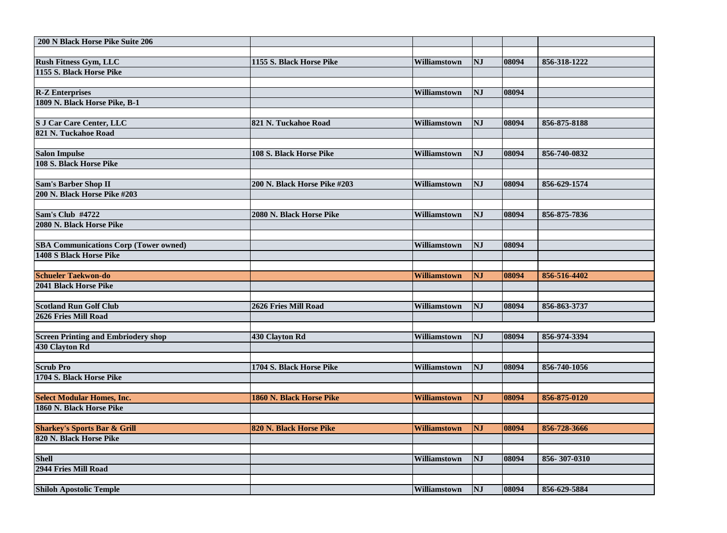| 200 N Black Horse Pike Suite 206 | | | | | |
|---|---|---|---|---|---|
| | | | | | |
| Rush Fitness Gym, LLC | 1155 S. Black Horse Pike | Williamstown | NJ | 08094 | 856-318-1222 |
| 1155 S. Black Horse Pike | | | | | |
| | | | | | |
| R-Z Enterprises | | Williamstown | NJ | 08094 | |
| 1809 N. Black Horse Pike, B-1 | | | | | |
| | | | | | |
| S J Car Care Center, LLC | 821 N. Tuckahoe Road | Williamstown | NJ | 08094 | 856-875-8188 |
| 821 N. Tuckahoe Road | | | | | |
| | | | | | |
| Salon Impulse | 108 S. Black Horse Pike | Williamstown | NJ | 08094 | 856-740-0832 |
| 108 S. Black Horse Pike | | | | | |
| | | | | | |
| Sam's Barber Shop II | 200 N. Black Horse Pike #203 | Williamstown | NJ | 08094 | 856-629-1574 |
| 200 N. Black Horse Pike #203 | | | | | |
| | | | | | |
| Sam's Club #4722 | 2080 N. Black Horse Pike | Williamstown | NJ | 08094 | 856-875-7836 |
| 2080 N. Black Horse Pike | | | | | |
| | | | | | |
| SBA Communications Corp (Tower owned) | | Williamstown | NJ | 08094 | |
| 1408 S Black Horse Pike | | | | | |
| | | | | | |
| Schueler Taekwon-do | | Williamstown | NJ | 08094 | 856-516-4402 |
| 2041 Black Horse Pike | | | | | |
| | | | | | |
| Scotland Run Golf Club | 2626 Fries Mill Road | Williamstown | NJ | 08094 | 856-863-3737 |
| 2626 Fries Mill Road | | | | | |
| | | | | | |
| Screen Printing and Embriodery shop | 430 Clayton Rd | Williamstown | NJ | 08094 | 856-974-3394 |
| 430 Clayton Rd | | | | | |
| | | | | | |
| Scrub Pro | 1704 S. Black Horse Pike | Williamstown | NJ | 08094 | 856-740-1056 |
| 1704 S. Black Horse Pike | | | | | |
| | | | | | |
| Select Modular Homes, Inc. | 1860 N. Black Horse Pike | Williamstown | NJ | 08094 | 856-875-0120 |
| 1860 N. Black Horse Pike | | | | | |
| | | | | | |
| Sharkey's Sports Bar & Grill | 820 N. Black Horse Pike | Williamstown | NJ | 08094 | 856-728-3666 |
| 820 N. Black Horse Pike | | | | | |
| | | | | | |
| Shell | | Williamstown | NJ | 08094 | 856- 307-0310 |
| 2944 Fries Mill Road | | | | | |
| | | | | | |
| Shiloh Apostolic Temple | | Williamstown | NJ | 08094 | 856-629-5884 |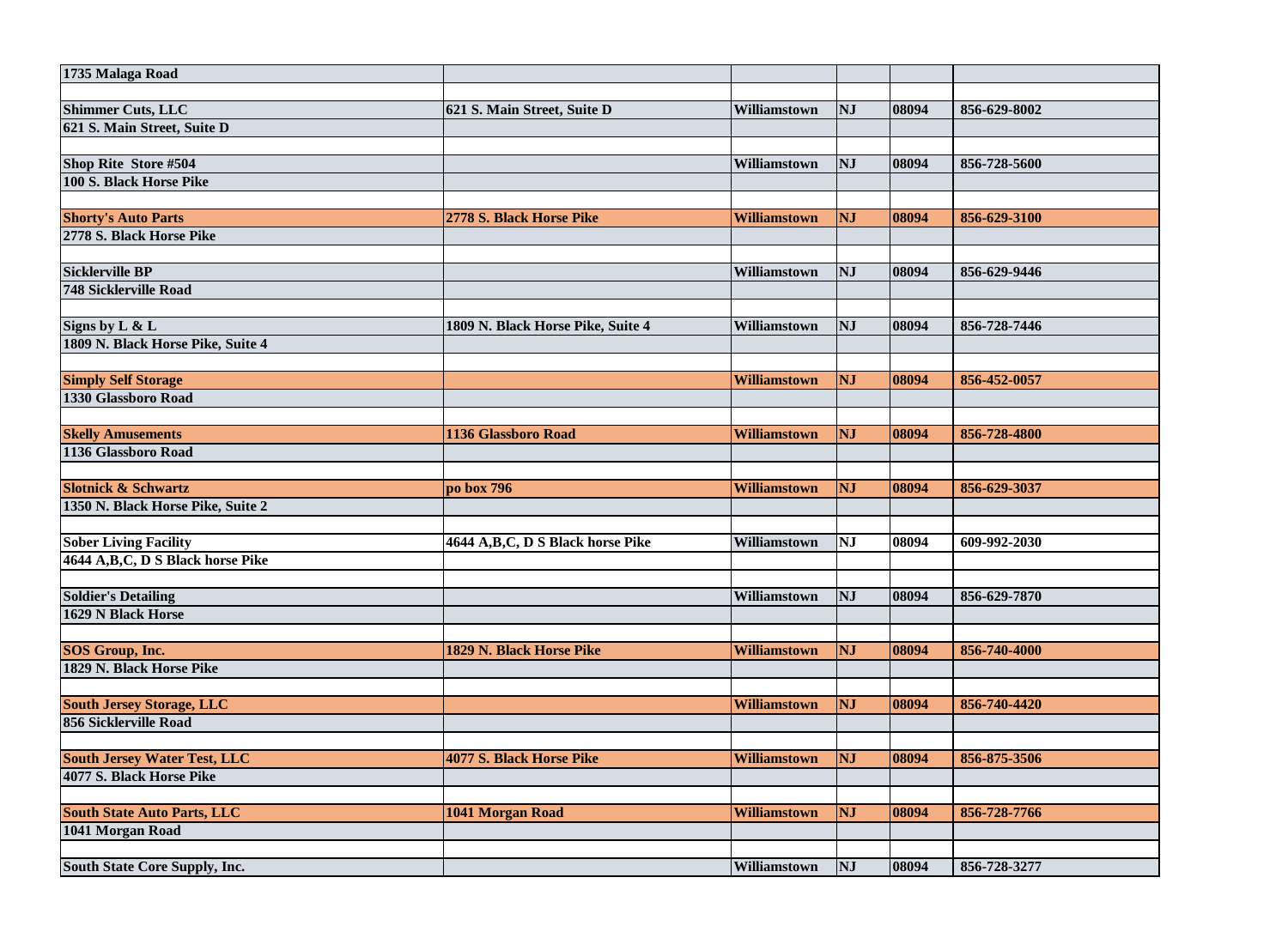| 1735 Malaga Road | | | | | |
|---|---|---|---|---|---|
| | | | | | |
| Shimmer Cuts, LLC | 621 S. Main Street, Suite D | Williamstown | NJ | 08094 | 856-629-8002 |
| 621 S. Main Street, Suite D | | | | | |
| | | | | | |
| Shop Rite Store #504 | | Williamstown | NJ | 08094 | 856-728-5600 |
| 100 S. Black Horse Pike | | | | | |
| | | | | | |
| Shorty's Auto Parts | 2778 S. Black Horse Pike | Williamstown | NJ | 08094 | 856-629-3100 |
| 2778 S. Black Horse Pike | | | | | |
| | | | | | |
| Sicklerville BP | | Williamstown | NJ | 08094 | 856-629-9446 |
| 748 Sicklerville Road | | | | | |
| | | | | | |
| Signs by L & L | 1809 N. Black Horse Pike, Suite 4 | Williamstown | NJ | 08094 | 856-728-7446 |
| 1809 N. Black Horse Pike, Suite 4 | | | | | |
| | | | | | |
| Simply Self Storage | | Williamstown | NJ | 08094 | 856-452-0057 |
| 1330 Glassboro Road | | | | | |
| | | | | | |
| Skelly Amusements | 1136 Glassboro Road | Williamstown | NJ | 08094 | 856-728-4800 |
| 1136 Glassboro Road | | | | | |
| | | | | | |
| Slotnick & Schwartz | po box 796 | Williamstown | NJ | 08094 | 856-629-3037 |
| 1350 N. Black Horse Pike, Suite 2 | | | | | |
| | | | | | |
| Sober Living Facility | 4644 A,B,C, D S Black horse Pike | Williamstown | NJ | 08094 | 609-992-2030 |
| 4644 A,B,C, D S Black horse Pike | | | | | |
| | | | | | |
| Soldier's Detailing | | Williamstown | NJ | 08094 | 856-629-7870 |
| 1629 N Black Horse | | | | | |
| | | | | | |
| SOS Group, Inc. | 1829 N. Black Horse Pike | Williamstown | NJ | 08094 | 856-740-4000 |
| 1829 N. Black Horse Pike | | | | | |
| | | | | | |
| South Jersey Storage, LLC | | Williamstown | NJ | 08094 | 856-740-4420 |
| 856 Sicklerville Road | | | | | |
| | | | | | |
| South Jersey Water Test, LLC | 4077 S. Black Horse Pike | Williamstown | NJ | 08094 | 856-875-3506 |
| 4077 S. Black Horse Pike | | | | | |
| | | | | | |
| South State Auto Parts, LLC | 1041 Morgan Road | Williamstown | NJ | 08094 | 856-728-7766 |
| 1041 Morgan Road | | | | | |
| | | | | | |
| South State Core Supply, Inc. | | Williamstown | NJ | 08094 | 856-728-3277 |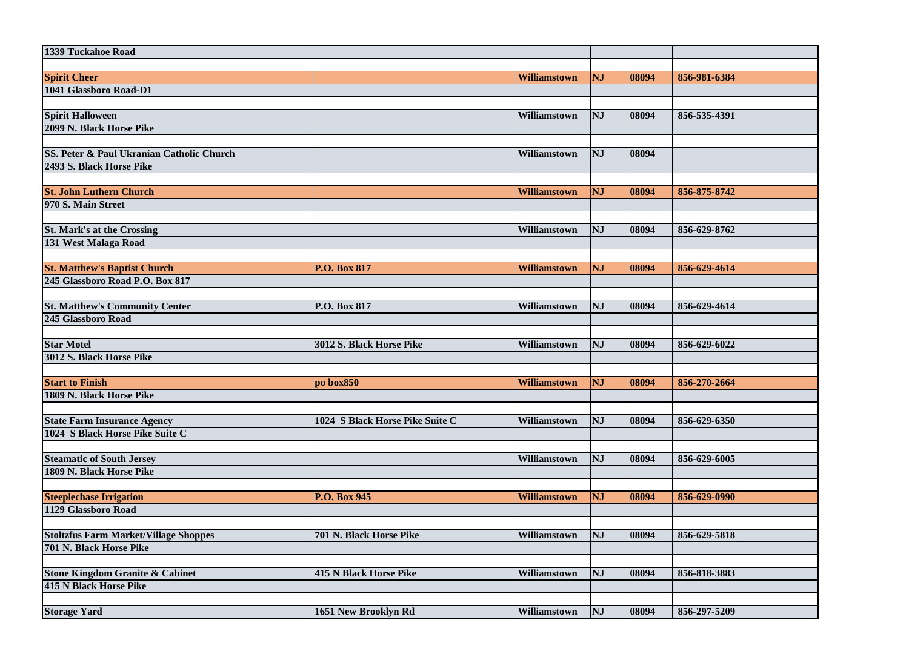| | | | | | |
|---|---|---|---|---|---|
| **1339 Tuckahoe Road** | | | | | |
| | | | | | |
| **Spirit Cheer** | | **Williamstown** | **NJ** | **08094** | **856-981-6384** |
| **1041 Glassboro Road-D1** | | | | | |
| | | | | | |
| **Spirit Halloween** | | **Williamstown** | **NJ** | **08094** | **856-535-4391** |
| **2099 N. Black Horse Pike** | | | | | |
| | | | | | |
| **SS. Peter & Paul Ukranian Catholic Church** | | **Williamstown** | **NJ** | **08094** | |
| **2493 S. Black Horse Pike** | | | | | |
| | | | | | |
| **St. John Luthern Church** | | **Williamstown** | **NJ** | **08094** | **856-875-8742** |
| **970 S. Main Street** | | | | | |
| | | | | | |
| **St. Mark's at the Crossing** | | **Williamstown** | **NJ** | **08094** | **856-629-8762** |
| **131 West Malaga Road** | | | | | |
| | | | | | |
| **St. Matthew's Baptist Church** | **P.O. Box 817** | **Williamstown** | **NJ** | **08094** | **856-629-4614** |
| **245 Glassboro Road P.O. Box 817** | | | | | |
| | | | | | |
| **St. Matthew's Community Center** | **P.O. Box 817** | **Williamstown** | **NJ** | **08094** | **856-629-4614** |
| **245 Glassboro Road** | | | | | |
| | | | | | |
| **Star Motel** | **3012 S. Black Horse Pike** | **Williamstown** | **NJ** | **08094** | **856-629-6022** |
| **3012 S. Black Horse Pike** | | | | | |
| | | | | | |
| **Start to Finish** | **po box850** | **Williamstown** | **NJ** | **08094** | **856-270-2664** |
| **1809 N. Black Horse Pike** | | | | | |
| | | | | | |
| **State Farm Insurance Agency** | **1024 S Black Horse Pike Suite C** | **Williamstown** | **NJ** | **08094** | **856-629-6350** |
| **1024 S Black Horse Pike Suite C** | | | | | |
| | | | | | |
| **Steamatic of South Jersey** | | **Williamstown** | **NJ** | **08094** | **856-629-6005** |
| **1809 N. Black Horse Pike** | | | | | |
| | | | | | |
| **Steeplechase Irrigation** | **P.O. Box 945** | **Williamstown** | **NJ** | **08094** | **856-629-0990** |
| **1129 Glassboro Road** | | | | | |
| | | | | | |
| **Stoltzfus Farm Market/Village Shoppes** | **701 N. Black Horse Pike** | **Williamstown** | **NJ** | **08094** | **856-629-5818** |
| **701 N. Black Horse Pike** | | | | | |
| | | | | | |
| **Stone Kingdom Granite & Cabinet** | **415 N Black Horse Pike** | **Williamstown** | **NJ** | **08094** | **856-818-3883** |
| **415 N Black Horse Pike** | | | | | |
| | | | | | |
| **Storage Yard** | **1651 New Brooklyn Rd** | **Williamstown** | **NJ** | **08094** | **856-297-5209** |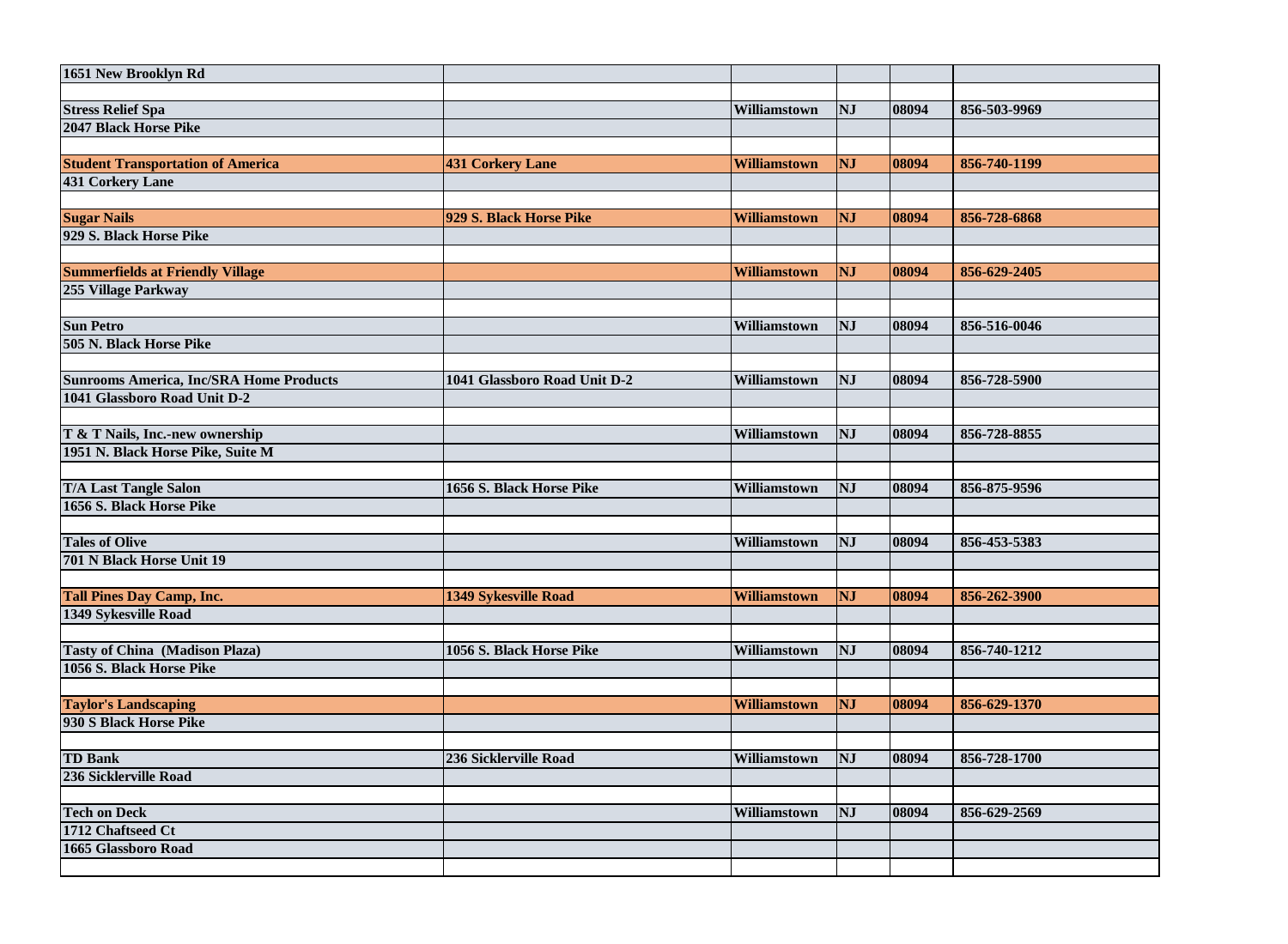| | | | | | |
|---|---|---|---|---|---|
| **1651 New Brooklyn Rd** | | | | | |
| | | | | | |
| **Stress Relief Spa** | | **Williamstown** | **NJ** | **08094** | **856-503-9969** |
| **2047 Black Horse Pike** | | | | | |
| | | | | | |
| **Student Transportation of America** | **431 Corkery Lane** | **Williamstown** | **NJ** | **08094** | **856-740-1199** |
| **431 Corkery Lane** | | | | | |
| | | | | | |
| **Sugar Nails** | **929 S. Black Horse Pike** | **Williamstown** | **NJ** | **08094** | **856-728-6868** |
| **929 S. Black Horse Pike** | | | | | |
| | | | | | |
| **Summerfields at Friendly Village** | | **Williamstown** | **NJ** | **08094** | **856-629-2405** |
| **255 Village Parkway** | | | | | |
| | | | | | |
| **Sun Petro** | | **Williamstown** | **NJ** | **08094** | **856-516-0046** |
| **505 N. Black Horse Pike** | | | | | |
| | | | | | |
| **Sunrooms America, Inc/SRA Home Products** | **1041 Glassboro Road Unit D-2** | **Williamstown** | **NJ** | **08094** | **856-728-5900** |
| **1041 Glassboro Road Unit D-2** | | | | | |
| | | | | | |
| **T & T Nails, Inc.-new ownership** | | **Williamstown** | **NJ** | **08094** | **856-728-8855** |
| **1951 N. Black Horse Pike, Suite M** | | | | | |
| | | | | | |
| **T/A Last Tangle Salon** | **1656 S. Black Horse Pike** | **Williamstown** | **NJ** | **08094** | **856-875-9596** |
| **1656 S. Black Horse Pike** | | | | | |
| | | | | | |
| **Tales of Olive** | | **Williamstown** | **NJ** | **08094** | **856-453-5383** |
| **701 N Black Horse Unit 19** | | | | | |
| | | | | | |
| **Tall Pines Day Camp, Inc.** | **1349 Sykesville Road** | **Williamstown** | **NJ** | **08094** | **856-262-3900** |
| **1349 Sykesville Road** | | | | | |
| | | | | | |
| **Tasty of China (Madison Plaza)** | **1056 S. Black Horse Pike** | **Williamstown** | **NJ** | **08094** | **856-740-1212** |
| **1056 S. Black Horse Pike** | | | | | |
| | | | | | |
| **Taylor's Landscaping** | | **Williamstown** | **NJ** | **08094** | **856-629-1370** |
| **930 S Black Horse Pike** | | | | | |
| | | | | | |
| **TD Bank** | **236 Sicklerville Road** | **Williamstown** | **NJ** | **08094** | **856-728-1700** |
| **236 Sicklerville Road** | | | | | |
| | | | | | |
| **Tech on Deck** | | **Williamstown** | **NJ** | **08094** | **856-629-2569** |
| **1712 Chaftseed Ct** | | | | | |
| **1665 Glassboro Road** | | | | | |
| | | | | | |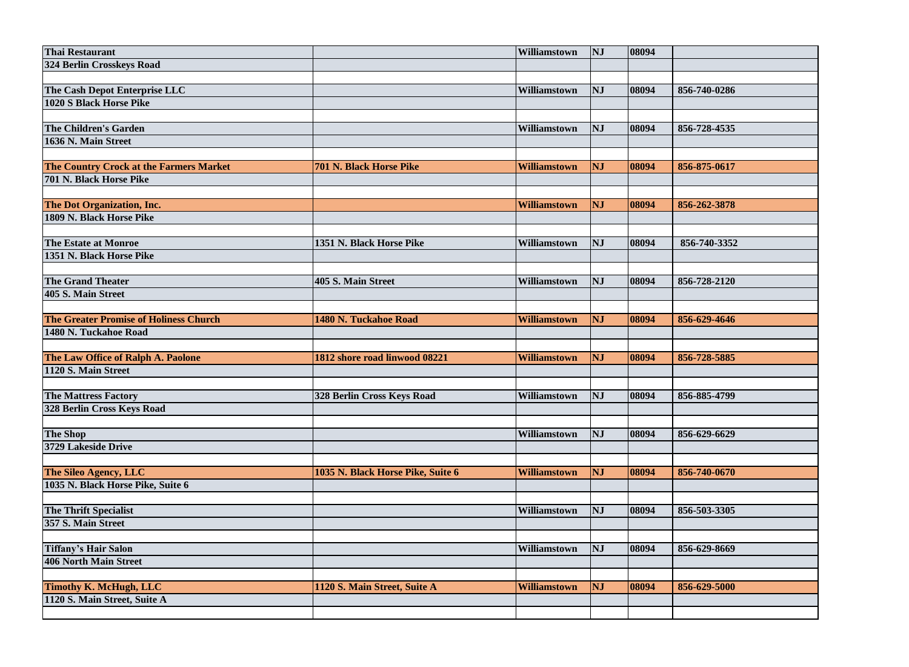| | | | | | |
|---|---|---|---|---|---|
| **Thai Restaurant** | | **Williamstown** | **NJ** | **08094** | |
| **324 Berlin Crosskeys Road** | | | | | |
| | | | | | |
| **The Cash Depot Enterprise LLC** | | **Williamstown** | **NJ** | **08094** | **856-740-0286** |
| **1020 S Black Horse Pike** | | | | | |
| | | | | | |
| **The Children's Garden** | | **Williamstown** | **NJ** | **08094** | **856-728-4535** |
| **1636 N. Main Street** | | | | | |
| | | | | | |
| **The Country Crock at the Farmers Market** | **701 N. Black Horse Pike** | **Williamstown** | **NJ** | **08094** | **856-875-0617** |
| **701 N. Black Horse Pike** | | | | | |
| | | | | | |
| **The Dot Organization, Inc.** | | **Williamstown** | **NJ** | **08094** | **856-262-3878** |
| **1809 N. Black Horse Pike** | | | | | |
| | | | | | |
| **The Estate at Monroe** | **1351 N. Black Horse Pike** | **Williamstown** | **NJ** | **08094** | **856-740-3352** |
| **1351 N. Black Horse Pike** | | | | | |
| | | | | | |
| **The Grand Theater** | **405 S. Main Street** | **Williamstown** | **NJ** | **08094** | **856-728-2120** |
| **405 S. Main Street** | | | | | |
| | | | | | |
| **The Greater Promise of Holiness Church** | **1480 N. Tuckahoe Road** | **Williamstown** | **NJ** | **08094** | **856-629-4646** |
| **1480 N. Tuckahoe Road** | | | | | |
| | | | | | |
| **The Law Office of Ralph A. Paolone** | **1812 shore road linwood 08221** | **Williamstown** | **NJ** | **08094** | **856-728-5885** |
| **1120 S. Main Street** | | | | | |
| | | | | | |
| **The Mattress Factory** | **328 Berlin Cross Keys Road** | **Williamstown** | **NJ** | **08094** | **856-885-4799** |
| **328 Berlin Cross Keys Road** | | | | | |
| | | | | | |
| **The Shop** | | **Williamstown** | **NJ** | **08094** | **856-629-6629** |
| **3729 Lakeside Drive** | | | | | |
| | | | | | |
| **The Sileo Agency, LLC** | **1035 N. Black Horse Pike, Suite 6** | **Williamstown** | **NJ** | **08094** | **856-740-0670** |
| **1035 N. Black Horse Pike, Suite 6** | | | | | |
| | | | | | |
| **The Thrift Specialist** | | **Williamstown** | **NJ** | **08094** | **856-503-3305** |
| **357 S. Main Street** | | | | | |
| | | | | | |
| **Tiffany's Hair Salon** | | **Williamstown** | **NJ** | **08094** | **856-629-8669** |
| **406 North Main Street** | | | | | |
| | | | | | |
| **Timothy K. McHugh, LLC** | **1120 S. Main Street, Suite A** | **Williamstown** | **NJ** | **08094** | **856-629-5000** |
| **1120 S. Main Street, Suite A** | | | | | |
| | | | | | |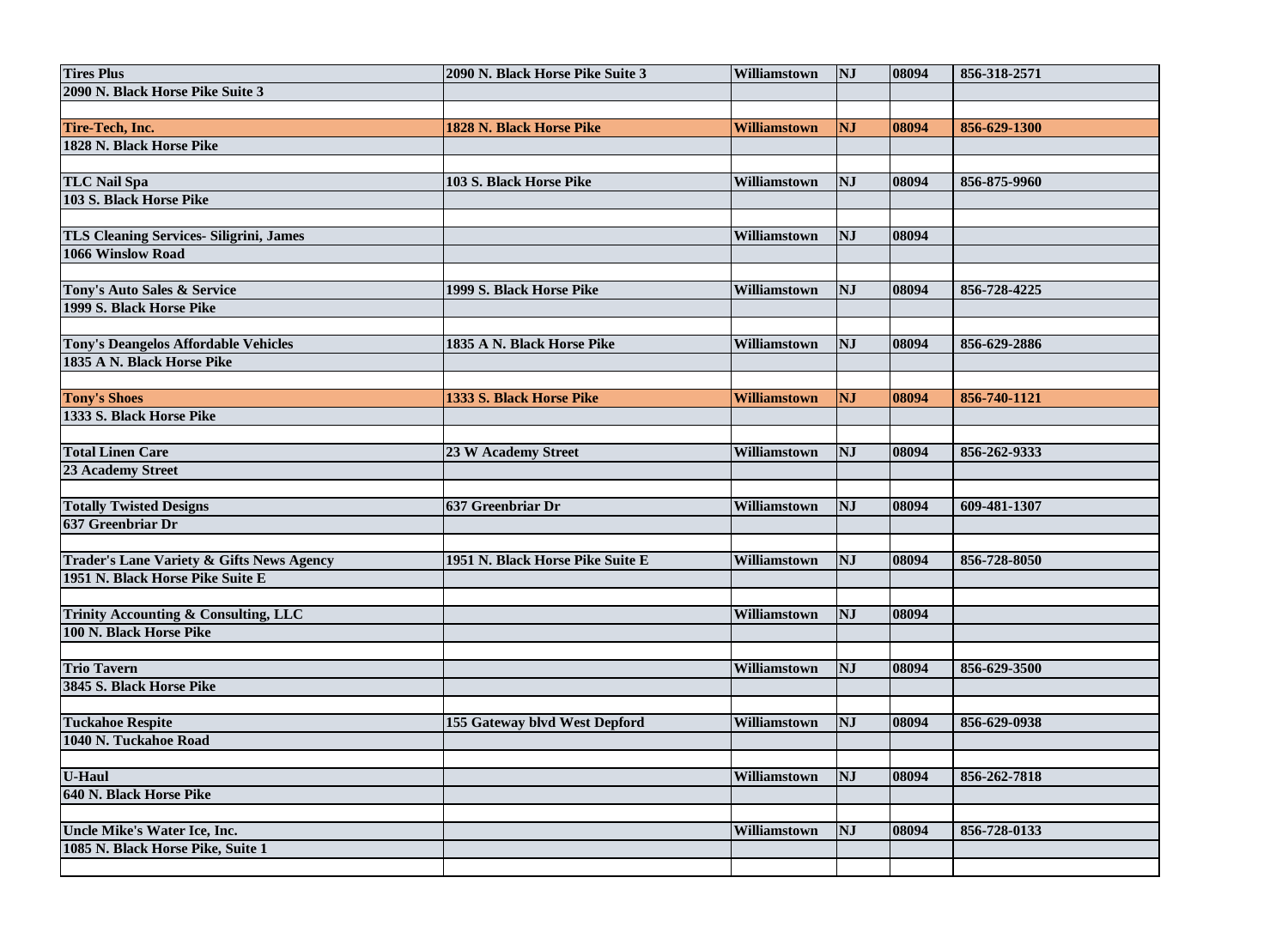| Tires Plus | 2090 N. Black Horse Pike Suite 3 | Williamstown | NJ | 08094 | 856-318-2571 |
|---|---|---|---|---|---|
| 2090 N. Black Horse Pike Suite 3 | | | | | |
| | | | | | |
| Tire-Tech, Inc. | 1828 N. Black Horse Pike | Williamstown | NJ | 08094 | 856-629-1300 |
| 1828 N. Black Horse Pike | | | | | |
| | | | | | |
| TLC Nail Spa | 103 S. Black Horse Pike | Williamstown | NJ | 08094 | 856-875-9960 |
| 103 S. Black Horse Pike | | | | | |
| | | | | | |
| TLS Cleaning Services- Siligrini, James | | Williamstown | NJ | 08094 | |
| 1066 Winslow Road | | | | | |
| | | | | | |
| Tony's Auto Sales & Service | 1999 S. Black Horse Pike | Williamstown | NJ | 08094 | 856-728-4225 |
| 1999 S. Black Horse Pike | | | | | |
| | | | | | |
| Tony's Deangelos Affordable Vehicles | 1835 A N. Black Horse Pike | Williamstown | NJ | 08094 | 856-629-2886 |
| 1835 A N. Black Horse Pike | | | | | |
| | | | | | |
| Tony's Shoes | 1333 S. Black Horse Pike | Williamstown | NJ | 08094 | 856-740-1121 |
| 1333 S. Black Horse Pike | | | | | |
| | | | | | |
| Total Linen Care | 23 W Academy Street | Williamstown | NJ | 08094 | 856-262-9333 |
| 23 Academy Street | | | | | |
| | | | | | |
| Totally Twisted Designs | 637 Greenbriar Dr | Williamstown | NJ | 08094 | 609-481-1307 |
| 637 Greenbriar Dr | | | | | |
| | | | | | |
| Trader's Lane Variety & Gifts News Agency | 1951 N. Black Horse Pike Suite E | Williamstown | NJ | 08094 | 856-728-8050 |
| 1951 N. Black Horse Pike Suite E | | | | | |
| | | | | | |
| Trinity Accounting & Consulting, LLC | | Williamstown | NJ | 08094 | |
| 100 N. Black Horse Pike | | | | | |
| | | | | | |
| Trio Tavern | | Williamstown | NJ | 08094 | 856-629-3500 |
| 3845 S. Black Horse Pike | | | | | |
| | | | | | |
| Tuckahoe Respite | 155 Gateway blvd West Depford | Williamstown | NJ | 08094 | 856-629-0938 |
| 1040 N. Tuckahoe Road | | | | | |
| | | | | | |
| U-Haul | | Williamstown | NJ | 08094 | 856-262-7818 |
| 640 N. Black Horse Pike | | | | | |
| | | | | | |
| Uncle Mike's Water Ice, Inc. | | Williamstown | NJ | 08094 | 856-728-0133 |
| 1085 N. Black Horse Pike, Suite 1 | | | | | |
| | | | | | |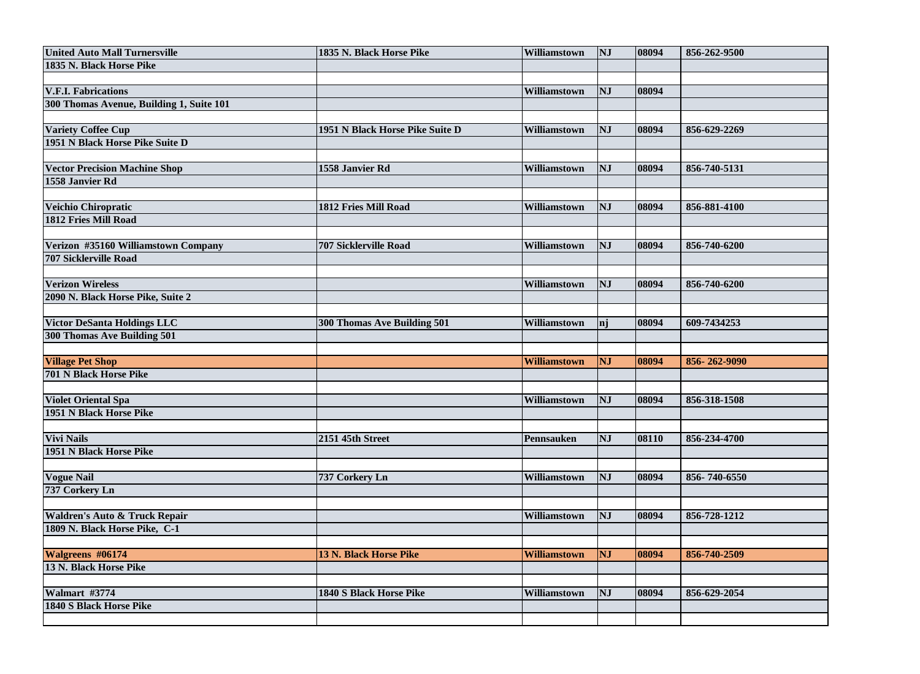| United Auto Mall Turnersville | 1835 N. Black Horse Pike | Williamstown | NJ | 08094 | 856-262-9500 |
|---|---|---|---|---|---|
| 1835 N. Black Horse Pike | | | | | |
| | | | | | |
| V.F.I. Fabrications | | Williamstown | NJ | 08094 | |
| 300 Thomas Avenue, Building 1, Suite 101 | | | | | |
| | | | | | |
| Variety Coffee Cup | 1951 N Black Horse Pike Suite D | Williamstown | NJ | 08094 | 856-629-2269 |
| 1951 N Black Horse Pike Suite D | | | | | |
| | | | | | |
| Vector Precision Machine Shop | 1558 Janvier Rd | Williamstown | NJ | 08094 | 856-740-5131 |
| 1558 Janvier Rd | | | | | |
| | | | | | |
| Veichio Chiropratic | 1812 Fries Mill Road | Williamstown | NJ | 08094 | 856-881-4100 |
| 1812 Fries Mill Road | | | | | |
| | | | | | |
| Verizon #35160 Williamstown Company | 707 Sicklerville Road | Williamstown | NJ | 08094 | 856-740-6200 |
| 707 Sicklerville Road | | | | | |
| | | | | | |
| Verizon Wireless | | Williamstown | NJ | 08094 | 856-740-6200 |
| 2090 N. Black Horse Pike, Suite 2 | | | | | |
| | | | | | |
| Victor DeSanta Holdings LLC | 300 Thomas Ave Building 501 | Williamstown | nj | 08094 | 609-7434253 |
| 300 Thomas Ave Building 501 | | | | | |
| | | | | | |
| Village Pet Shop | | Williamstown | NJ | 08094 | 856- 262-9090 |
| 701 N Black Horse Pike | | | | | |
| | | | | | |
| Violet Oriental Spa | | Williamstown | NJ | 08094 | 856-318-1508 |
| 1951 N Black Horse Pike | | | | | |
| | | | | | |
| Vivi Nails | 2151 45th Street | Pennsauken | NJ | 08110 | 856-234-4700 |
| 1951 N Black Horse Pike | | | | | |
| | | | | | |
| Vogue Nail | 737 Corkery Ln | Williamstown | NJ | 08094 | 856- 740-6550 |
| 737 Corkery Ln | | | | | |
| | | | | | |
| Waldren's Auto & Truck Repair | | Williamstown | NJ | 08094 | 856-728-1212 |
| 1809 N. Black Horse Pike, C-1 | | | | | |
| | | | | | |
| Walgreens #06174 | 13 N. Black Horse Pike | Williamstown | NJ | 08094 | 856-740-2509 |
| 13 N. Black Horse Pike | | | | | |
| | | | | | |
| Walmart #3774 | 1840 S Black Horse Pike | Williamstown | NJ | 08094 | 856-629-2054 |
| 1840 S Black Horse Pike | | | | | |
| | | | | | |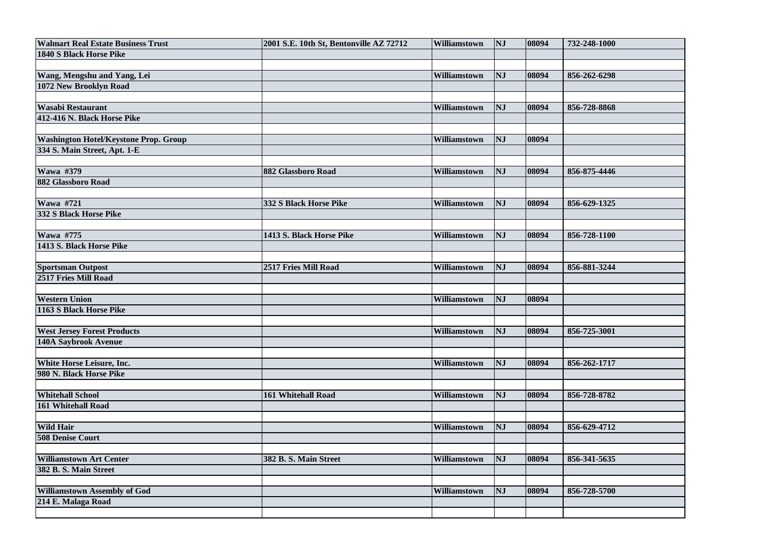| Walmart Real Estate Business Trust | 2001 S.E. 10th St, Bentonville AZ 72712 | Williamstown | NJ | 08094 | 732-248-1000 |
|---|---|---|---|---|---|
| 1840 S Black Horse Pike | | | | | |
| | | | | | |
| Wang, Mengshu and Yang, Lei | | Williamstown | NJ | 08094 | 856-262-6298 |
| 1072 New Brooklyn Road | | | | | |
| | | | | | |
| Wasabi Restaurant | | Williamstown | NJ | 08094 | 856-728-8868 |
| 412-416 N. Black Horse Pike | | | | | |
| | | | | | |
| Washington Hotel/Keystone Prop. Group | | Williamstown | NJ | 08094 | |
| 334 S. Main Street, Apt. 1-E | | | | | |
| | | | | | |
| Wawa #379 | 882 Glassboro Road | Williamstown | NJ | 08094 | 856-875-4446 |
| 882 Glassboro Road | | | | | |
| | | | | | |
| Wawa #721 | 332 S Black Horse Pike | Williamstown | NJ | 08094 | 856-629-1325 |
| 332 S Black Horse Pike | | | | | |
| | | | | | |
| Wawa #775 | 1413 S. Black Horse Pike | Williamstown | NJ | 08094 | 856-728-1100 |
| 1413 S. Black Horse Pike | | | | | |
| | | | | | |
| Sportsman Outpost | 2517 Fries Mill Road | Williamstown | NJ | 08094 | 856-881-3244 |
| 2517 Fries Mill Road | | | | | |
| | | | | | |
| Western Union | | Williamstown | NJ | 08094 | |
| 1163 S Black Horse Pike | | | | | |
| | | | | | |
| West Jersey Forest Products | | Williamstown | NJ | 08094 | 856-725-3001 |
| 140A Saybrook Avenue | | | | | |
| | | | | | |
| White Horse Leisure, Inc. | | Williamstown | NJ | 08094 | 856-262-1717 |
| 980 N. Black Horse Pike | | | | | |
| | | | | | |
| Whitehall School | 161 Whitehall Road | Williamstown | NJ | 08094 | 856-728-8782 |
| 161 Whitehall Road | | | | | |
| | | | | | |
| Wild Hair | | Williamstown | NJ | 08094 | 856-629-4712 |
| 508 Denise Court | | | | | |
| | | | | | |
| Williamstown Art Center | 382 B. S. Main Street | Williamstown | NJ | 08094 | 856-341-5635 |
| 382 B. S. Main Street | | | | | |
| | | | | | |
| Williamstown Assembly of God | | Williamstown | NJ | 08094 | 856-728-5700 |
| 214 E. Malaga Road | | | | | |
| | | | | | |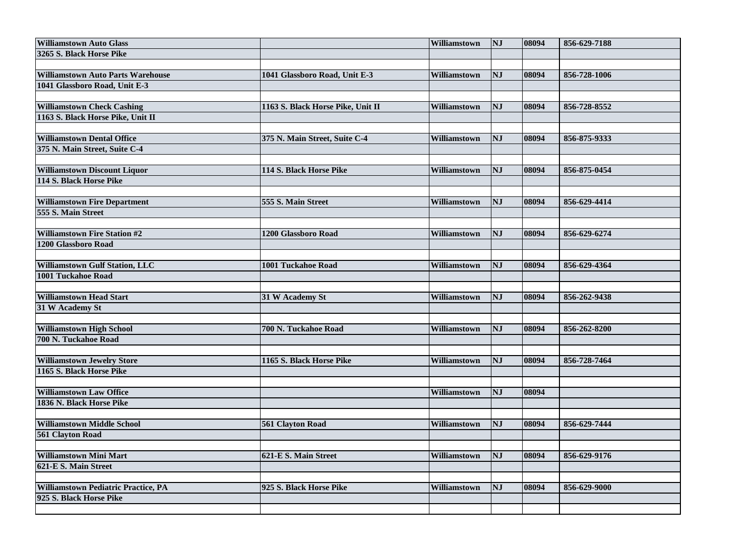| | | | | | |
|---|---|---|---|---|---|
| **Williamstown Auto Glass** | | **Williamstown** | **NJ** | **08094** | **856-629-7188** |
| **3265 S. Black Horse Pike** | | | | | |
| | | | | | |
| **Williamstown Auto Parts Warehouse** | **1041 Glassboro Road, Unit E-3** | **Williamstown** | **NJ** | **08094** | **856-728-1006** |
| **1041 Glassboro Road, Unit E-3** | | | | | |
| | | | | | |
| **Williamstown Check Cashing** | **1163 S. Black Horse Pike, Unit II** | **Williamstown** | **NJ** | **08094** | **856-728-8552** |
| **1163 S. Black Horse Pike, Unit II** | | | | | |
| | | | | | |
| **Williamstown Dental Office** | **375 N. Main Street, Suite C-4** | **Williamstown** | **NJ** | **08094** | **856-875-9333** |
| **375 N. Main Street, Suite C-4** | | | | | |
| | | | | | |
| **Williamstown Discount Liquor** | **114 S. Black Horse Pike** | **Williamstown** | **NJ** | **08094** | **856-875-0454** |
| **114 S. Black Horse Pike** | | | | | |
| | | | | | |
| **Williamstown Fire Department** | **555 S. Main Street** | **Williamstown** | **NJ** | **08094** | **856-629-4414** |
| **555 S. Main Street** | | | | | |
| | | | | | |
| **Williamstown Fire Station #2** | **1200 Glassboro Road** | **Williamstown** | **NJ** | **08094** | **856-629-6274** |
| **1200 Glassboro Road** | | | | | |
| | | | | | |
| **Williamstown Gulf Station, LLC** | **1001 Tuckahoe Road** | **Williamstown** | **NJ** | **08094** | **856-629-4364** |
| **1001 Tuckahoe Road** | | | | | |
| | | | | | |
| **Williamstown Head Start** | **31 W Academy St** | **Williamstown** | **NJ** | **08094** | **856-262-9438** |
| **31 W Academy St** | | | | | |
| | | | | | |
| **Williamstown High School** | **700 N. Tuckahoe Road** | **Williamstown** | **NJ** | **08094** | **856-262-8200** |
| **700 N. Tuckahoe Road** | | | | | |
| | | | | | |
| **Williamstown Jewelry Store** | **1165 S. Black Horse Pike** | **Williamstown** | **NJ** | **08094** | **856-728-7464** |
| **1165 S. Black Horse Pike** | | | | | |
| | | | | | |
| **Williamstown Law Office** | | **Williamstown** | **NJ** | **08094** | |
| **1836 N. Black Horse Pike** | | | | | |
| | | | | | |
| **Williamstown Middle School** | **561 Clayton Road** | **Williamstown** | **NJ** | **08094** | **856-629-7444** |
| **561 Clayton Road** | | | | | |
| | | | | | |
| **Williamstown Mini Mart** | **621-E S. Main Street** | **Williamstown** | **NJ** | **08094** | **856-629-9176** |
| **621-E S. Main Street** | | | | | |
| | | | | | |
| **Williamstown Pediatric Practice, PA** | **925 S. Black Horse Pike** | **Williamstown** | **NJ** | **08094** | **856-629-9000** |
| **925 S. Black Horse Pike** | | | | | |
| | | | | | |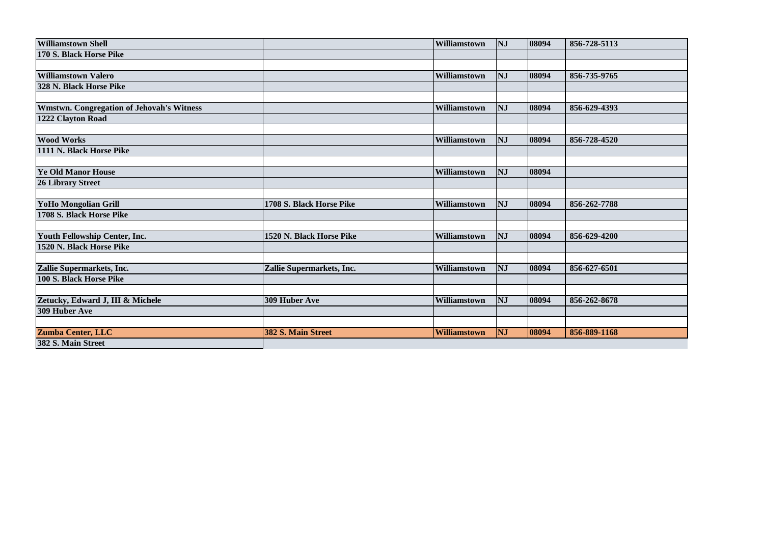| | | | | | |
|---|---|---|---|---|---|
| **Williamstown Shell** | | **Williamstown** | **NJ** | **08094** | **856-728-5113** |
| **170 S. Black Horse Pike** | | | | | |
| | | | | | |
| **Williamstown Valero** | | **Williamstown** | **NJ** | **08094** | **856-735-9765** |
| **328 N. Black Horse Pike** | | | | | |
| | | | | | |
| **Wmstwn. Congregation of Jehovah's Witness** | | **Williamstown** | **NJ** | **08094** | **856-629-4393** |
| **1222 Clayton Road** | | | | | |
| | | | | | |
| **Wood Works** | | **Williamstown** | **NJ** | **08094** | **856-728-4520** |
| **1111 N. Black Horse Pike** | | | | | |
| | | | | | |
| **Ye Old Manor House** | | **Williamstown** | **NJ** | **08094** | |
| **26 Library Street** | | | | | |
| | | | | | |
| **YoHo Mongolian Grill** | **1708 S. Black Horse Pike** | **Williamstown** | **NJ** | **08094** | **856-262-7788** |
| **1708 S. Black Horse Pike** | | | | | |
| | | | | | |
| **Youth Fellowship Center, Inc.** | **1520 N. Black Horse Pike** | **Williamstown** | **NJ** | **08094** | **856-629-4200** |
| **1520 N. Black Horse Pike** | | | | | |
| | | | | | |
| **Zallie Supermarkets, Inc.** | **Zallie Supermarkets, Inc.** | **Williamstown** | **NJ** | **08094** | **856-627-6501** |
| **100 S. Black Horse Pike** | | | | | |
| | | | | | |
| **Zetucky, Edward J, III & Michele** | **309 Huber Ave** | **Williamstown** | **NJ** | **08094** | **856-262-8678** |
| **309 Huber Ave** | | | | | |
| | | | | | |
| **Zumba Center, LLC** | **382 S. Main Street** | **Williamstown** | **NJ** | **08094** | **856-889-1168** |
| **382 S. Main Street** | | | | | |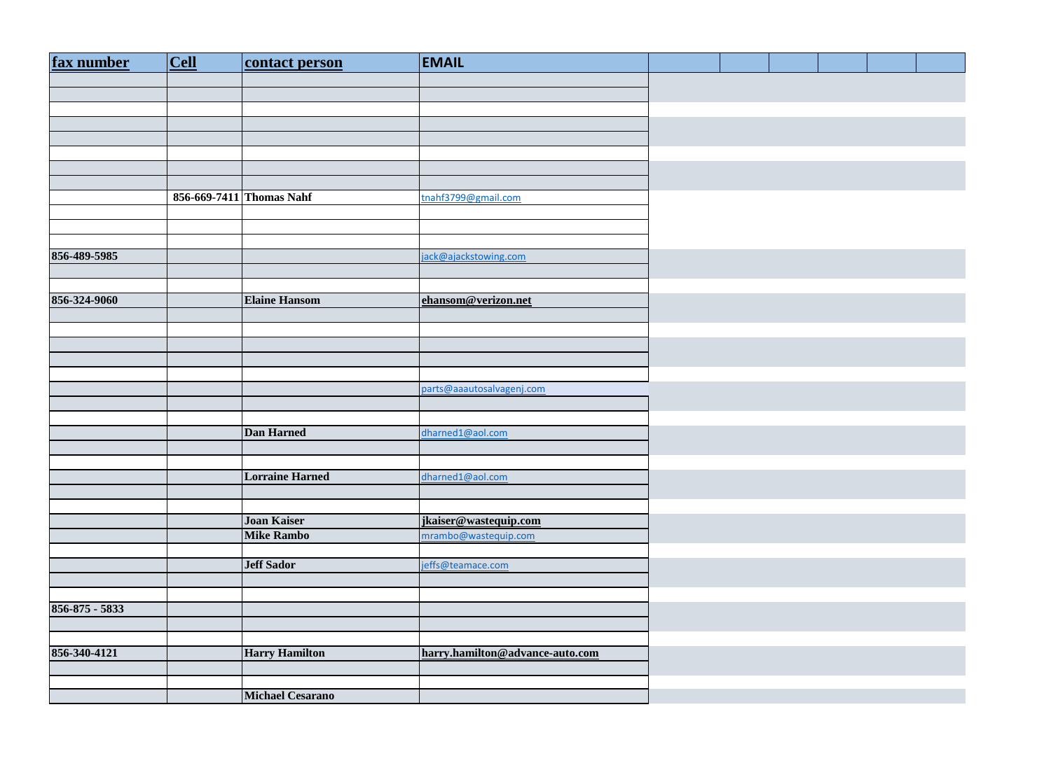| fax number | Cell | contact person | EMAIL | | | | | | |
|---|---|---|---|---|---|---|---|---|---|
| | | | | | | | | | |
| | | | | | | | | | |
| | | | | | | | | | |
| | | | | | | | | | |
| | | | | | | | | | |
| | | | | | | | | | |
| | | | | | | | | | |
| | | | | | | | | | |
| | 856-669-7411 | Thomas Nahf | tnahf3799@gmail.com | | | | | | |
| | | | | | | | | | |
| | | | | | | | | | |
| | | | | | | | | | |
| 856-489-5985 | | | jack@ajackstowing.com | | | | | | |
| | | | | | | | | | |
| | | | | | | | | | |
| 856-324-9060 | | Elaine Hansom | ehansom@verizon.net | | | | | | |
| | | | | | | | | | |
| | | | | | | | | | |
| | | | | | | | | | |
| | | | | | | | | | |
| | | | | | | | | | |
| | | | parts@aaautosalvagenj.com | | | | | | |
| | | | | | | | | | |
| | | | | | | | | | |
| | | Dan Harned | dharned1@aol.com | | | | | | |
| | | | | | | | | | |
| | | | | | | | | | |
| | | Lorraine Harned | dharned1@aol.com | | | | | | |
| | | | | | | | | | |
| | | | | | | | | | |
| | | Joan Kaiser | jkaiser@wastequip.com | | | | | | |
| | | Mike Rambo | mrambo@wastequip.com | | | | | | |
| | | | | | | | | | |
| | | Jeff Sador | jeffs@teamace.com | | | | | | |
| | | | | | | | | | |
| | | | | | | | | | |
| 856-875 - 5833 | | | | | | | | | |
| | | | | | | | | | |
| | | | | | | | | | |
| 856-340-4121 | | Harry Hamilton | harry.hamilton@advance-auto.com | | | | | | |
| | | | | | | | | | |
| | | | | | | | | | |
| | | Michael Cesarano | | | | | | | |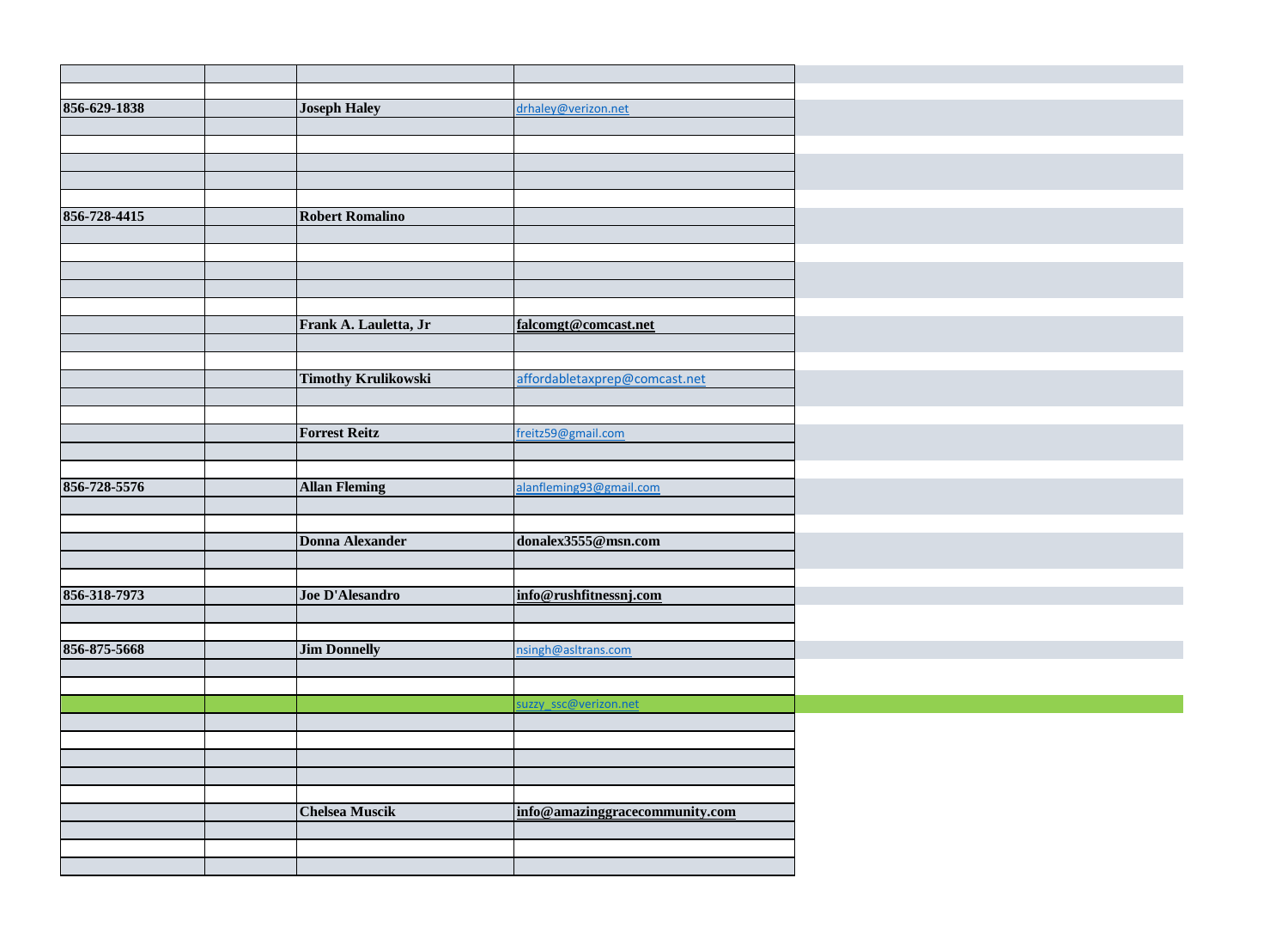| | | | | |
|---|---|---|---|---|
| | | | | |
| 856-629-1838 | | **Joseph Haley** | drhaley@verizon.net | |
| | | | | |
| | | | | |
| | | | | |
| | | | | |
| | | | | |
| 856-728-4415 | | **Robert Romalino** | | |
| | | | | |
| | | | | |
| | | | | |
| | | | | |
| | | | | |
| | | **Frank A. Lauletta, Jr** | **falcomgt@comcast.net** | |
| | | | | |
| | | | | |
| | | **Timothy Krulikowski** | affordabletaxprep@comcast.net | |
| | | | | |
| | | | | |
| | | **Forrest Reitz** | freitz59@gmail.com | |
| | | | | |
| | | | | |
| 856-728-5576 | | **Allan Fleming** | alanfleming93@gmail.com | |
| | | | | |
| | | | | |
| | | **Donna Alexander** | **donalex3555@msn.com** | |
| | | | | |
| | | | | |
| 856-318-7973 | | **Joe D'Alesandro** | **info@rushfitnessnj.com** | |
| | | | | |
| | | | | |
| 856-875-5668 | | **Jim Donnelly** | nsingh@asltrans.com | |
| | | | | |
| | | | | |
| | | | suzzy_ssc@verizon.net | |
| | | | | |
| | | | | |
| | | | | |
| | | | | |
| | | | | |
| | | **Chelsea Muscik** | **info@amazinggracecommunity.com** | |
| | | | | |
| | | | | |
| | | | | |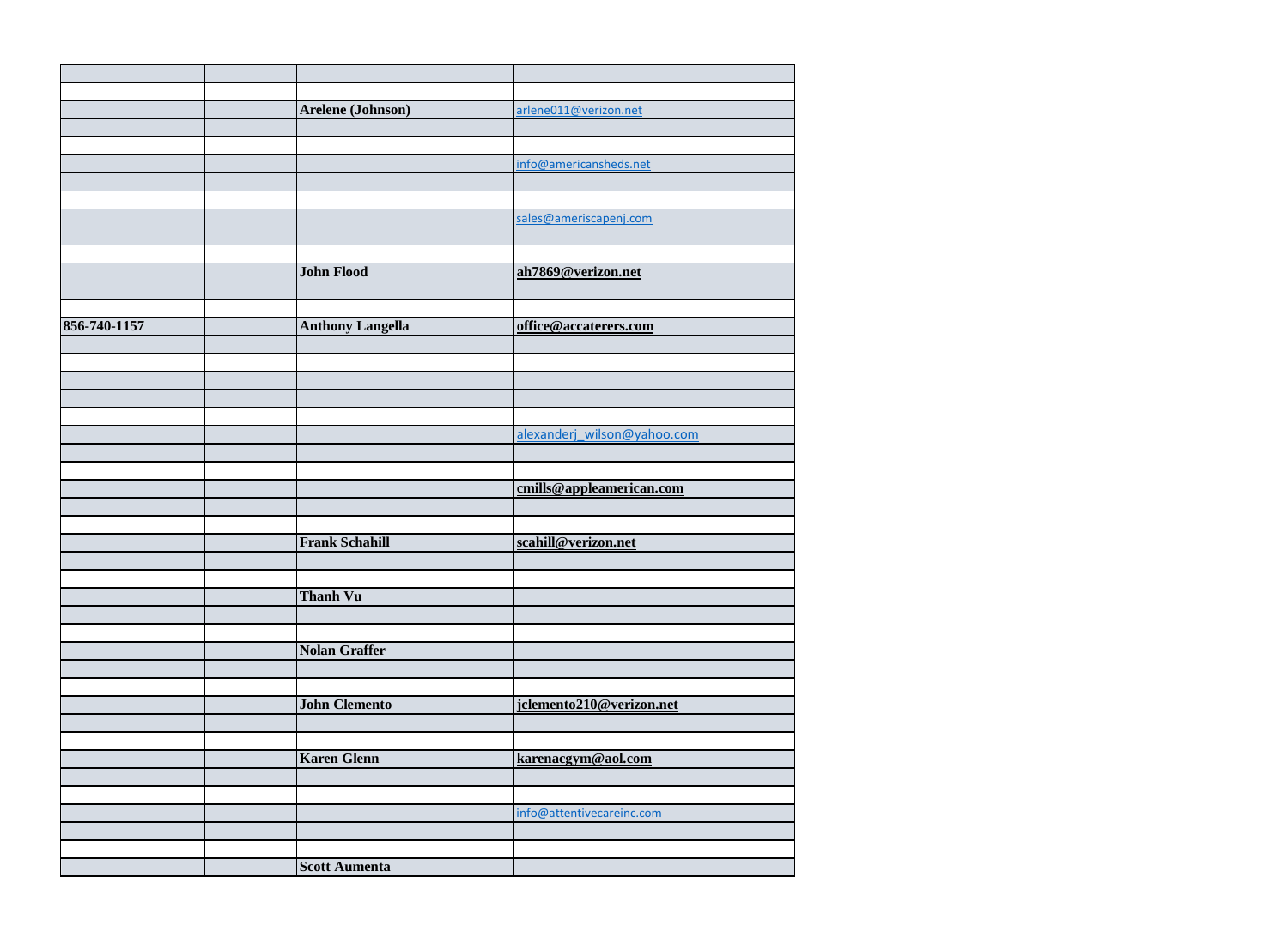| | | | |
|---|---|---|---|
| | | | |
| | | **Arelene (Johnson)** | arlene011@verizon.net |
| | | | |
| | | | |
| | | | info@americansheds.net |
| | | | |
| | | | |
| | | | sales@ameriscapenj.com |
| | | | |
| | | | |
| | | **John Flood** | **ah7869@verizon.net** |
| | | | |
| | | | |
| **856-740-1157** | | **Anthony Langella** | **office@accaterers.com** |
| | | | |
| | | | |
| | | | |
| | | | |
| | | | |
| | | | alexanderj_wilson@yahoo.com |
| | | | |
| | | | |
| | | | **cmills@appleamerican.com** |
| | | | |
| | | | |
| | | **Frank Schahill** | **scahill@verizon.net** |
| | | | |
| | | | |
| | | **Thanh Vu** | |
| | | | |
| | | | |
| | | **Nolan Graffer** | |
| | | | |
| | | | |
| | | **John Clemento** | **jclemento210@verizon.net** |
| | | | |
| | | | |
| | | **Karen Glenn** | **karenacgym@aol.com** |
| | | | |
| | | | |
| | | | info@attentivecareinc.com |
| | | | |
| | | | |
| | | **Scott Aumenta** | |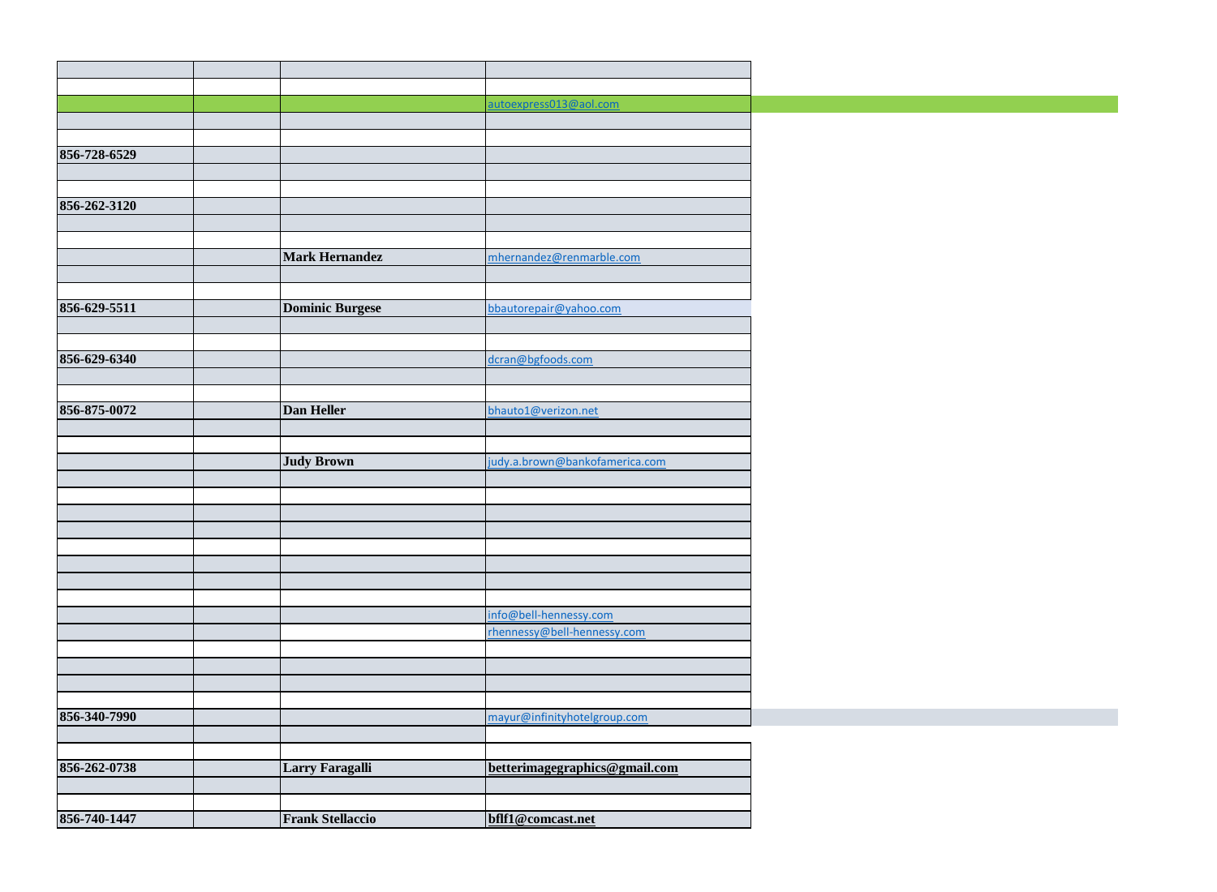| | | | |
|---|---|---|---|
| | | | |
| | | | autoexpress013@aol.com |
| | | | |
| | | | |
| **856-728-6529** | | | |
| | | | |
| | | | |
| **856-262-3120** | | | |
| | | | |
| | | | |
| | | **Mark Hernandez** | mhernandez@renmarble.com |
| | | | |
| | | | |
| **856-629-5511** | | **Dominic Burgese** | bbautorepair@yahoo.com |
| | | | |
| | | | |
| **856-629-6340** | | | dcran@bgfoods.com |
| | | | |
| | | | |
| **856-875-0072** | | **Dan Heller** | bhauto1@verizon.net |
| | | | |
| | | | |
| | | **Judy Brown** | judy.a.brown@bankofamerica.com |
| | | | |
| | | | |
| | | | |
| | | | |
| | | | |
| | | | |
| | | | |
| | | | |
| | | | info@bell-hennessy.com |
| | | | rhennessy@bell-hennessy.com |
| | | | |
| | | | |
| | | | |
| | | | |
| **856-340-7990** | | | mayur@infinityhotelgroup.com |
| | | | |
| | | | |
| **856-262-0738** | | **Larry Faragalli** | **betterimagegraphics@gmail.com** |
| | | | |
| | | | |
| **856-740-1447** | | **Frank Stellaccio** | **bflf1@comcast.net** |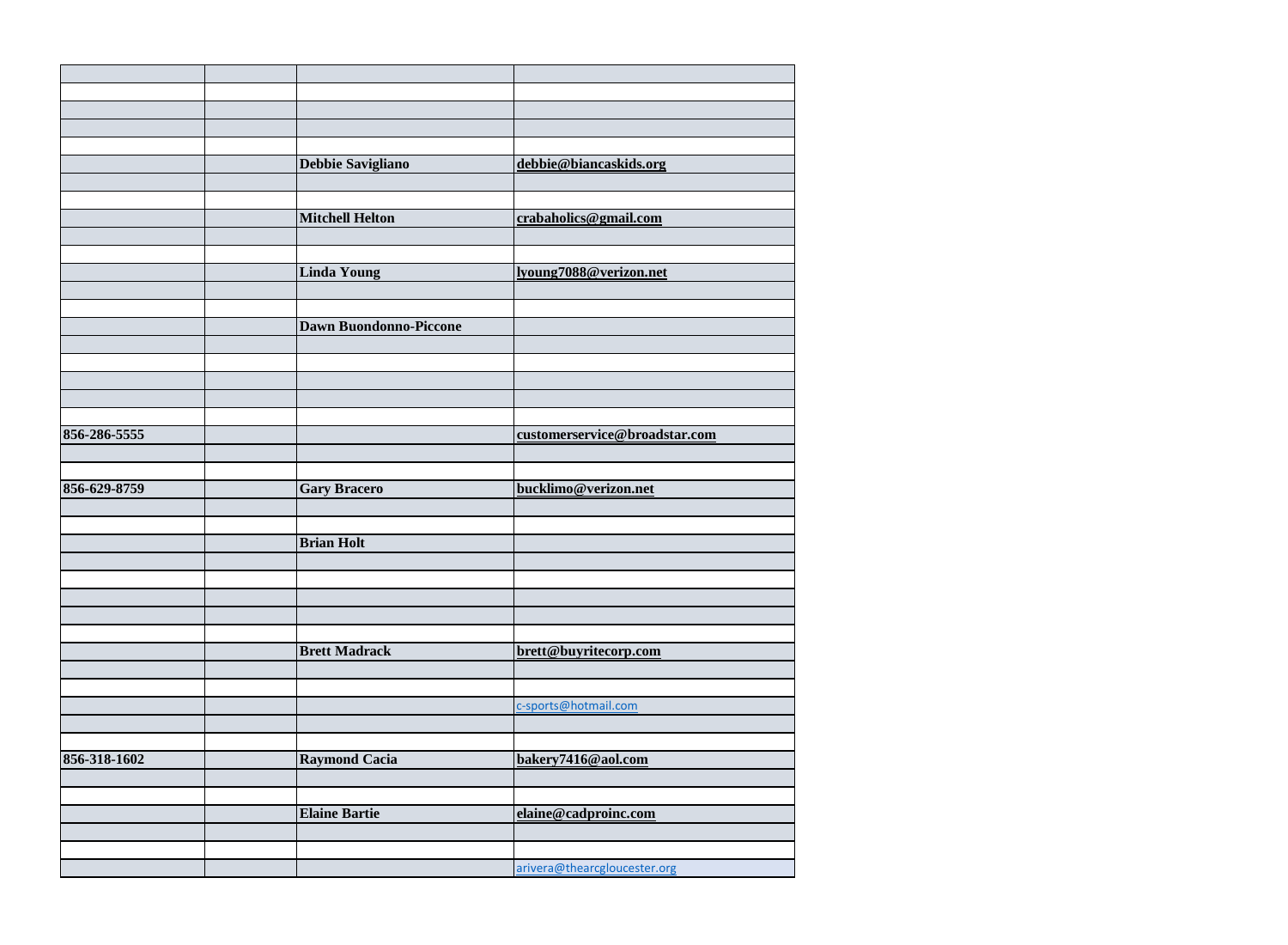| | | | |
|---|---|---|---|
| | | | |
| | | | |
| | | | |
| | | | |
| | | **Debbie Savigliano** | **debbie@biancaskids.org** |
| | | | |
| | | | |
| | | **Mitchell Helton** | **crabaholics@gmail.com** |
| | | | |
| | | | |
| | | **Linda Young** | **lyoung7088@verizon.net** |
| | | | |
| | | | |
| | | **Dawn Buondonno-Piccone** | |
| | | | |
| | | | |
| | | | |
| | | | |
| | | | |
| **856-286-5555** | | | **customerservice@broadstar.com** |
| | | | |
| | | | |
| **856-629-8759** | | **Gary Bracero** | **bucklimo@verizon.net** |
| | | | |
| | | | |
| | | **Brian Holt** | |
| | | | |
| | | | |
| | | | |
| | | | |
| | | | |
| | | **Brett Madrack** | **brett@buyritecorp.com** |
| | | | |
| | | | |
| | | | c-sports@hotmail.com |
| | | | |
| | | | |
| **856-318-1602** | | **Raymond Cacia** | **bakery7416@aol.com** |
| | | | |
| | | | |
| | | **Elaine Bartie** | **elaine@cadproinc.com** |
| | | | |
| | | | |
| | | | arivera@thearcgloucester.org |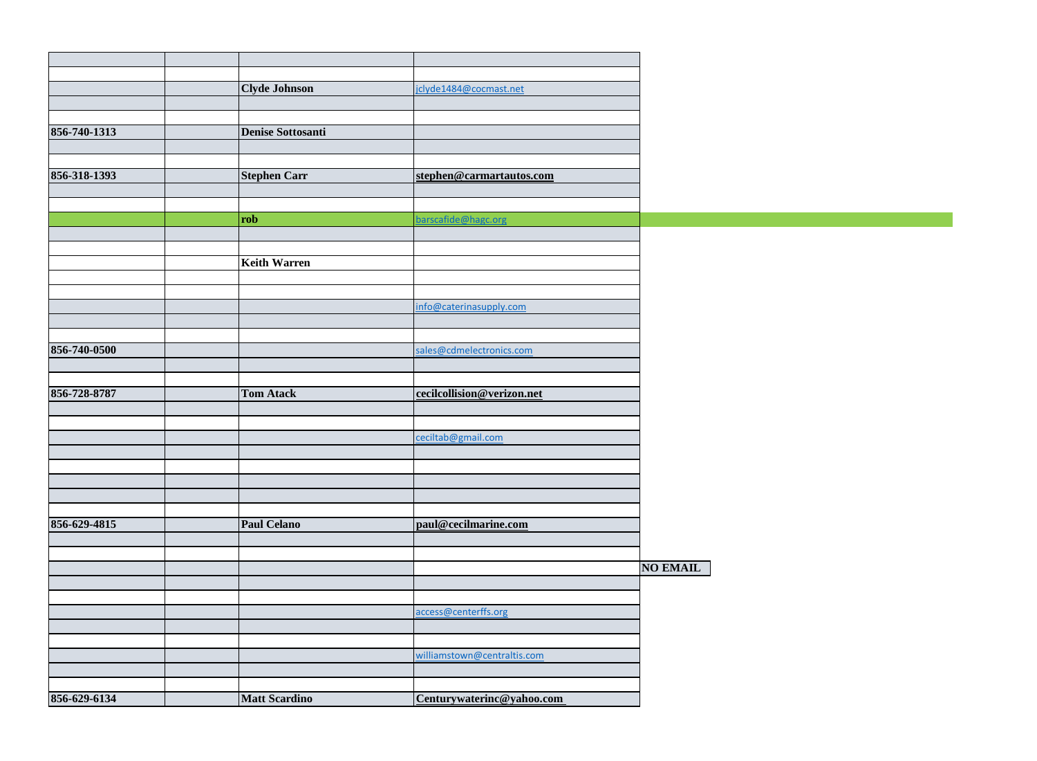| | | | | |
|---|---|---|---|---|
| | | | | |
| | | **Clyde Johnson** | jclyde1484@cocmast.net | |
| | | | | |
| | | | | |
| **856-740-1313** | | **Denise Sottosanti** | | |
| | | | | |
| | | | | |
| **856-318-1393** | | **Stephen Carr** | **stephen@carmartautos.com** | |
| | | | | |
| | | | | |
| | | **rob** | barscafide@hagc.org | |
| | | | | |
| | | | | |
| | | **Keith Warren** | | |
| | | | | |
| | | | | |
| | | | info@caterinasupply.com | |
| | | | | |
| | | | | |
| **856-740-0500** | | | sales@cdmelectronics.com | |
| | | | | |
| | | | | |
| **856-728-8787** | | **Tom Atack** | **cecilcollision@verizon.net** | |
| | | | | |
| | | | | |
| | | | ceciltab@gmail.com | |
| | | | | |
| | | | | |
| | | | | |
| | | | | |
| | | | | |
| **856-629-4815** | | **Paul Celano** | **paul@cecilmarine.com** | |
| | | | | |
| | | | | |
| | | | | **NO EMAIL** |
| | | | | |
| | | | | |
| | | | access@centerffs.org | |
| | | | | |
| | | | | |
| | | | williamstown@centraltis.com | |
| | | | | |
| | | | | |
| **856-629-6134** | | **Matt Scardino** | **Centurywaterinc@yahoo.com** | |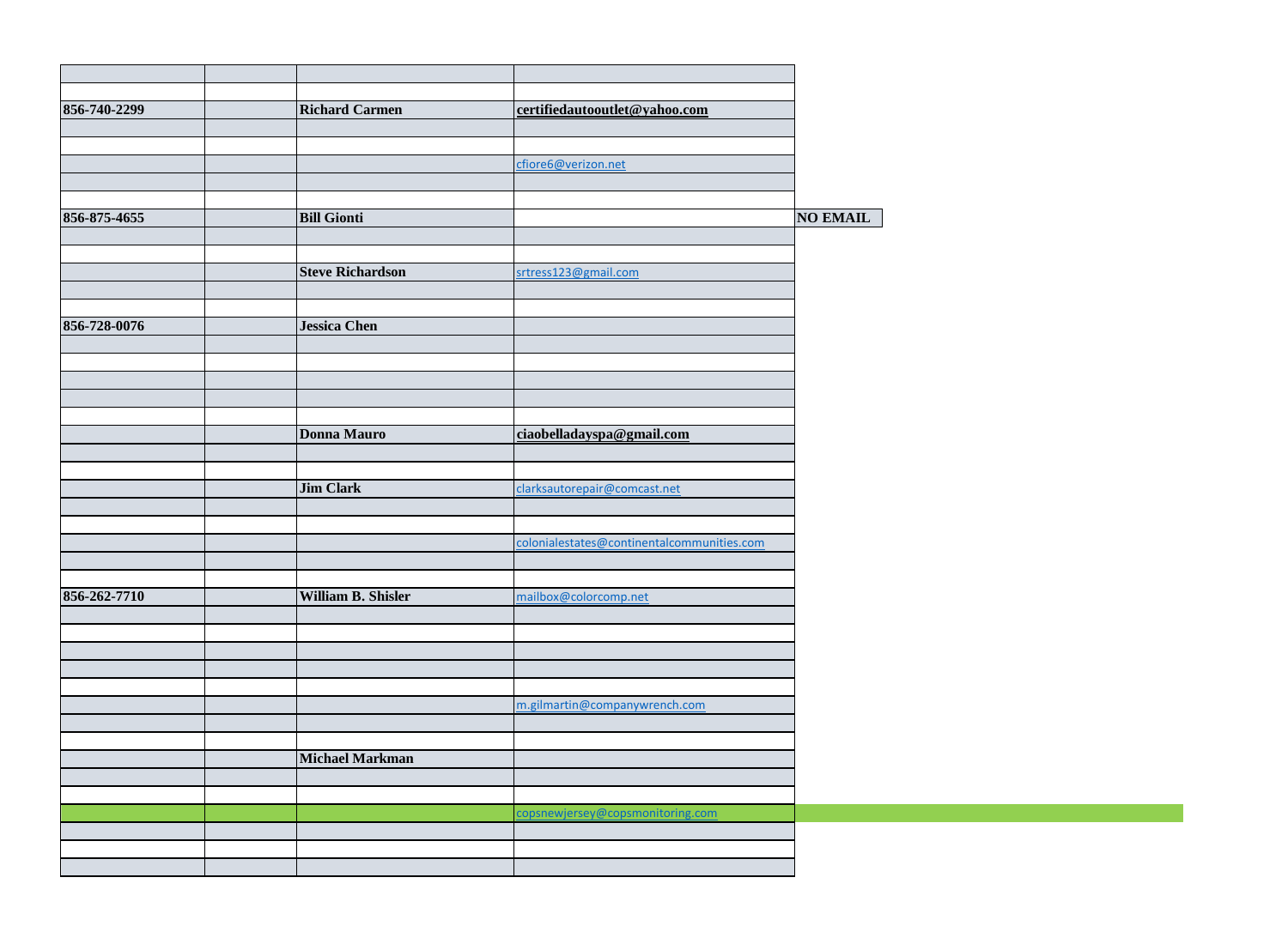| | | | | |
|---|---|---|---|---|
| | | | | |
| 856-740-2299 | | **Richard Carmen** | **certifiedautooutlet@yahoo.com** | |
| | | | | |
| | | | | |
| | | | cfiore6@verizon.net | |
| | | | | |
| | | | | |
| **856-875-4655** | | **Bill Gionti** | | **NO EMAIL** |
| | | | | |
| | | | | |
| | | **Steve Richardson** | srtress123@gmail.com | |
| | | | | |
| | | | | |
| **856-728-0076** | | **Jessica Chen** | | |
| | | | | |
| | | | | |
| | | | | |
| | | | | |
| | | | | |
| | | **Donna Mauro** | **ciaobelladayspa@gmail.com** | |
| | | | | |
| | | | | |
| | | **Jim Clark** | clarksautorepair@comcast.net | |
| | | | | |
| | | | | |
| | | | colonialestates@continentalcommunities.com | |
| | | | | |
| | | | | |
| **856-262-7710** | | **William B. Shisler** | mailbox@colorcomp.net | |
| | | | | |
| | | | | |
| | | | | |
| | | | | |
| | | | | |
| | | | m.gilmartin@companywrench.com | |
| | | | | |
| | | | | |
| | | **Michael Markman** | | |
| | | | | |
| | | | | |
| | | | copsnewjersey@copsmonitoring.com | |
| | | | | |
| | | | | |
| | | | | |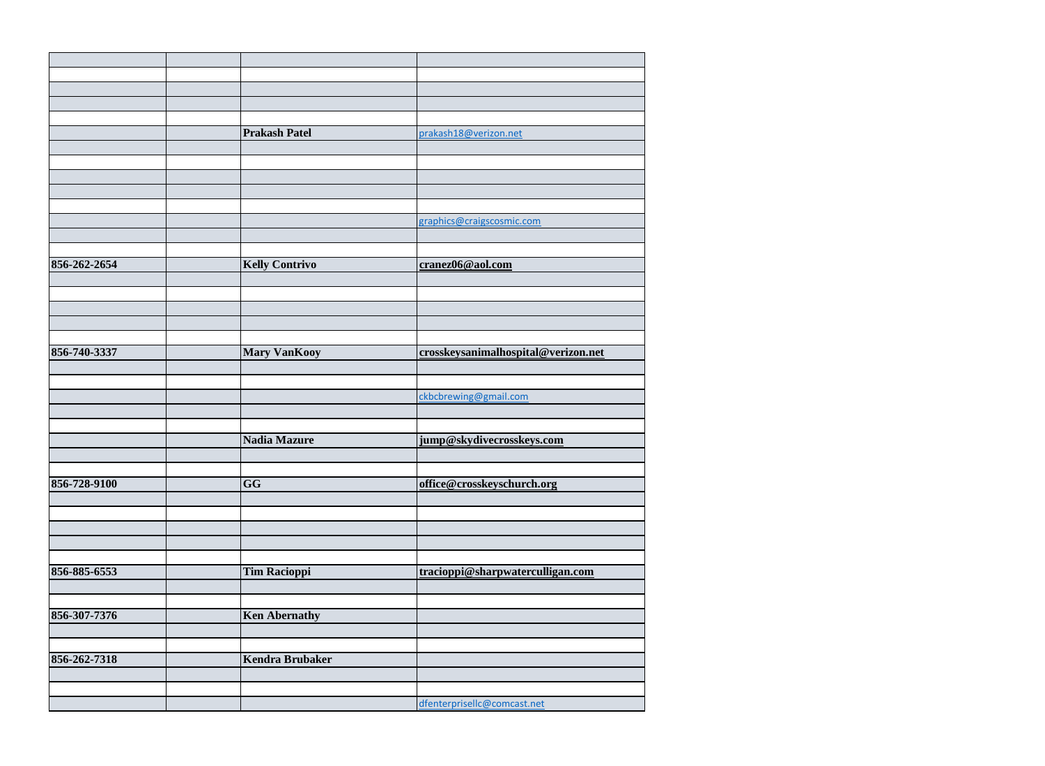| | | | |
|---|---|---|---|
| | | | |
| | | | |
| | | | |
| | | | |
| | | **Prakash Patel** | prakash18@verizon.net |
| | | | |
| | | | |
| | | | |
| | | | |
| | | | |
| | | | graphics@craigscosmic.com |
| | | | |
| | | | |
| **856-262-2654** | | **Kelly Contrivo** | **cranez06@aol.com** |
| | | | |
| | | | |
| | | | |
| | | | |
| | | | |
| **856-740-3337** | | **Mary VanKooy** | **crosskeysanimalhospital@verizon.net** |
| | | | |
| | | | |
| | | | ckbcbrewing@gmail.com |
| | | | |
| | | | |
| | | **Nadia Mazure** | **jump@skydivecrosskeys.com** |
| | | | |
| | | | |
| **856-728-9100** | | **GG** | **office@crosskeyschurch.org** |
| | | | |
| | | | |
| | | | |
| | | | |
| | | | |
| **856-885-6553** | | **Tim Racioppi** | **tracioppi@sharpwaterculligan.com** |
| | | | |
| | | | |
| **856-307-7376** | | **Ken Abernathy** | |
| | | | |
| | | | |
| **856-262-7318** | | **Kendra Brubaker** | |
| | | | |
| | | | |
| | | | dfenterprisellc@comcast.net |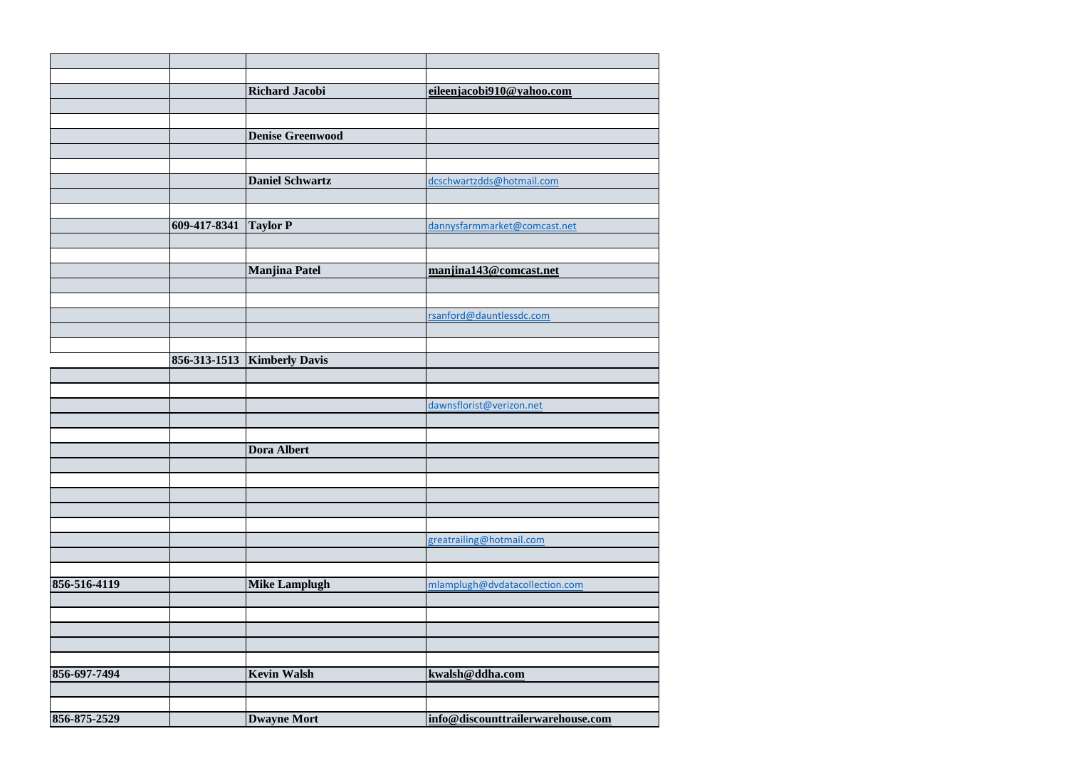| | | | |
|---|---|---|---|
| | | | |
| | | **Richard Jacobi** | **eileenjacobi910@yahoo.com** |
| | | | |
| | | | |
| | | **Denise Greenwood** | |
| | | | |
| | | | |
| | | **Daniel Schwartz** | dcschwartzdds@hotmail.com |
| | | | |
| | | | |
| | **609-417-8341** | **Taylor P** | dannysfarmmarket@comcast.net |
| | | | |
| | | | |
| | | **Manjina Patel** | **manjina143@comcast.net** |
| | | | |
| | | | |
| | | | rsanford@dauntlessdc.com |
| | | | |
| | | | |
| | **856-313-1513** | **Kimberly Davis** | |
| | | | |
| | | | |
| | | | dawnsflorist@verizon.net |
| | | | |
| | | | |
| | | **Dora Albert** | |
| | | | |
| | | | |
| | | | |
| | | | |
| | | | |
| | | | greatrailing@hotmail.com |
| | | | |
| | | | |
| **856-516-4119** | | **Mike Lamplugh** | mlamplugh@dvdatacollection.com |
| | | | |
| | | | |
| | | | |
| | | | |
| | | | |
| **856-697-7494** | | **Kevin Walsh** | **kwalsh@ddha.com** |
| | | | |
| | | | |
| **856-875-2529** | | **Dwayne Mort** | **info@discounttrailerwarehouse.com** |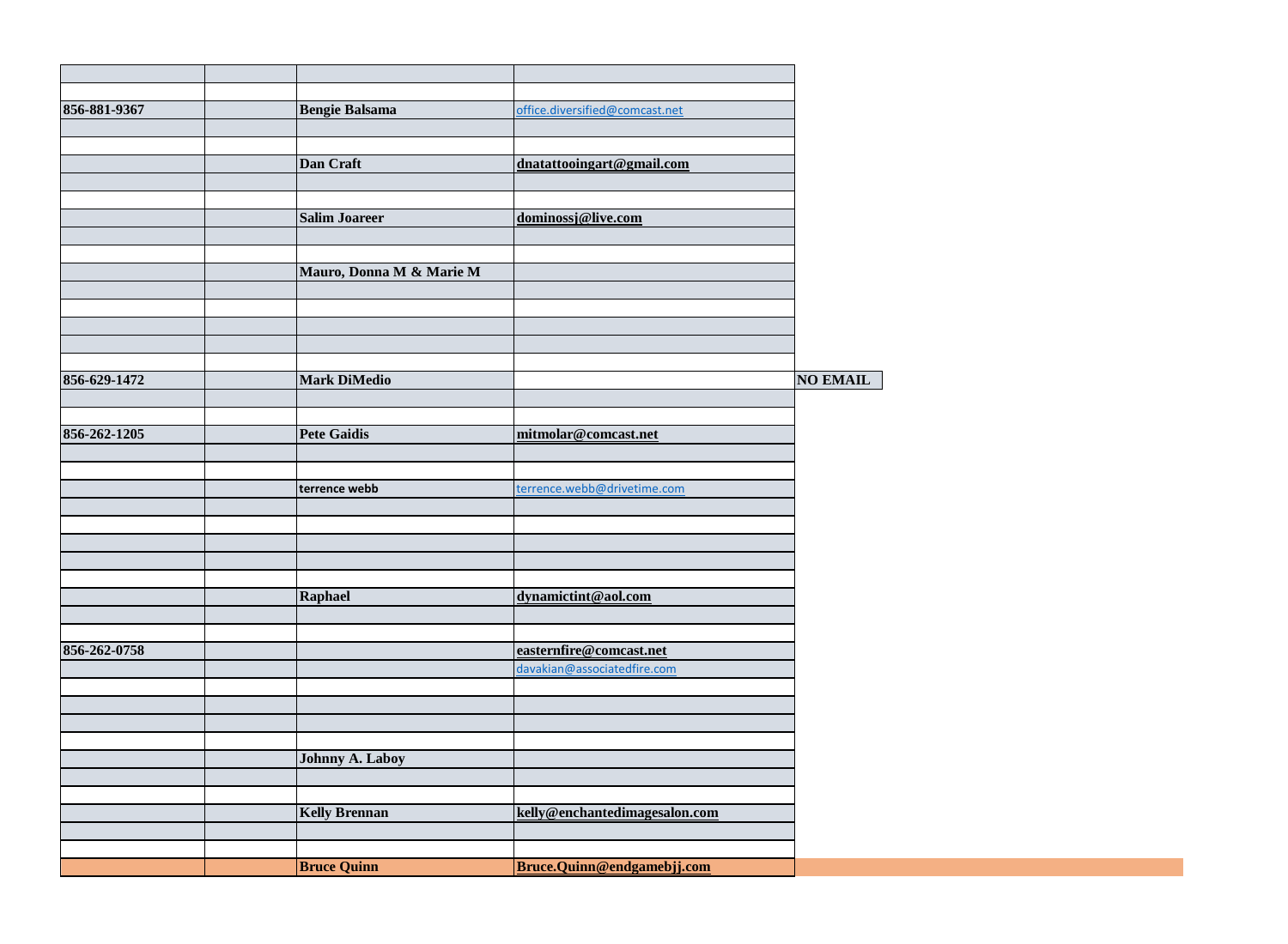| | | | | |
|---|---|---|---|---|
| 856-881-9367 | | Bengie Balsama | office.diversified@comcast.net | |
| | | Dan Craft | dnatattooingart@gmail.com | |
| | | Salim Joareer | dominossj@live.com | |
| | | Mauro, Donna M & Marie M | | |
| 856-629-1472 | | Mark DiMedio | | NO EMAIL |
| 856-262-1205 | | Pete Gaidis | mitmolar@comcast.net | |
| | | terrence webb | terrence.webb@drivetime.com | |
| | | Raphael | dynamictint@aol.com | |
| 856-262-0758 | | | easternfire@comcast.net | |
| | | | davakian@associatedfire.com | |
| | | Johnny A. Laboy | | |
| | | Kelly Brennan | kelly@enchantedimagesalon.com | |
| | | Bruce Quinn | Bruce.Quinn@endgamebjj.com | |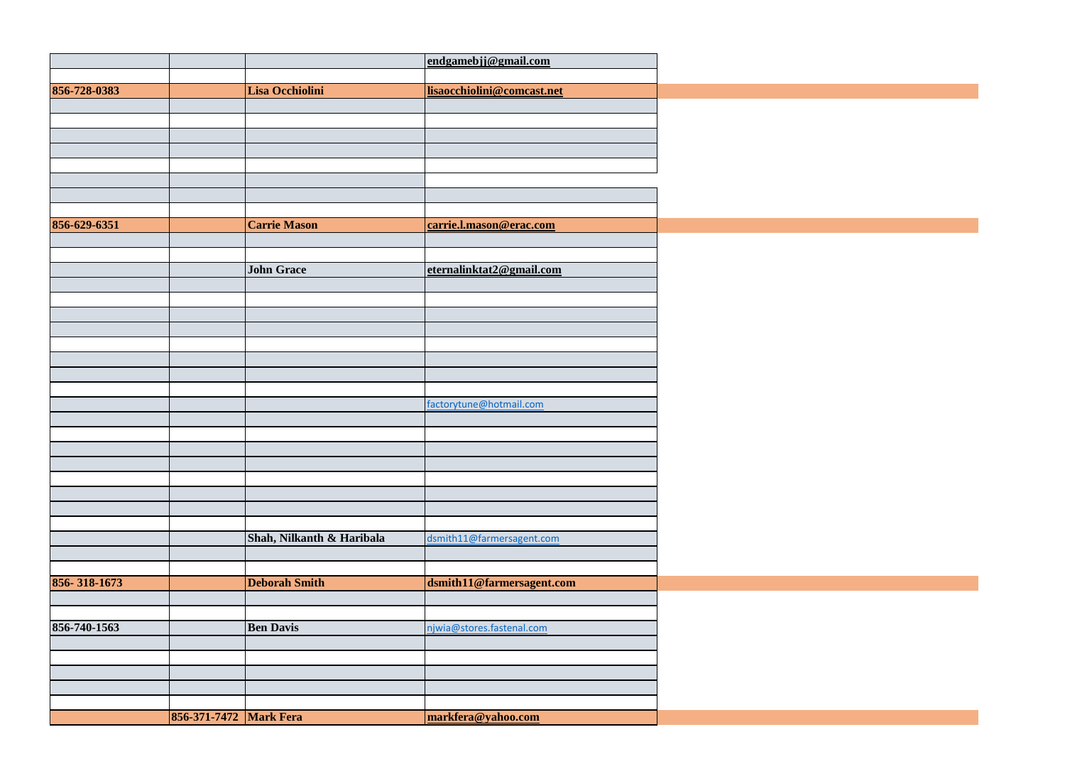| | | | |
|---|---|---|---|
| | | | endgamebjj@gmail.com |
| | | | |
| 856-728-0383 | | Lisa Occhiolini | lisaocchiolini@comcast.net |
| | | | |
| | | | |
| | | | |
| | | | |
| | | | |
| | | | |
| | | | |
| | | | |
| 856-629-6351 | | Carrie Mason | carrie.l.mason@erac.com |
| | | | |
| | | | |
| | | John Grace | eternalinktat2@gmail.com |
| | | | |
| | | | |
| | | | |
| | | | |
| | | | |
| | | | |
| | | | |
| | | | |
| | | | factorytune@hotmail.com |
| | | | |
| | | | |
| | | | |
| | | | |
| | | | |
| | | | |
| | | | |
| | | | |
| | | Shah, Nilkanth & Haribala | dsmith11@farmersagent.com |
| | | | |
| | | | |
| 856- 318-1673 | | Deborah Smith | dsmith11@farmersagent.com |
| | | | |
| | | | |
| 856-740-1563 | | Ben Davis | njwia@stores.fastenal.com |
| | | | |
| | | | |
| | | | |
| | | | |
| | | | |
| | 856-371-7472 | Mark Fera | markfera@yahoo.com |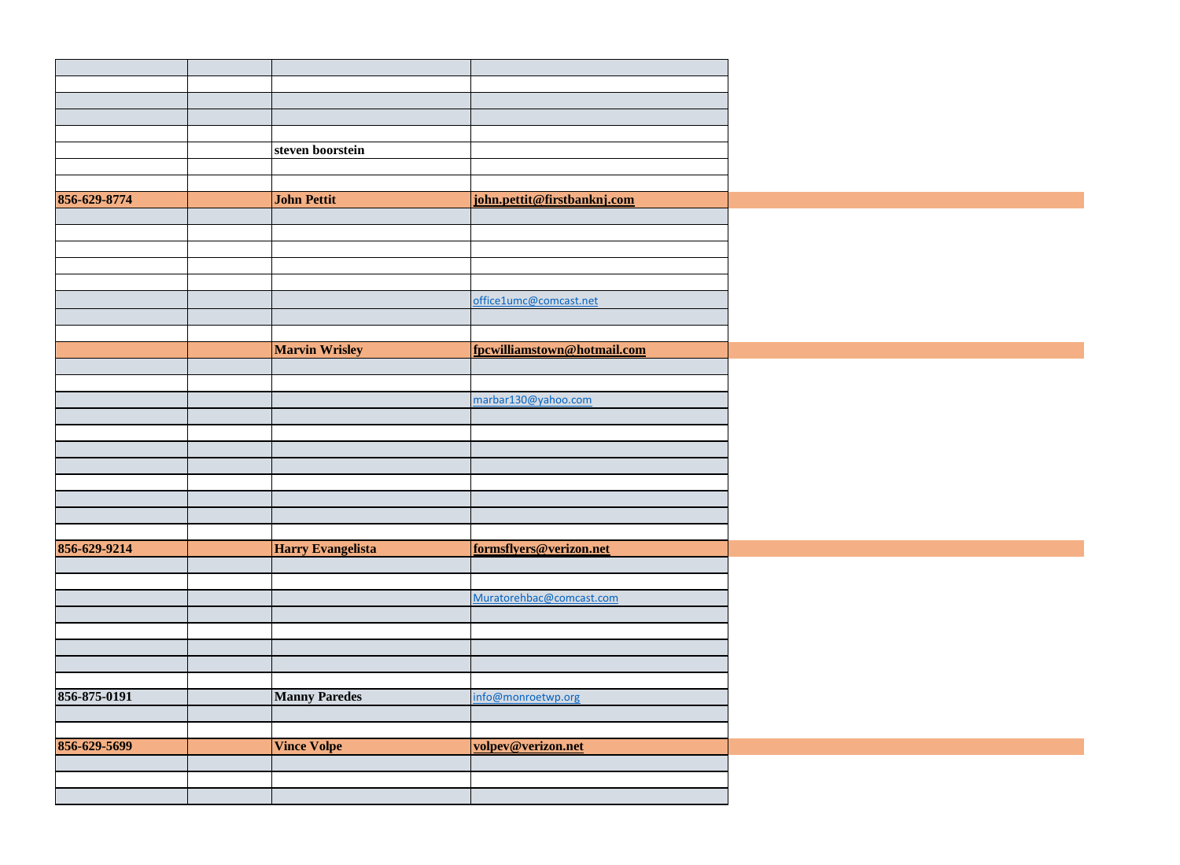| | | | |
|---|---|---|---|
| | | | |
| | | | |
| | | | |
| | | | |
| | | | |
| | | **steven boorstein** | |
| | | | |
| | | | |
| **856-629-8774** | | **John Pettit** | **john.pettit@firstbanknj.com** |
| | | | |
| | | | |
| | | | |
| | | | |
| | | | |
| | | | office1umc@comcast.net |
| | | | |
| | | | |
| | | **Marvin Wrisley** | **fpcwilliamstown@hotmail.com** |
| | | | |
| | | | |
| | | | marbar130@yahoo.com |
| | | | |
| | | | |
| | | | |
| | | | |
| | | | |
| | | | |
| | | | |
| | | | |
| **856-629-9214** | | **Harry Evangelista** | **formsflyers@verizon.net** |
| | | | |
| | | | |
| | | | Muratorehbac@comcast.com |
| | | | |
| | | | |
| | | | |
| | | | |
| | | | |
| **856-875-0191** | | **Manny Paredes** | info@monroetwp.org |
| | | | |
| | | | |
| **856-629-5699** | | **Vince Volpe** | **volpev@verizon.net** |
| | | | |
| | | | |
| | | | |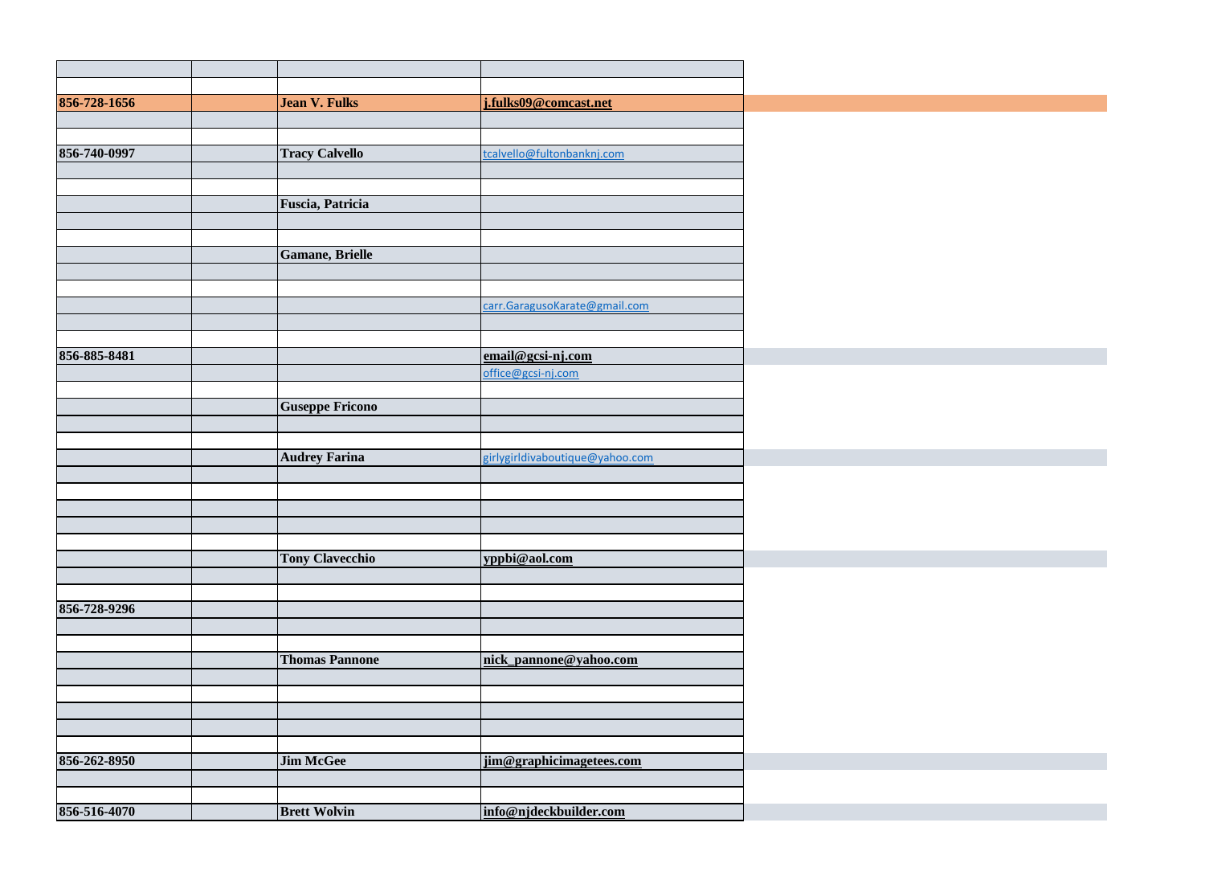| | | | |
|---|---|---|---|
| | | | |
| **856-728-1656** | | **Jean V. Fulks** | **j.fulks09@comcast.net** |
| | | | |
| | | | |
| **856-740-0997** | | **Tracy Calvello** | tcalvello@fultonbanknj.com |
| | | | |
| | | | |
| | | **Fuscia, Patricia** | |
| | | | |
| | | | |
| | | **Gamane, Brielle** | |
| | | | |
| | | | |
| | | | carr.GaragusoKarate@gmail.com |
| | | | |
| | | | |
| **856-885-8481** | | | **email@gcsi-nj.com** |
| | | | office@gcsi-nj.com |
| | | | |
| | | **Guseppe Fricono** | |
| | | | |
| | | | |
| | | **Audrey Farina** | girlygirldivaboutique@yahoo.com |
| | | | |
| | | | |
| | | | |
| | | | |
| | | | |
| | | **Tony Clavecchio** | **yppbi@aol.com** |
| | | | |
| | | | |
| **856-728-9296** | | | |
| | | | |
| | | | |
| | | **Thomas Pannone** | **nick_pannone@yahoo.com** |
| | | | |
| | | | |
| | | | |
| | | | |
| | | | |
| **856-262-8950** | | **Jim McGee** | **jim@graphicimagetees.com** |
| | | | |
| | | | |
| **856-516-4070** | | **Brett Wolvin** | **info@njdeckbuilder.com** |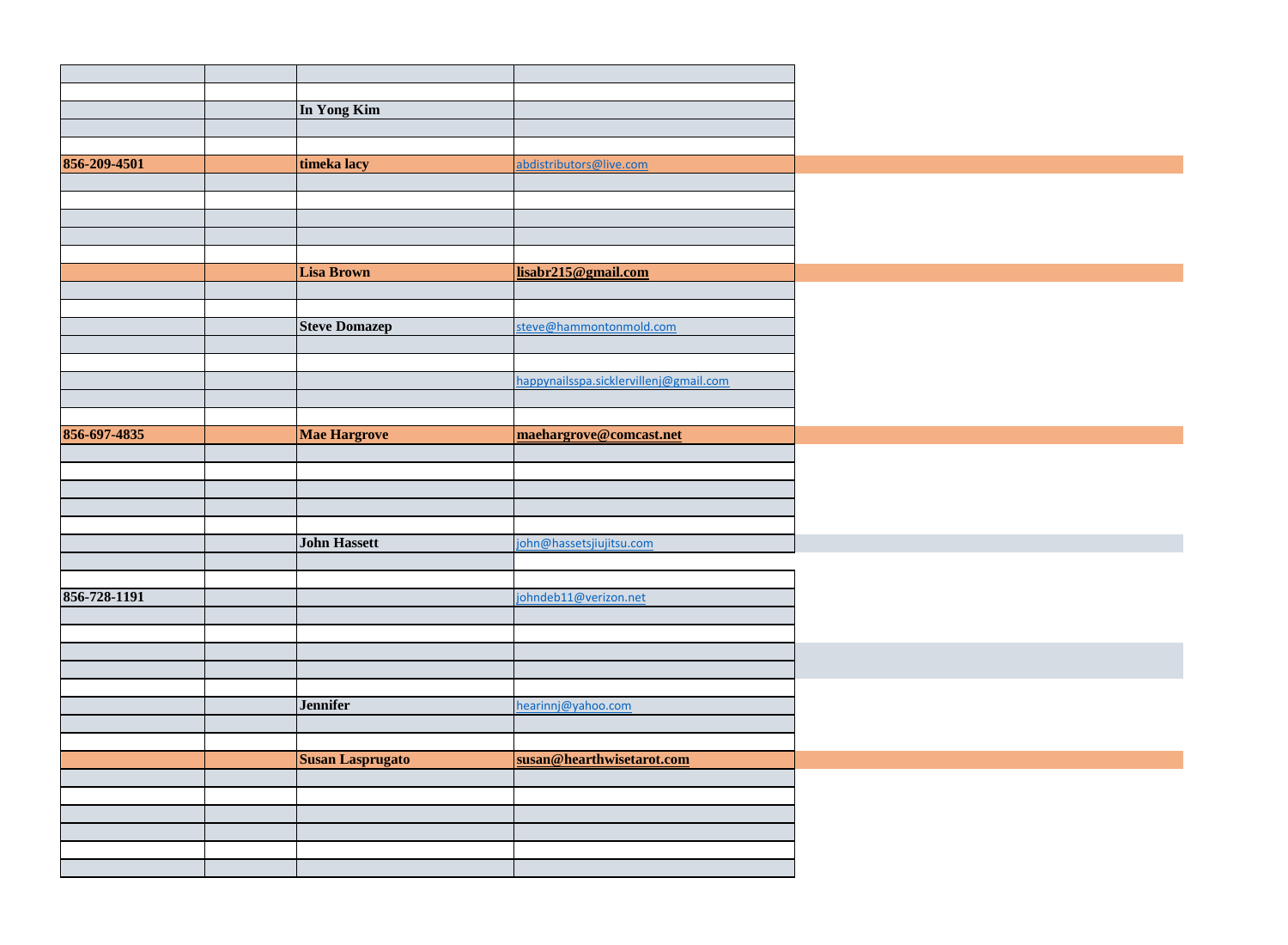| | | | |
|---|---|---|---|
| | | | |
| | | | |
| | | In Yong Kim | |
| | | | |
| | | | |
| 856-209-4501 | | timeka lacy | abdistributors@live.com |
| | | | |
| | | | |
| | | | |
| | | | |
| | | | |
| | | Lisa Brown | lisabr215@gmail.com |
| | | | |
| | | | |
| | | Steve Domazep | steve@hammontonmold.com |
| | | | |
| | | | |
| | | | happynailsspa.sicklervillenj@gmail.com |
| | | | |
| | | | |
| 856-697-4835 | | Mae Hargrove | maehargrove@comcast.net |
| | | | |
| | | | |
| | | | |
| | | | |
| | | | |
| | | John Hassett | john@hassetsjiujitsu.com |
| | | | |
| | | | |
| 856-728-1191 | | | johndeb11@verizon.net |
| | | | |
| | | | |
| | | | |
| | | | |
| | | | |
| | | Jennifer | hearinnj@yahoo.com |
| | | | |
| | | | |
| | | Susan Lasprugato | susan@hearthwisetarot.com |
| | | | |
| | | | |
| | | | |
| | | | |
| | | | |
| | | | |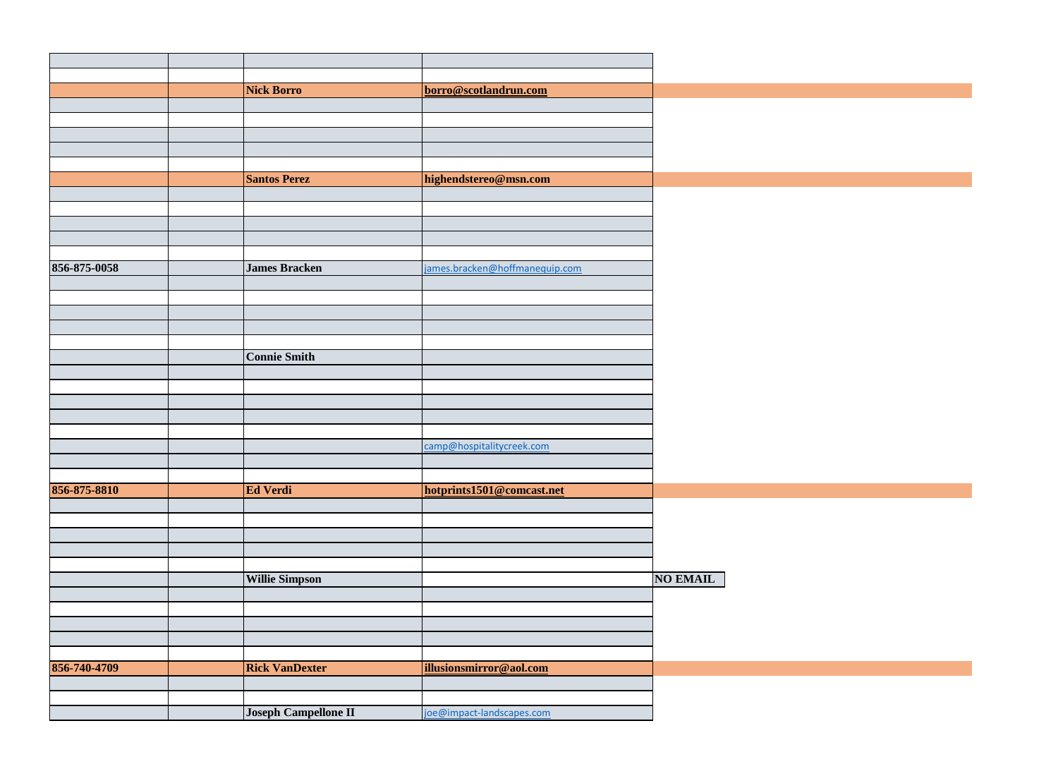| | | | | |
|---|---|---|---|---|
| | | | | |
| | | Nick Borro | borro@scotlandrun.com | |
| | | | | |
| | | | | |
| | | | | |
| | | | | |
| | | | | |
| | | Santos Perez | highendstereo@msn.com | |
| | | | | |
| | | | | |
| | | | | |
| | | | | |
| | | | | |
| 856-875-0058 | | James Bracken | james.bracken@hoffmanequip.com | |
| | | | | |
| | | | | |
| | | | | |
| | | | | |
| | | | | |
| | | Connie Smith | | |
| | | | | |
| | | | | |
| | | | | |
| | | | | |
| | | | | |
| | | | camp@hospitalitycreek.com | |
| | | | | |
| | | | | |
| 856-875-8810 | | Ed Verdi | hotprints1501@comcast.net | |
| | | | | |
| | | | | |
| | | | | |
| | | | | |
| | | | | |
| | | Willie Simpson | | NO EMAIL |
| | | | | |
| | | | | |
| | | | | |
| | | | | |
| | | | | |
| 856-740-4709 | | Rick VanDexter | illusionsmirror@aol.com | |
| | | | | |
| | | | | |
| | | Joseph Campellone II | joe@impact-landscapes.com | |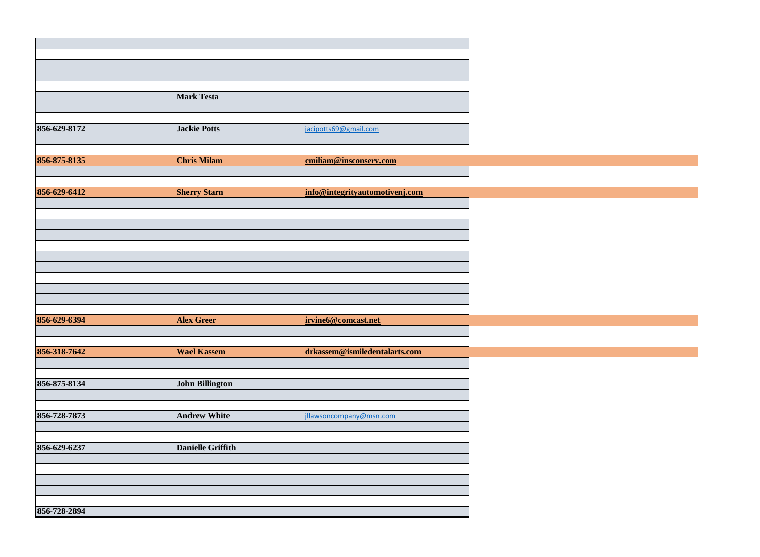| | | | |
|---|---|---|---|
| | | | |
| | | | |
| | | | |
| | | | |
| | | | |
| | | **Mark Testa** | |
| | | | |
| | | | |
| **856-629-8172** | | **Jackie Potts** | jacipotts69@gmail.com |
| | | | |
| | | | |
| **856-875-8135** | | **Chris Milam** | **cmiliam@insconserv.com** |
| | | | |
| | | | |
| **856-629-6412** | | **Sherry Starn** | **info@integrityautomotivenj.com** |
| | | | |
| | | | |
| | | | |
| | | | |
| | | | |
| | | | |
| | | | |
| | | | |
| | | | |
| | | | |
| | | | |
| **856-629-6394** | | **Alex Greer** | **irvine6@comcast.net** |
| | | | |
| | | | |
| **856-318-7642** | | **Wael Kassem** | **drkassem@ismiledentalarts.com** |
| | | | |
| | | | |
| **856-875-8134** | | **John Billington** | |
| | | | |
| | | | |
| **856-728-7873** | | **Andrew White** | jllawsoncompany@msn.com |
| | | | |
| | | | |
| **856-629-6237** | | **Danielle Griffith** | |
| | | | |
| | | | |
| | | | |
| | | | |
| | | | |
| **856-728-2894** | | | |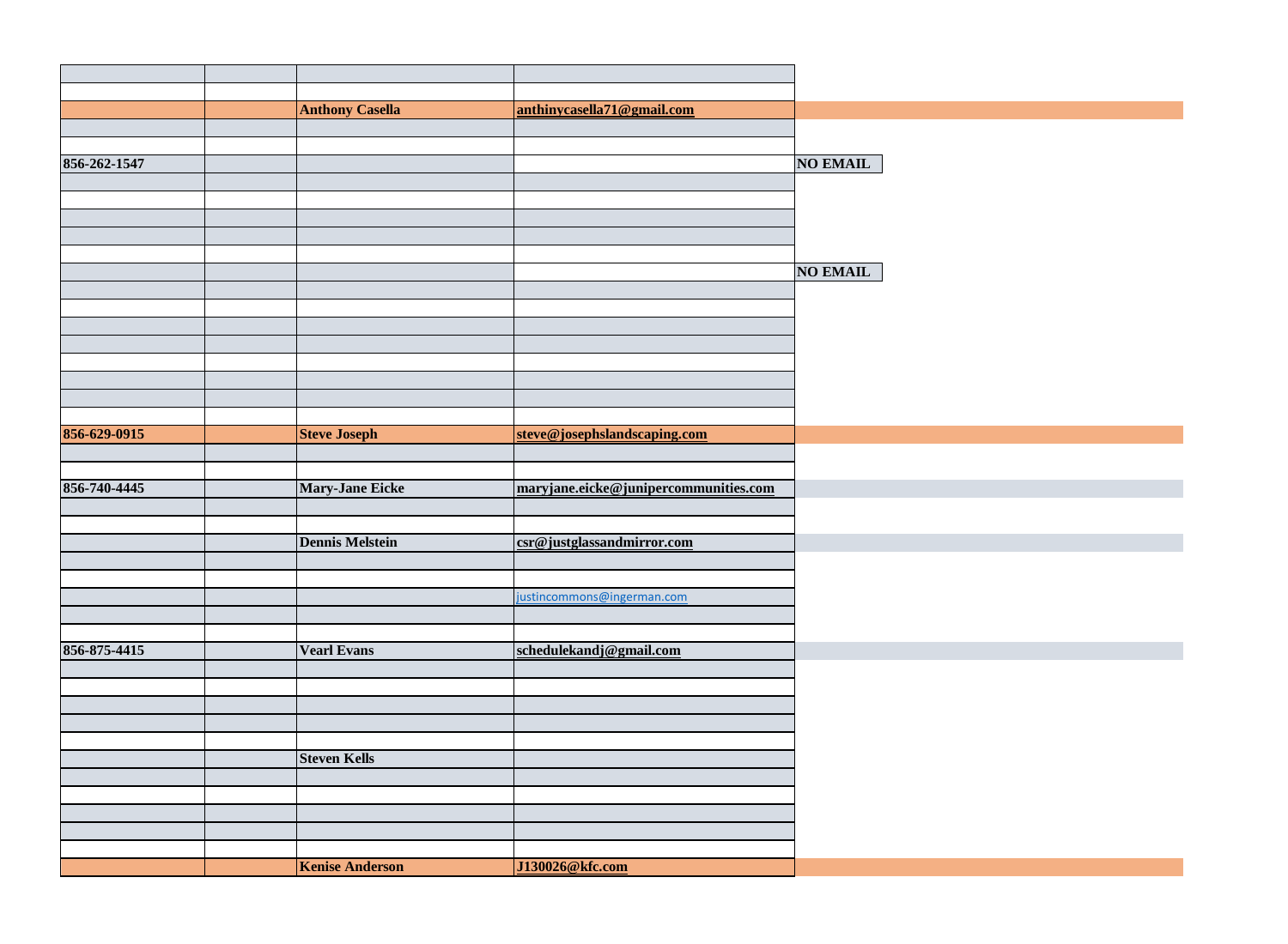| | | | | |
|---|---|---|---|---|
| | | | | |
| | | Anthony Casella | anthinycasella71@gmail.com | |
| | | | | |
| | | | | |
| 856-262-1547 | | | | NO EMAIL |
| | | | | |
| | | | | |
| | | | | |
| | | | | |
| | | | | |
| | | | | NO EMAIL |
| | | | | |
| | | | | |
| | | | | |
| | | | | |
| | | | | |
| | | | | |
| | | | | |
| | | | | |
| 856-629-0915 | | Steve Joseph | steve@josephslandscaping.com | |
| | | | | |
| | | | | |
| 856-740-4445 | | Mary-Jane Eicke | maryjane.eicke@junipercommunities.com | |
| | | | | |
| | | | | |
| | | Dennis Melstein | csr@justglassandmirror.com | |
| | | | | |
| | | | | |
| | | | justincommons@ingerman.com | |
| | | | | |
| | | | | |
| 856-875-4415 | | Vearl Evans | schedulekandj@gmail.com | |
| | | | | |
| | | | | |
| | | | | |
| | | | | |
| | | | | |
| | | Steven Kells | | |
| | | | | |
| | | | | |
| | | | | |
| | | | | |
| | | | | |
| | | Kenise Anderson | J130026@kfc.com | |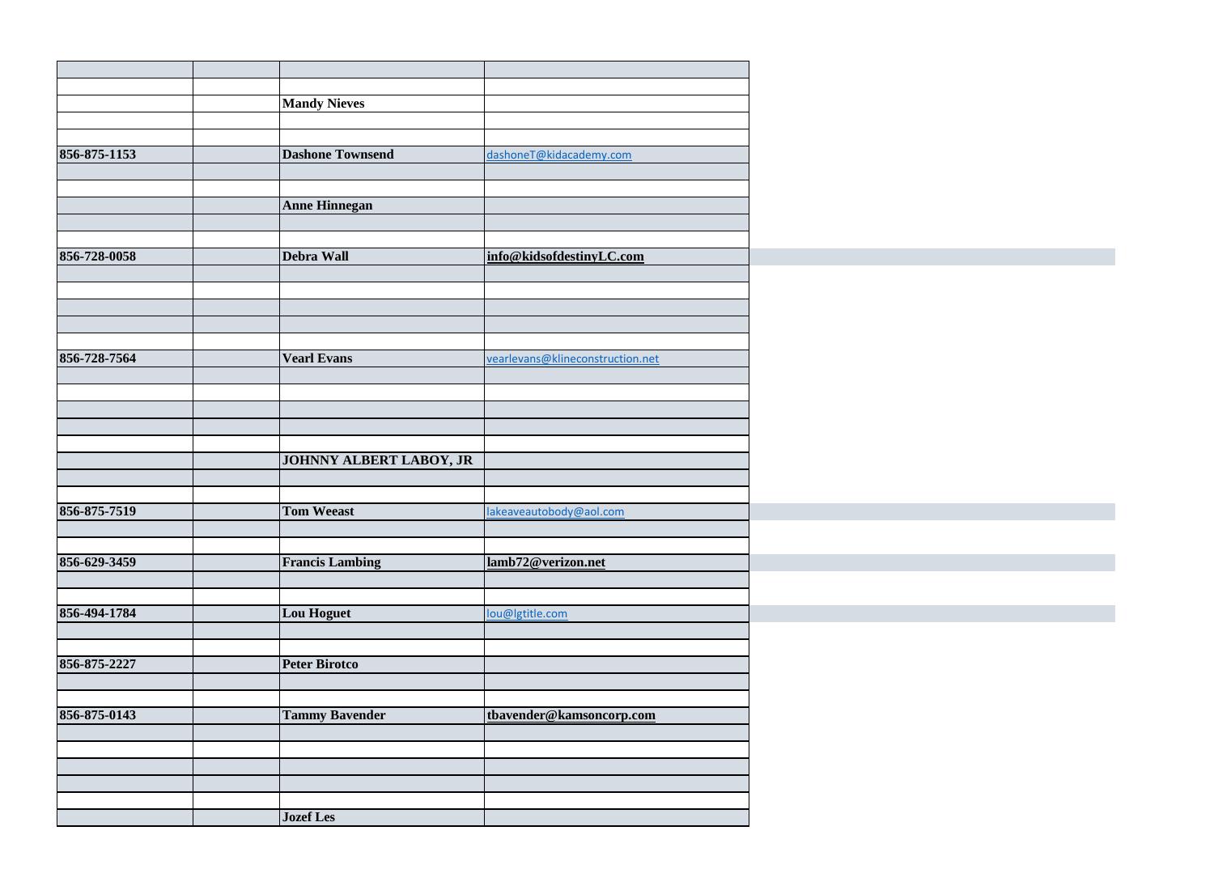| | | | |
|---|---|---|---|
| | | | |
| | | **Mandy Nieves** | |
| | | | |
| | | | |
| **856-875-1153** | | **Dashone Townsend** | dashoneT@kidacademy.com |
| | | | |
| | | | |
| | | **Anne Hinnegan** | |
| | | | |
| | | | |
| **856-728-0058** | | **Debra Wall** | **info@kidsofdestinyLC.com** |
| | | | |
| | | | |
| | | | |
| | | | |
| | | | |
| **856-728-7564** | | **Vearl Evans** | vearlevans@klineconstruction.net |
| | | | |
| | | | |
| | | | |
| | | | |
| | | | |
| | | **JOHNNY ALBERT LABOY, JR** | |
| | | | |
| | | | |
| **856-875-7519** | | **Tom Weeast** | lakeaveautobody@aol.com |
| | | | |
| | | | |
| **856-629-3459** | | **Francis Lambing** | **lamb72@verizon.net** |
| | | | |
| | | | |
| **856-494-1784** | | **Lou Hoguet** | lou@lgtitle.com |
| | | | |
| | | | |
| **856-875-2227** | | **Peter Birotco** | |
| | | | |
| | | | |
| **856-875-0143** | | **Tammy Bavender** | **tbavender@kamsoncorp.com** |
| | | | |
| | | | |
| | | | |
| | | | |
| | | | |
| | | **Jozef Les** | |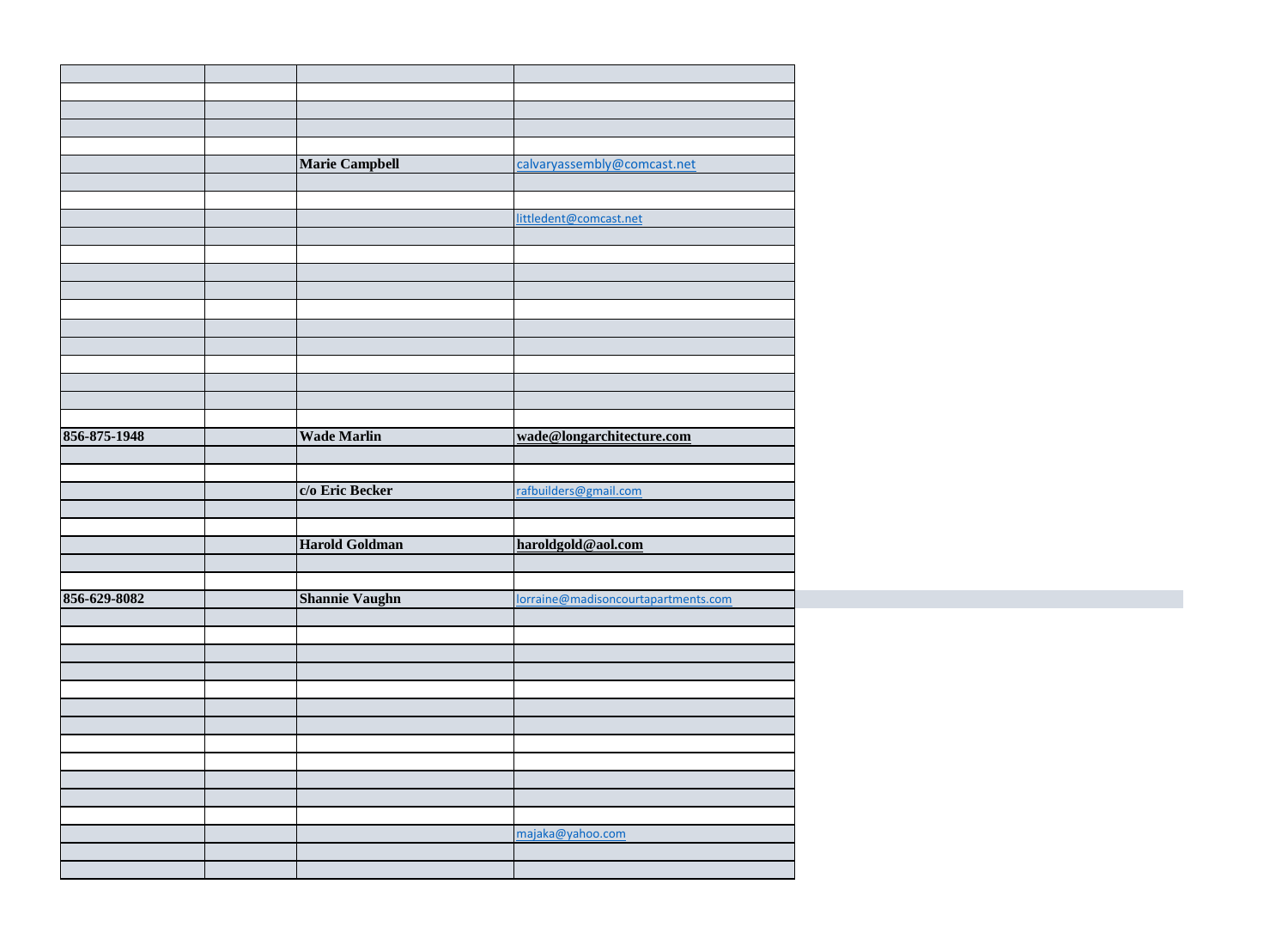| | | | |
|---|---|---|---|
| | | | |
| | | | |
| | | | |
| | | | |
| | | **Marie Campbell** | calvaryassembly@comcast.net |
| | | | |
| | | | |
| | | | littledent@comcast.net |
| | | | |
| | | | |
| | | | |
| | | | |
| | | | |
| | | | |
| | | | |
| | | | |
| | | | |
| | | | |
| | | | |
| **856-875-1948** | | **Wade Marlin** | **wade@longarchitecture.com** |
| | | | |
| | | | |
| | | **c/o Eric Becker** | rafbuilders@gmail.com |
| | | | |
| | | | |
| | | **Harold Goldman** | **haroldgold@aol.com** |
| | | | |
| | | | |
| **856-629-8082** | | **Shannie Vaughn** | lorraine@madisoncourtapartments.com |
| | | | |
| | | | |
| | | | |
| | | | |
| | | | |
| | | | |
| | | | |
| | | | |
| | | | |
| | | | |
| | | | |
| | | | |
| | | | majaka@yahoo.com |
| | | | |
| | | | |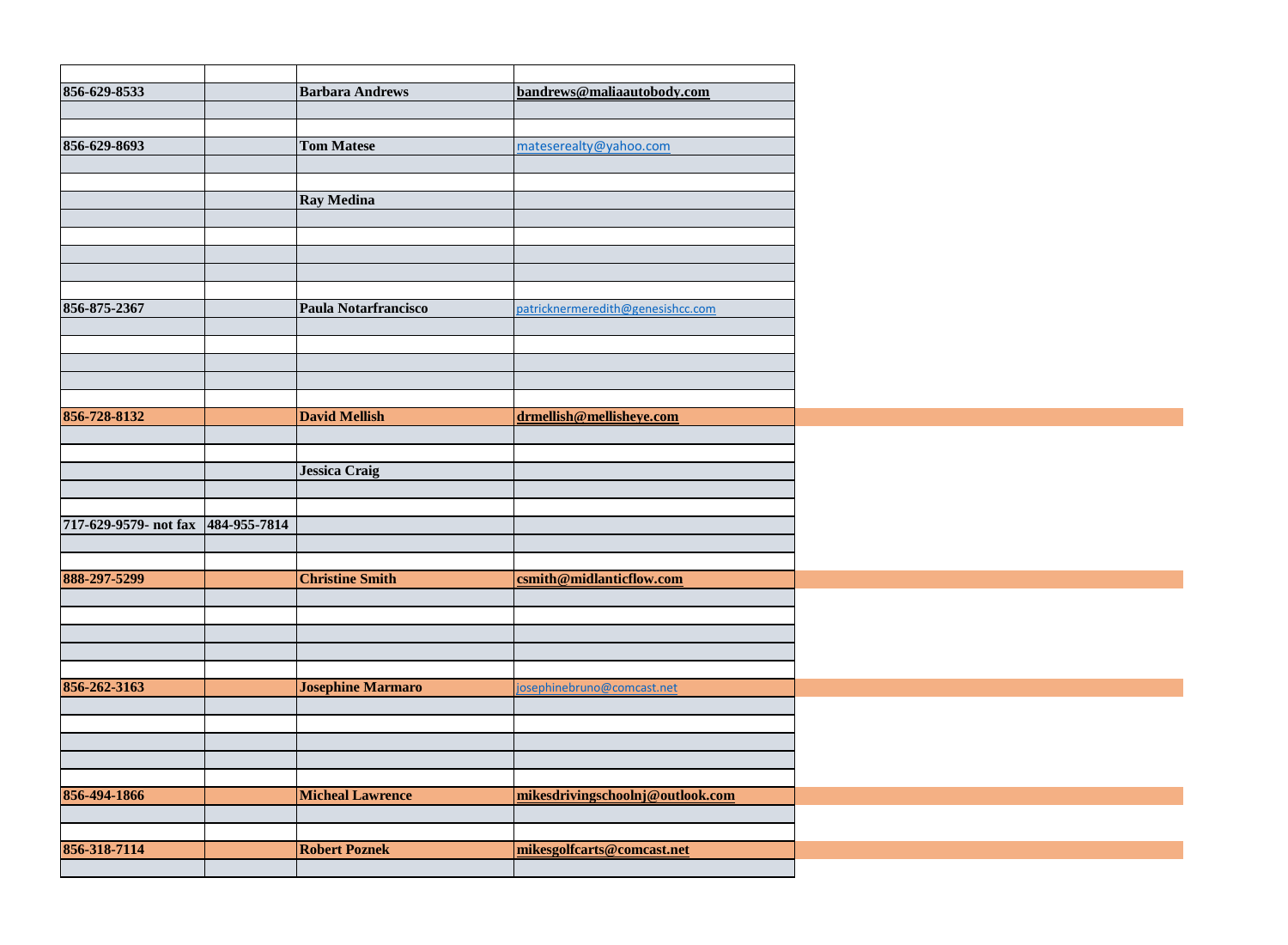| | | | |
|---|---|---|---|
| **856-629-8533** | | **Barbara Andrews** | **bandrews@maliaautobody.com** |
| | | | |
| | | | |
| **856-629-8693** | | **Tom Matese** | mateserealty@yahoo.com |
| | | | |
| | | | |
| | | **Ray Medina** | |
| | | | |
| | | | |
| | | | |
| | | | |
| | | | |
| **856-875-2367** | | **Paula Notarfrancisco** | patricknermeredith@genesishcc.com |
| | | | |
| | | | |
| | | | |
| | | | |
| | | | |
| **856-728-8132** | | **David Mellish** | **drmellish@mellisheye.com** |
| | | | |
| | | | |
| | | **Jessica Craig** | |
| | | | |
| | | | |
| **717-629-9579- not fax** | **484-955-7814** | | |
| | | | |
| | | | |
| **888-297-5299** | | **Christine Smith** | **csmith@midlanticflow.com** |
| | | | |
| | | | |
| | | | |
| | | | |
| | | | |
| **856-262-3163** | | **Josephine Marmaro** | josephinebruno@comcast.net |
| | | | |
| | | | |
| | | | |
| | | | |
| | | | |
| **856-494-1866** | | **Micheal Lawrence** | **mikesdrivingschoolnj@outlook.com** |
| | | | |
| | | | |
| **856-318-7114** | | **Robert Poznek** | **mikesgolfcarts@comcast.net** |
| | | | |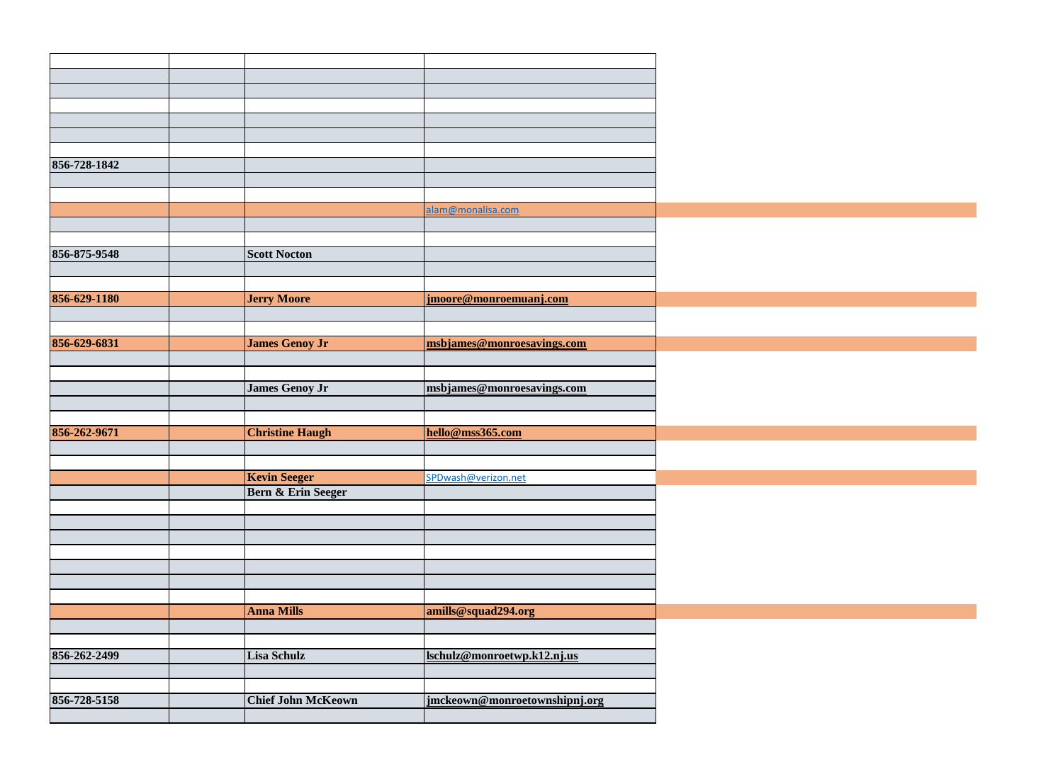| | | | |
|---|---|---|---|
| | | | |
| | | | |
| | | | |
| | | | |
| | | | |
| | | | |
| | | | |
| **856-728-1842** | | | |
| | | | |
| | | | |
| | | | alam@monalisa.com |
| | | | |
| | | | |
| **856-875-9548** | | **Scott Nocton** | |
| | | | |
| | | | |
| **856-629-1180** | | **Jerry Moore** | **jmoore@monroemuanj.com** |
| | | | |
| | | | |
| **856-629-6831** | | **James Genoy Jr** | **msbjames@monroesavings.com** |
| | | | |
| | | | |
| | | **James Genoy Jr** | **msbjames@monroesavings.com** |
| | | | |
| | | | |
| **856-262-9671** | | **Christine Haugh** | **hello@mss365.com** |
| | | | |
| | | | |
| | | **Kevin Seeger** | SPDwash@verizon.net |
| | | **Bern & Erin Seeger** | |
| | | | |
| | | | |
| | | | |
| | | | |
| | | | |
| | | | |
| | | | |
| | | **Anna Mills** | **amills@squad294.org** |
| | | | |
| | | | |
| **856-262-2499** | | **Lisa Schulz** | **lschulz@monroetwp.k12.nj.us** |
| | | | |
| | | | |
| **856-728-5158** | | **Chief John McKeown** | **jmckeown@monroetownshipnj.org** |
| | | | |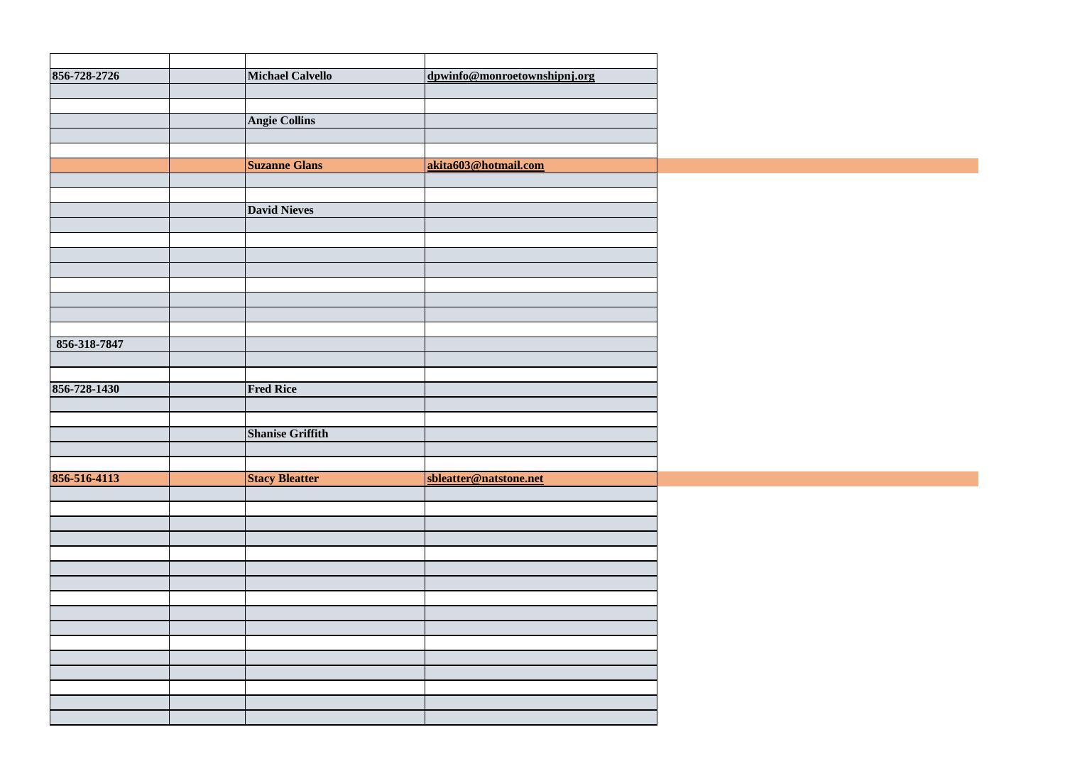| | | | |
|---|---|---|---|
| 856-728-2726 | | **Michael Calvello** | dpwinfo@monroetownshipnj.org |
| | | | |
| | | | |
| | | **Angie Collins** | |
| | | | |
| | | | |
| | | **Suzanne Glans** | akita603@hotmail.com |
| | | | |
| | | | |
| | | **David Nieves** | |
| | | | |
| | | | |
| | | | |
| | | | |
| | | | |
| | | | |
| | | | |
| | | | |
| 856-318-7847 | | | |
| | | | |
| | | | |
| 856-728-1430 | | **Fred Rice** | |
| | | | |
| | | | |
| | | **Shanise Griffith** | |
| | | | |
| | | | |
| 856-516-4113 | | **Stacy Bleatter** | sbleatter@natstone.net |
| | | | |
| | | | |
| | | | |
| | | | |
| | | | |
| | | | |
| | | | |
| | | | |
| | | | |
| | | | |
| | | | |
| | | | |
| | | | |
| | | | |
| | | | |
| | | | |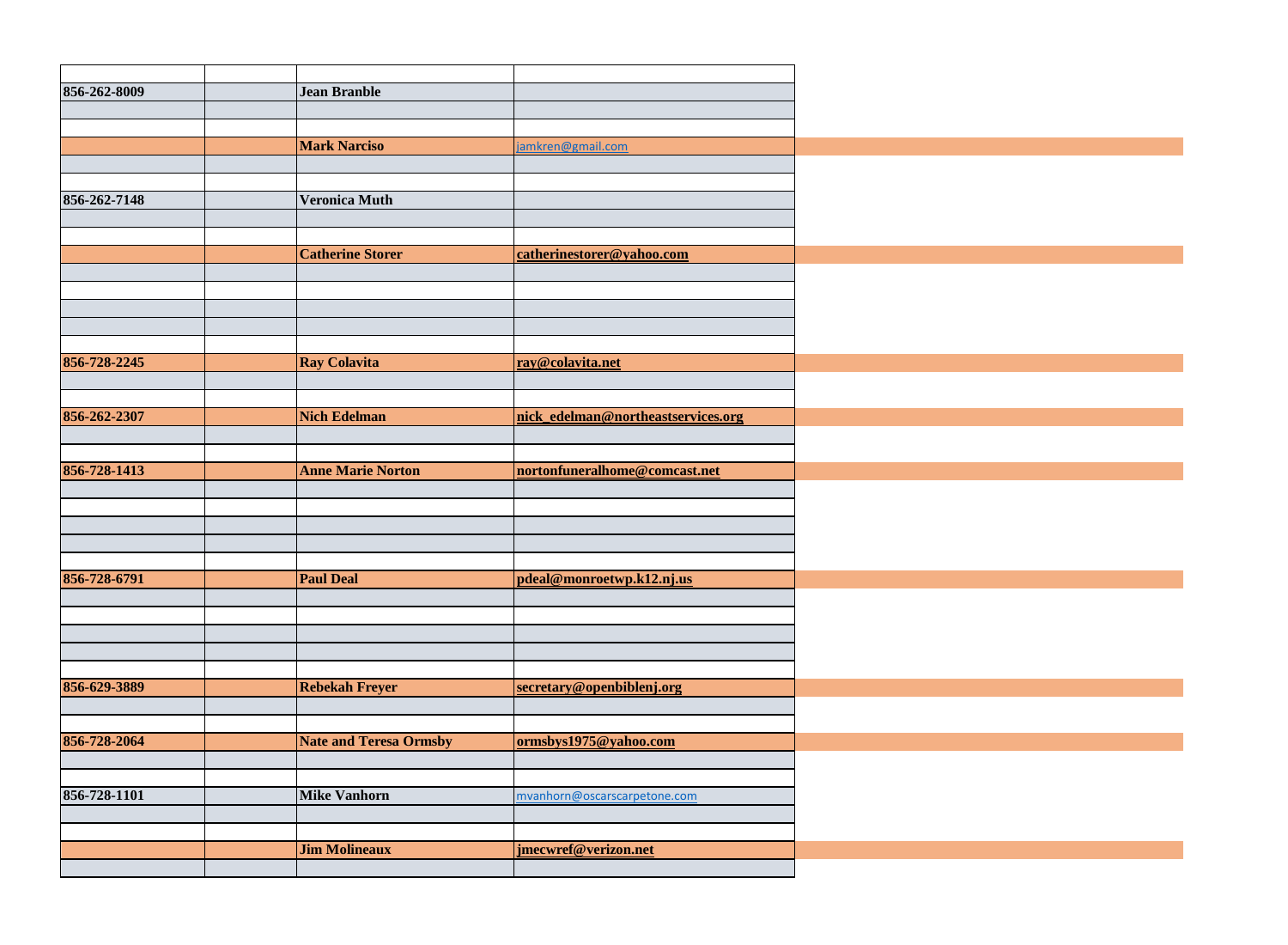| | | | |
|---|---|---|---|
| 856-262-8009 | | Jean Branble | |
| | | | |
| | | | |
| | | Mark Narciso | jamkren@gmail.com |
| | | | |
| | | | |
| 856-262-7148 | | Veronica Muth | |
| | | | |
| | | | |
| | | Catherine Storer | catherinestorer@yahoo.com |
| | | | |
| | | | |
| | | | |
| | | | |
| | | | |
| 856-728-2245 | | Ray Colavita | ray@colavita.net |
| | | | |
| | | | |
| 856-262-2307 | | Nich Edelman | nick_edelman@northeastservices.org |
| | | | |
| | | | |
| 856-728-1413 | | Anne Marie Norton | nortonfuneralhome@comcast.net |
| | | | |
| | | | |
| | | | |
| | | | |
| | | | |
| 856-728-6791 | | Paul Deal | pdeal@monroetwp.k12.nj.us |
| | | | |
| | | | |
| | | | |
| | | | |
| | | | |
| 856-629-3889 | | Rebekah Freyer | secretary@openbiblenj.org |
| | | | |
| | | | |
| 856-728-2064 | | Nate and Teresa Ormsby | ormsbys1975@yahoo.com |
| | | | |
| | | | |
| 856-728-1101 | | Mike Vanhorn | mvanhorn@oscarscarpetone.com |
| | | | |
| | | | |
| | | Jim Molineaux | jmecwref@verizon.net |
| | | | |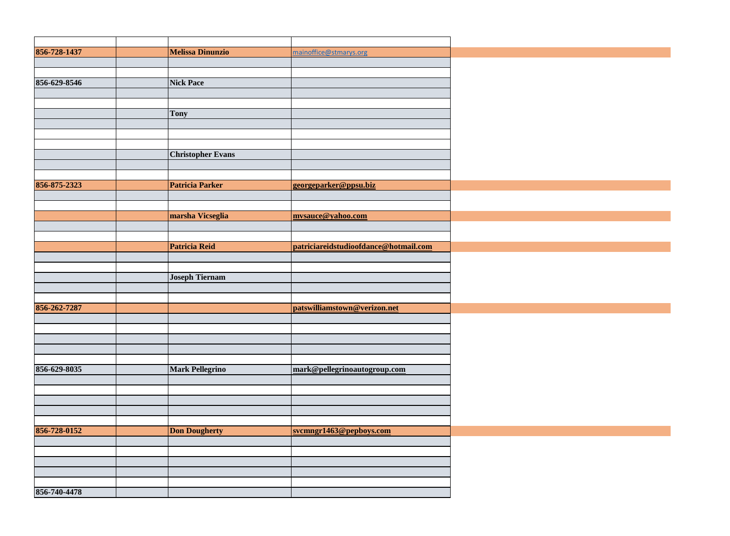| | | | |
|---|---|---|---|
| 856-728-1437 | | Melissa Dinunzio | mainoffice@stmarys.org |
| | | | |
| | | | |
| 856-629-8546 | | Nick Pace | |
| | | | |
| | | | |
| | | Tony | |
| | | | |
| | | | |
| | | | |
| | | Christopher Evans | |
| | | | |
| | | | |
| 856-875-2323 | | Patricia Parker | georgeparker@ppsu.biz |
| | | | |
| | | | |
| | | marsha Vicseglia | mvsauce@yahoo.com |
| | | | |
| | | | |
| | | Patricia Reid | patriciareidstudioofdance@hotmail.com |
| | | | |
| | | | |
| | | Joseph Tiernam | |
| | | | |
| | | | |
| 856-262-7287 | | | patswilliamstown@verizon.net |
| | | | |
| | | | |
| | | | |
| | | | |
| | | | |
| 856-629-8035 | | Mark Pellegrino | mark@pellegrinoautogroup.com |
| | | | |
| | | | |
| | | | |
| | | | |
| | | | |
| 856-728-0152 | | Don Dougherty | svcmngr1463@pepboys.com |
| | | | |
| | | | |
| | | | |
| | | | |
| | | | |
| 856-740-4478 | | | |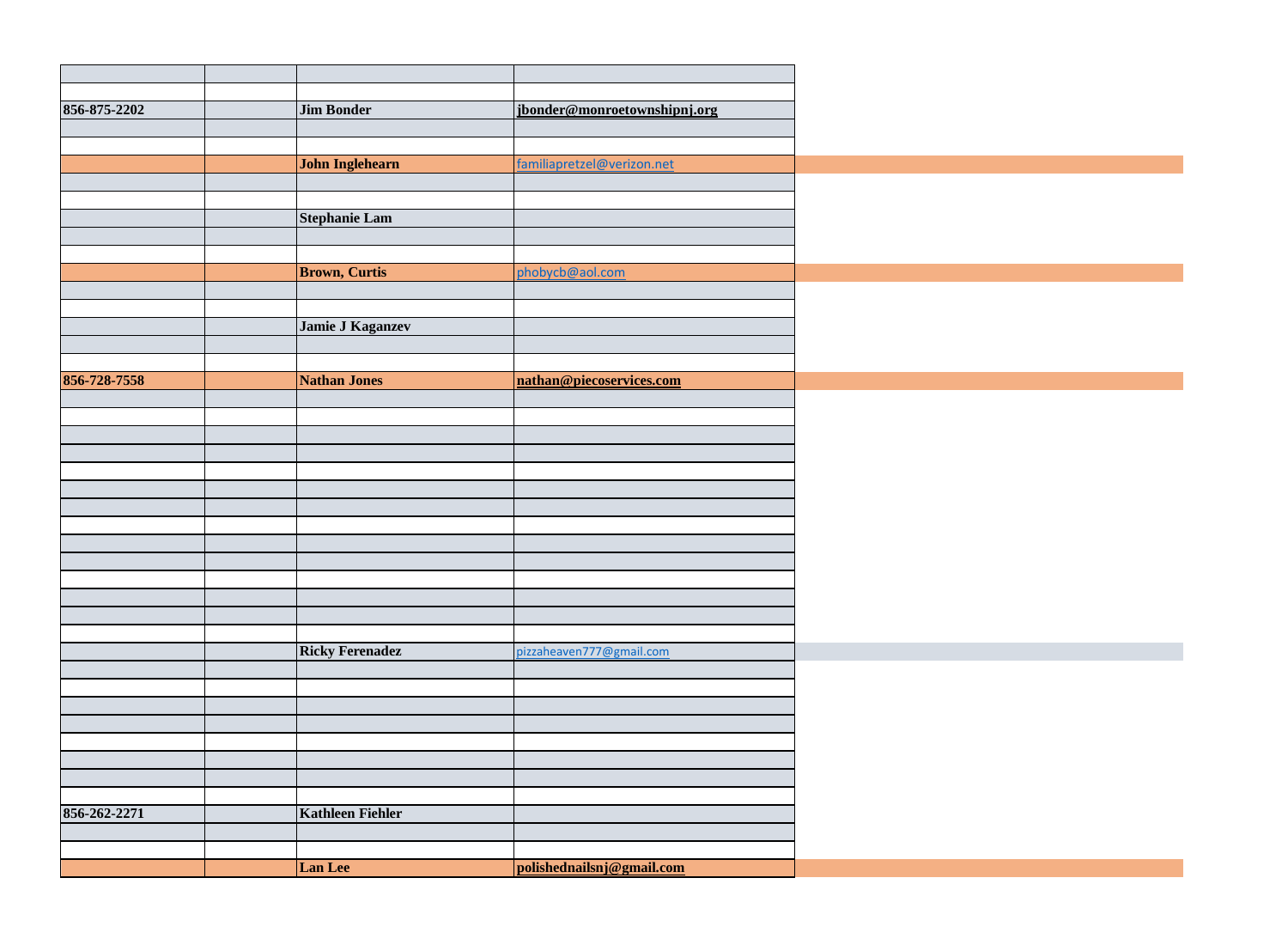| | | | |
|---|---|---|---|
| | | | |
| 856-875-2202 | | Jim Bonder | jbonder@monroetownshipnj.org |
| | | | |
| | | | |
| | | John Inglehearn | familiapretzel@verizon.net |
| | | | |
| | | | |
| | | Stephanie Lam | |
| | | | |
| | | | |
| | | Brown, Curtis | phobycb@aol.com |
| | | | |
| | | | |
| | | Jamie J Kaganzev | |
| | | | |
| | | | |
| 856-728-7558 | | Nathan Jones | nathan@piecoservices.com |
| | | | |
| | | | |
| | | | |
| | | | |
| | | | |
| | | | |
| | | | |
| | | | |
| | | | |
| | | | |
| | | | |
| | | | |
| | | | |
| | | | |
| | | Ricky Ferenadez | pizzaheaven777@gmail.com |
| | | | |
| | | | |
| | | | |
| | | | |
| | | | |
| | | | |
| | | | |
| | | | |
| 856-262-2271 | | Kathleen Fiehler | |
| | | | |
| | | | |
| | | Lan Lee | polishednailsnj@gmail.com |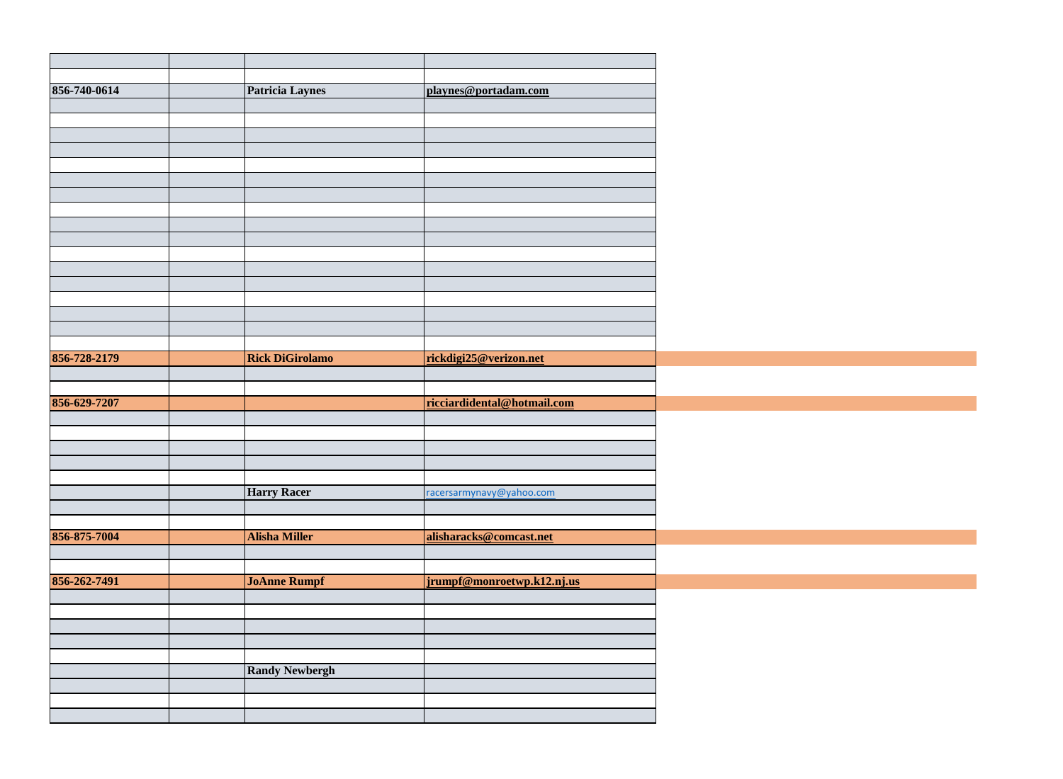| | | | |
|---|---|---|---|
| | | | |
| **856-740-0614** | | **Patricia Laynes** | **playnes@portadam.com** |
| | | | |
| | | | |
| | | | |
| | | | |
| | | | |
| | | | |
| | | | |
| | | | |
| | | | |
| | | | |
| | | | |
| | | | |
| | | | |
| | | | |
| | | | |
| | | | |
| | | | |
| **856-728-2179** | | **Rick DiGirolamo** | **rickdigi25@verizon.net** |
| | | | |
| | | | |
| **856-629-7207** | | | **ricciardidental@hotmail.com** |
| | | | |
| | | | |
| | | | |
| | | | |
| | | | |
| | | **Harry Racer** | racersarmynavy@yahoo.com |
| | | | |
| | | | |
| **856-875-7004** | | **Alisha Miller** | **alisharacks@comcast.net** |
| | | | |
| | | | |
| **856-262-7491** | | **JoAnne Rumpf** | **jrumpf@monroetwp.k12.nj.us** |
| | | | |
| | | | |
| | | | |
| | | | |
| | | | |
| | | **Randy Newbergh** | |
| | | | |
| | | | |
| | | | |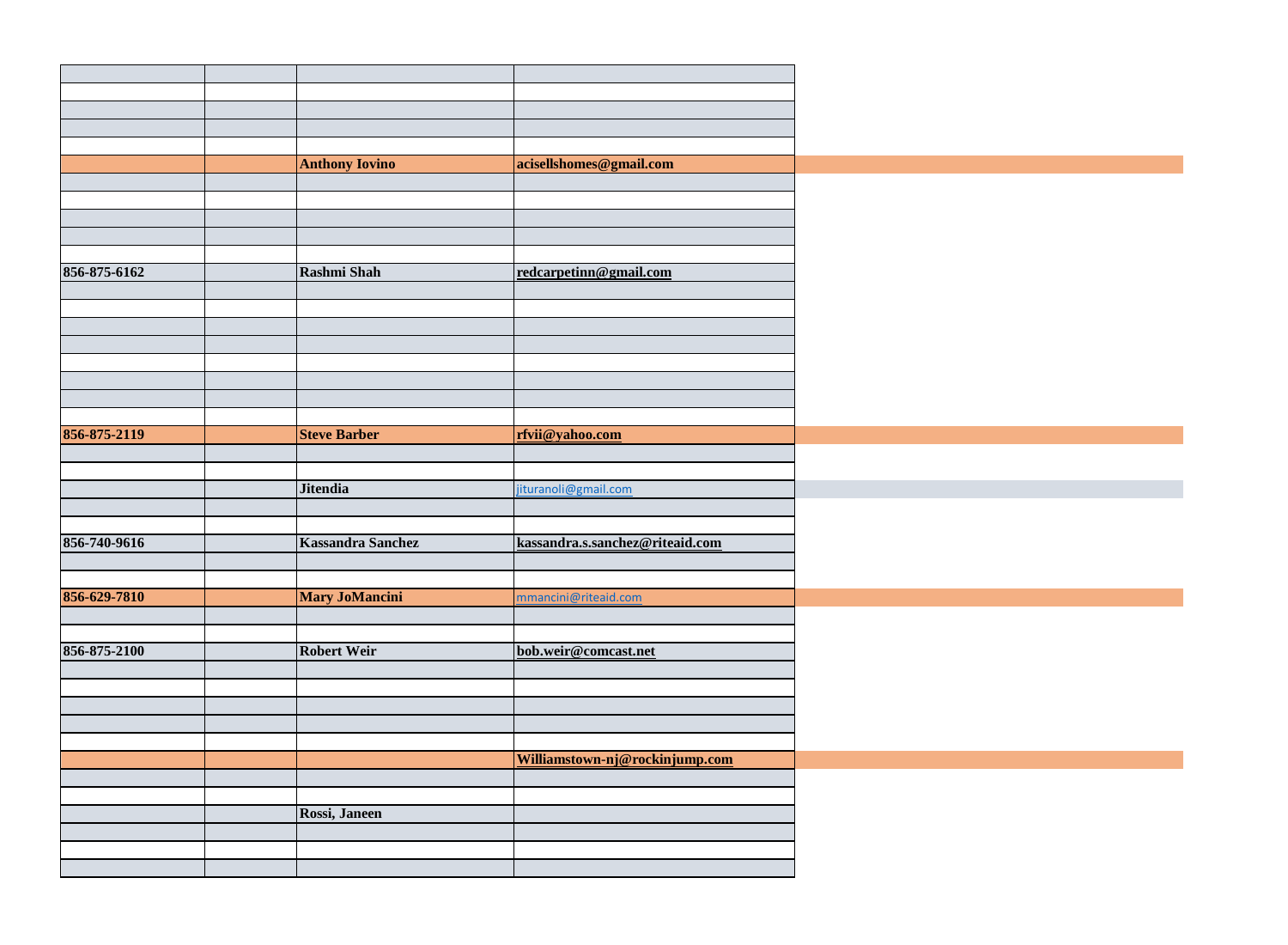| | | | |
|---|---|---|---|
| | | | |
| | | | |
| | | | |
| | | | |
| | | **Anthony Iovino** | **acisellshomes@gmail.com** |
| | | | |
| | | | |
| | | | |
| | | | |
| | | | |
| **856-875-6162** | | **Rashmi Shah** | **redcarpetinn@gmail.com** |
| | | | |
| | | | |
| | | | |
| | | | |
| | | | |
| | | | |
| | | | |
| | | | |
| **856-875-2119** | | **Steve Barber** | **rfvii@yahoo.com** |
| | | | |
| | | | |
| | | **Jitendia** | jituranoli@gmail.com |
| | | | |
| | | | |
| **856-740-9616** | | **Kassandra Sanchez** | **kassandra.s.sanchez@riteaid.com** |
| | | | |
| | | | |
| **856-629-7810** | | **Mary JoMancini** | mmancini@riteaid.com |
| | | | |
| | | | |
| **856-875-2100** | | **Robert Weir** | **bob.weir@comcast.net** |
| | | | |
| | | | |
| | | | |
| | | | |
| | | | |
| | | | **Williamstown-nj@rockinjump.com** |
| | | | |
| | | | |
| | | **Rossi, Janeen** | |
| | | | |
| | | | |
| | | | |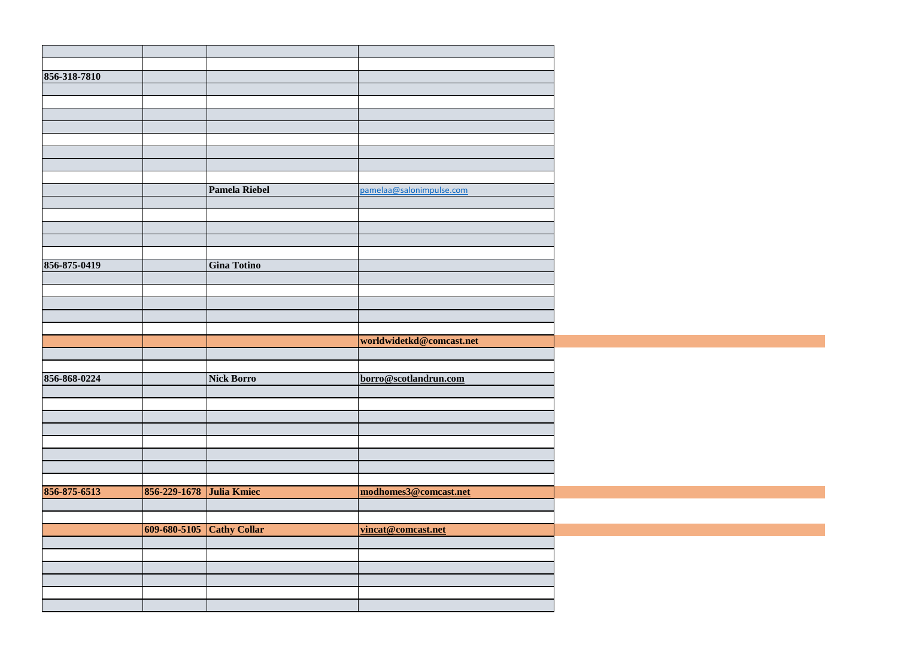| | | | |
|---|---|---|---|
| | | | |
| 856-318-7810 | | | |
| | | | |
| | | | |
| | | | |
| | | | |
| | | | |
| | | | |
| | | | |
| | | Pamela Riebel | pamelaa@salonimpulse.com |
| | | | |
| | | | |
| | | | |
| | | | |
| | | | |
| 856-875-0419 | | Gina Totino | |
| | | | |
| | | | |
| | | | |
| | | | |
| | | | |
| | | | worldwidetkd@comcast.net |
| | | | |
| | | | |
| 856-868-0224 | | Nick Borro | borro@scotlandrun.com |
| | | | |
| | | | |
| | | | |
| | | | |
| | | | |
| | | | |
| | | | |
| | | | |
| 856-875-6513 | 856-229-1678 | Julia Kmiec | modhomes3@comcast.net |
| | | | |
| | | | |
| | 609-680-5105 | Cathy Collar | vincat@comcast.net |
| | | | |
| | | | |
| | | | |
| | | | |
| | | | |
| | | | |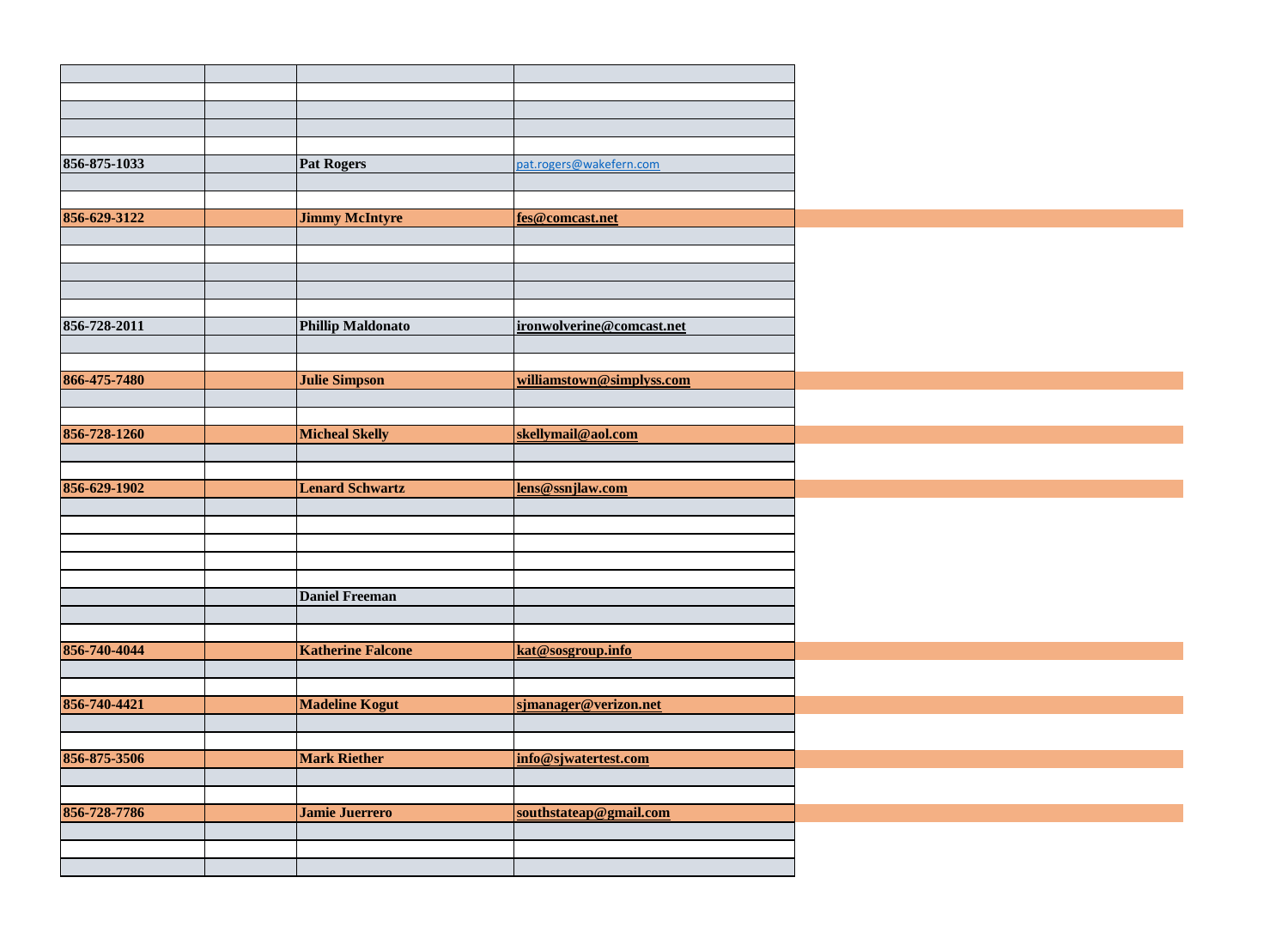| | | | |
|---|---|---|---|
| | | | |
| | | | |
| | | | |
| | | | |
| **856-875-1033** | | **Pat Rogers** | pat.rogers@wakefern.com |
| | | | |
| | | | |
| **856-629-3122** | | **Jimmy McIntyre** | **fes@comcast.net** |
| | | | |
| | | | |
| | | | |
| | | | |
| | | | |
| **856-728-2011** | | **Phillip Maldonato** | **ironwolverine@comcast.net** |
| | | | |
| | | | |
| **866-475-7480** | | **Julie Simpson** | **williamstown@simplyss.com** |
| | | | |
| | | | |
| **856-728-1260** | | **Micheal Skelly** | **skellymail@aol.com** |
| | | | |
| | | | |
| **856-629-1902** | | **Lenard Schwartz** | **lens@ssnjlaw.com** |
| | | | |
| | | | |
| | | | |
| | | | |
| | | | |
| | | **Daniel Freeman** | |
| | | | |
| | | | |
| **856-740-4044** | | **Katherine Falcone** | **kat@sosgroup.info** |
| | | | |
| | | | |
| **856-740-4421** | | **Madeline Kogut** | **sjmanager@verizon.net** |
| | | | |
| | | | |
| **856-875-3506** | | **Mark Riether** | **info@sjwatertest.com** |
| | | | |
| | | | |
| **856-728-7786** | | **Jamie Juerrero** | **southstateap@gmail.com** |
| | | | |
| | | | |
| | | | |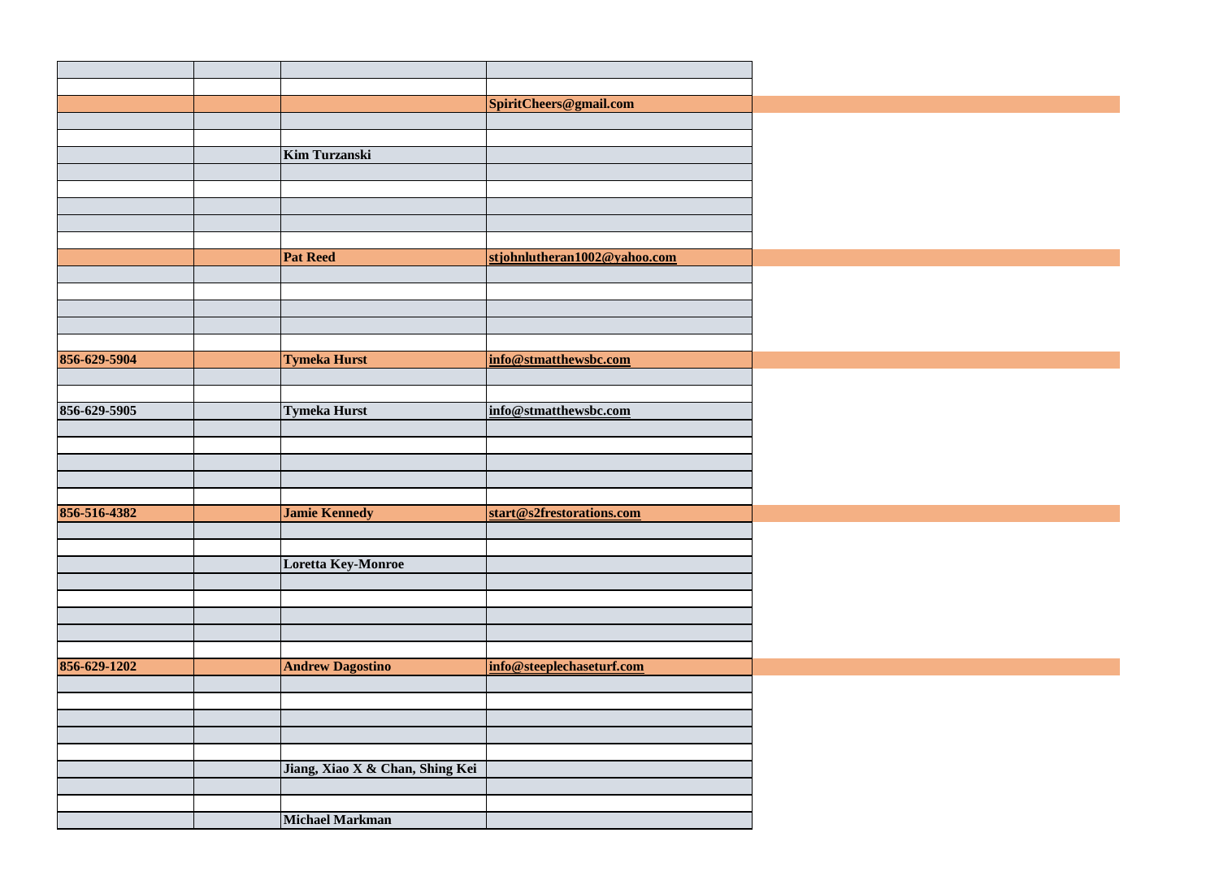| | | | |
|---|---|---|---|
| | | | |
| | | | **SpiritCheers@gmail.com** |
| | | | |
| | | | |
| | | **Kim Turzanski** | |
| | | | |
| | | | |
| | | | |
| | | | |
| | | | |
| | | **Pat Reed** | **stjohnlutheran1002@yahoo.com** |
| | | | |
| | | | |
| | | | |
| | | | |
| | | | |
| **856-629-5904** | | **Tymeka Hurst** | **info@stmatthewsbc.com** |
| | | | |
| | | | |
| **856-629-5905** | | **Tymeka Hurst** | **info@stmatthewsbc.com** |
| | | | |
| | | | |
| | | | |
| | | | |
| | | | |
| **856-516-4382** | | **Jamie Kennedy** | **start@s2frestorations.com** |
| | | | |
| | | | |
| | | **Loretta Key-Monroe** | |
| | | | |
| | | | |
| | | | |
| | | | |
| | | | |
| **856-629-1202** | | **Andrew Dagostino** | **info@steeplechaseturf.com** |
| | | | |
| | | | |
| | | | |
| | | | |
| | | | |
| | | **Jiang, Xiao X & Chan, Shing Kei** | |
| | | | |
| | | | |
| | | **Michael Markman** | |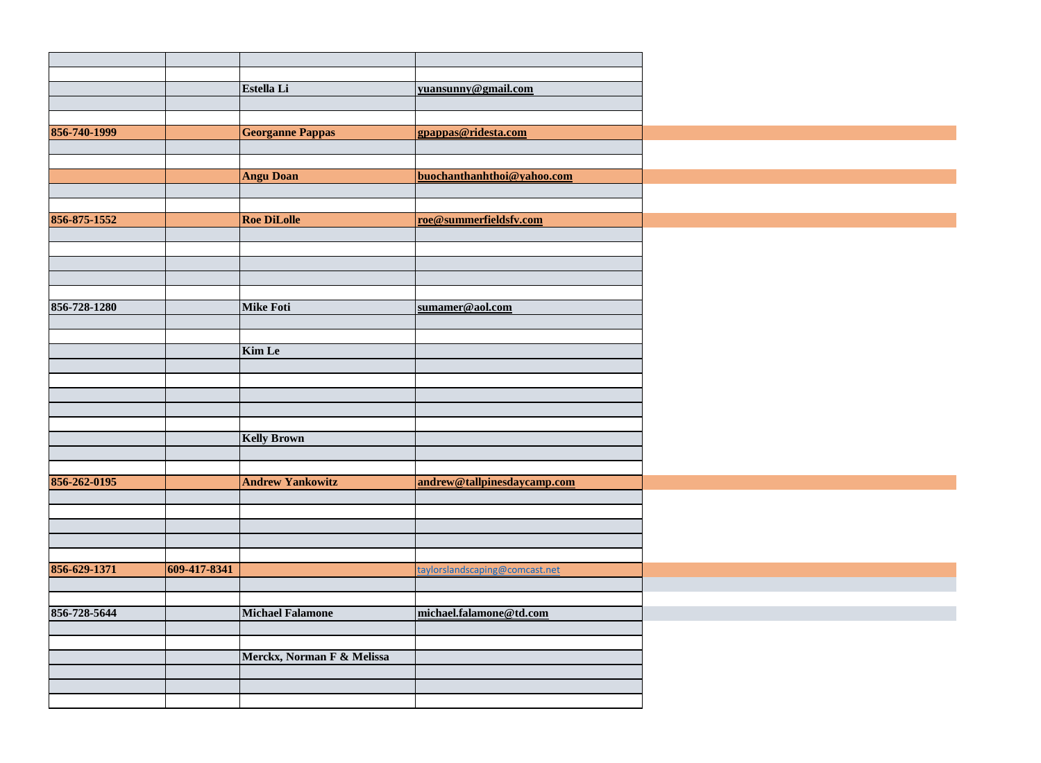| | | | |
|---|---|---|---|
| | | | |
| | | **Estella Li** | **yuansunny@gmail.com** |
| | | | |
| | | | |
| **856-740-1999** | | **Georganne Pappas** | **gpappas@ridesta.com** |
| | | | |
| | | | |
| | | **Angu Doan** | **buochanthanhthoi@yahoo.com** |
| | | | |
| | | | |
| **856-875-1552** | | **Roe DiLolle** | **roe@summerfieldsfv.com** |
| | | | |
| | | | |
| | | | |
| | | | |
| | | | |
| **856-728-1280** | | **Mike Foti** | **sumamer@aol.com** |
| | | | |
| | | | |
| | | **Kim Le** | |
| | | | |
| | | | |
| | | | |
| | | | |
| | | | |
| | | **Kelly Brown** | |
| | | | |
| | | | |
| **856-262-0195** | | **Andrew Yankowitz** | **andrew@tallpinesdaycamp.com** |
| | | | |
| | | | |
| | | | |
| | | | |
| | | | |
| **856-629-1371** | **609-417-8341** | | taylorslandscaping@comcast.net |
| | | | |
| | | | |
| **856-728-5644** | | **Michael Falamone** | **michael.falamone@td.com** |
| | | | |
| | | | |
| | | **Merckx, Norman F & Melissa** | |
| | | | |
| | | | |
| | | | |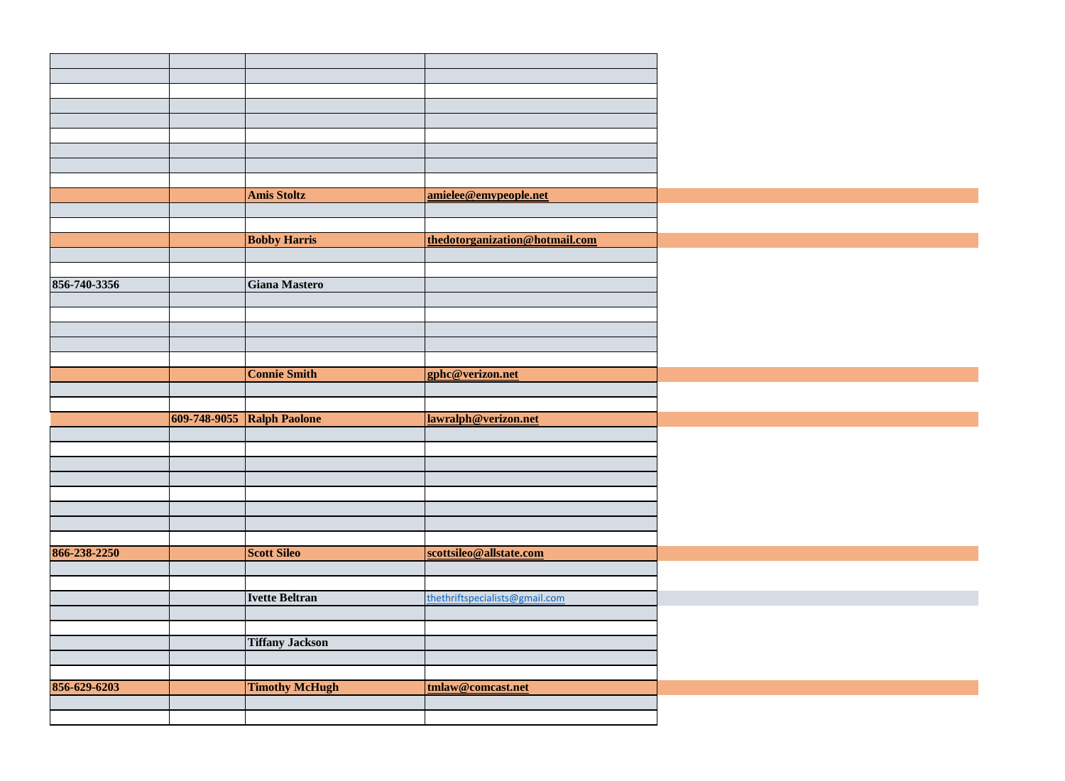| | | | |
|---|---|---|---|
| | | | |
| | | | |
| | | | |
| | | | |
| | | | |
| | | | |
| | | | |
| | | | |
| | | **Amis Stoltz** | **amielee@emypeople.net** |
| | | | |
| | | | |
| | | **Bobby Harris** | **thedotorganization@hotmail.com** |
| | | | |
| | | | |
| **856-740-3356** | | **Giana Mastero** | |
| | | | |
| | | | |
| | | | |
| | | | |
| | | | |
| | | **Connie Smith** | **gphc@verizon.net** |
| | | | |
| | | | |
| | **609-748-9055** | **Ralph Paolone** | **lawralph@verizon.net** |
| | | | |
| | | | |
| | | | |
| | | | |
| | | | |
| | | | |
| | | | |
| | | | |
| **866-238-2250** | | **Scott Sileo** | **scottsileo@allstate.com** |
| | | | |
| | | | |
| | | **Ivette Beltran** | thethriftspecialists@gmail.com |
| | | | |
| | | | |
| | | **Tiffany Jackson** | |
| | | | |
| | | | |
| **856-629-6203** | | **Timothy McHugh** | **tmlaw@comcast.net** |
| | | | |
| | | | |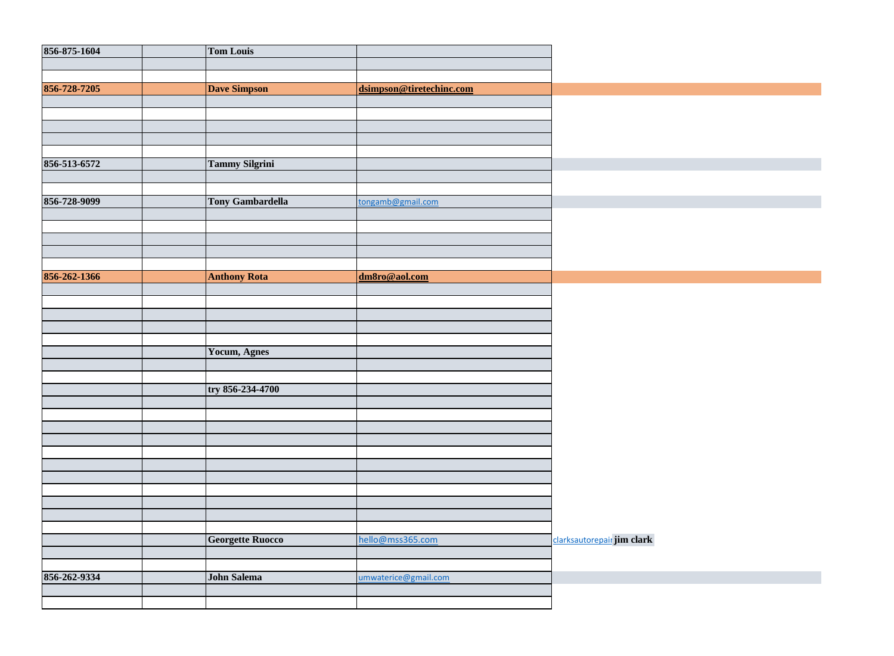| | | | | |
|---|---|---|---|---|
| **856-875-1604** | | **Tom Louis** | | |
| | | | | |
| | | | | |
| **856-728-7205** | | **Dave Simpson** | **dsimpson@tiretechinc.com** | |
| | | | | |
| | | | | |
| | | | | |
| | | | | |
| | | | | |
| **856-513-6572** | | **Tammy Silgrini** | | |
| | | | | |
| | | | | |
| **856-728-9099** | | **Tony Gambardella** | tongamb@gmail.com | |
| | | | | |
| | | | | |
| | | | | |
| | | | | |
| | | | | |
| **856-262-1366** | | **Anthony Rota** | **dm8ro@aol.com** | |
| | | | | |
| | | | | |
| | | | | |
| | | | | |
| | | | | |
| | | **Yocum, Agnes** | | |
| | | | | |
| | | | | |
| | | **try 856-234-4700** | | |
| | | | | |
| | | | | |
| | | | | |
| | | | | |
| | | | | |
| | | | | |
| | | | | |
| | | | | |
| | | | | |
| | | | | |
| | | | | |
| | | **Georgette Ruocco** | hello@mss365.com | clarksautorepair **jim clark** |
| | | | | |
| | | | | |
| **856-262-9334** | | **John Salema** | umwaterice@gmail.com | |
| | | | | |
| | | | | |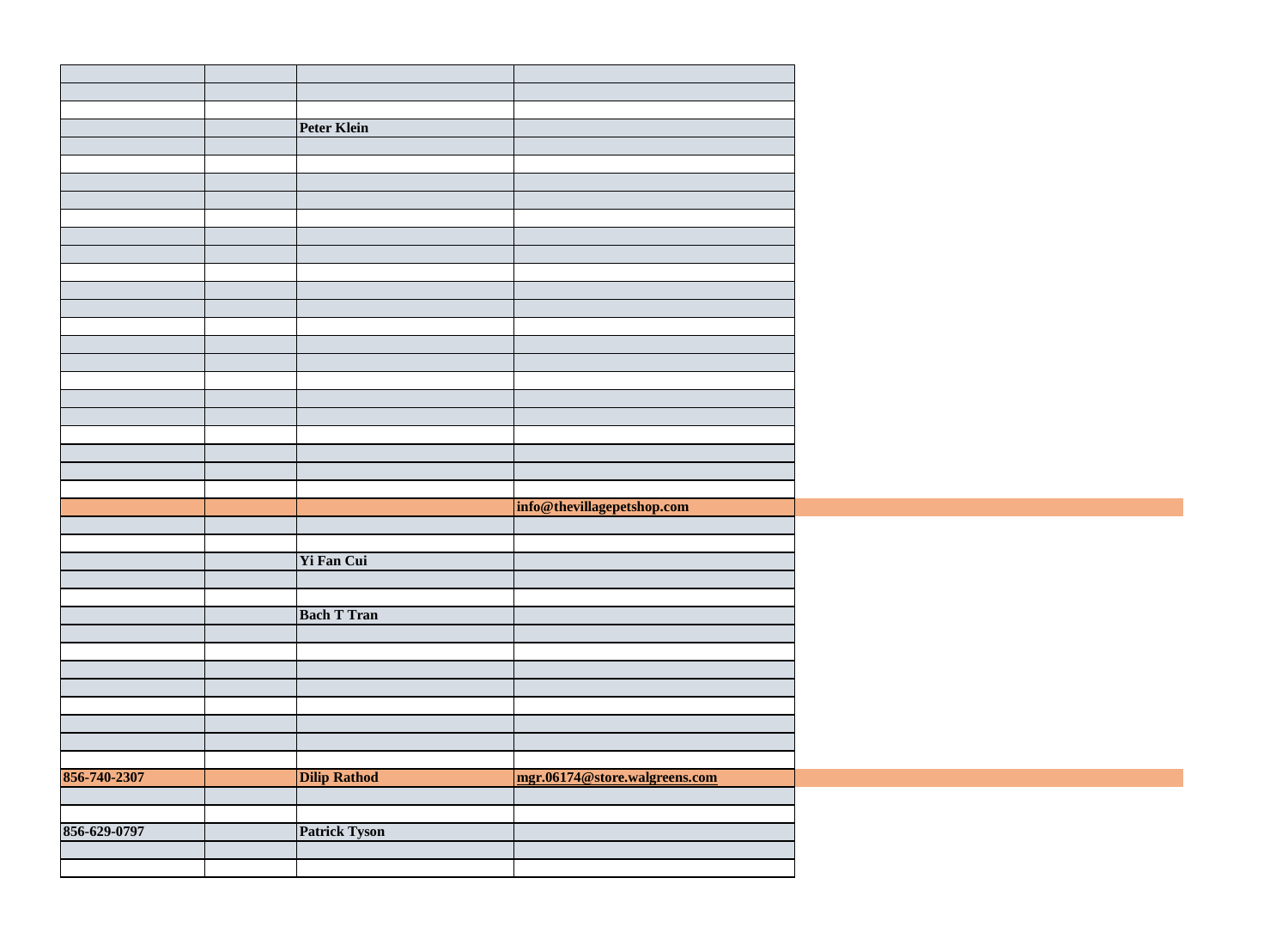| | | | |
|---|---|---|---|
| | | | |
| | | | |
| | | Peter Klein | |
| | | | |
| | | | |
| | | | |
| | | | |
| | | | |
| | | | |
| | | | |
| | | | |
| | | | |
| | | | |
| | | | |
| | | | |
| | | | |
| | | | |
| | | | |
| | | | |
| | | | |
| | | | |
| | | | |
| | | | |
| | | | info@thevillagepetshop.com |
| | | | |
| | | | |
| | | Yi Fan Cui | |
| | | | |
| | | | |
| | | Bach T Tran | |
| | | | |
| | | | |
| | | | |
| | | | |
| | | | |
| | | | |
| | | | |
| | | | |
| 856-740-2307 | | Dilip Rathod | mgr.06174@store.walgreens.com |
| | | | |
| | | | |
| 856-629-0797 | | Patrick Tyson | |
| | | | |
| | | | |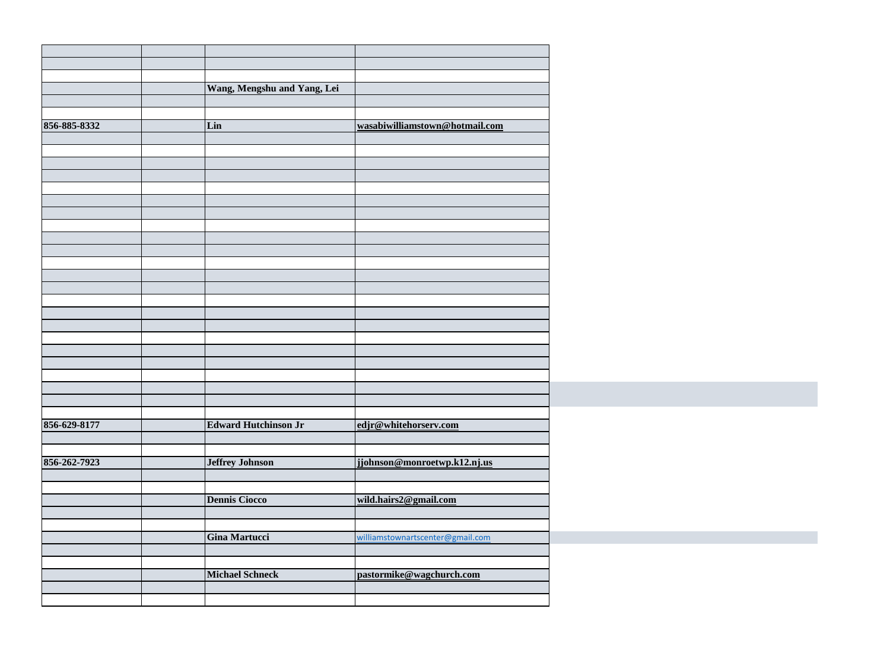| | | | |
|---|---|---|---|
| | | Wang, Mengshu and Yang, Lei | |
| 856-885-8332 | | Lin | wasabiwilliamstown@hotmail.com |
| 856-629-8177 | | Edward Hutchinson Jr | edjr@whitehorserv.com |
| 856-262-7923 | | Jeffrey Johnson | jjohnson@monroetwp.k12.nj.us |
| | | Dennis Ciocco | wild.hairs2@gmail.com |
| | | Gina Martucci | williamstownartscenter@gmail.com |
| | | Michael Schneck | pastormike@wagchurch.com |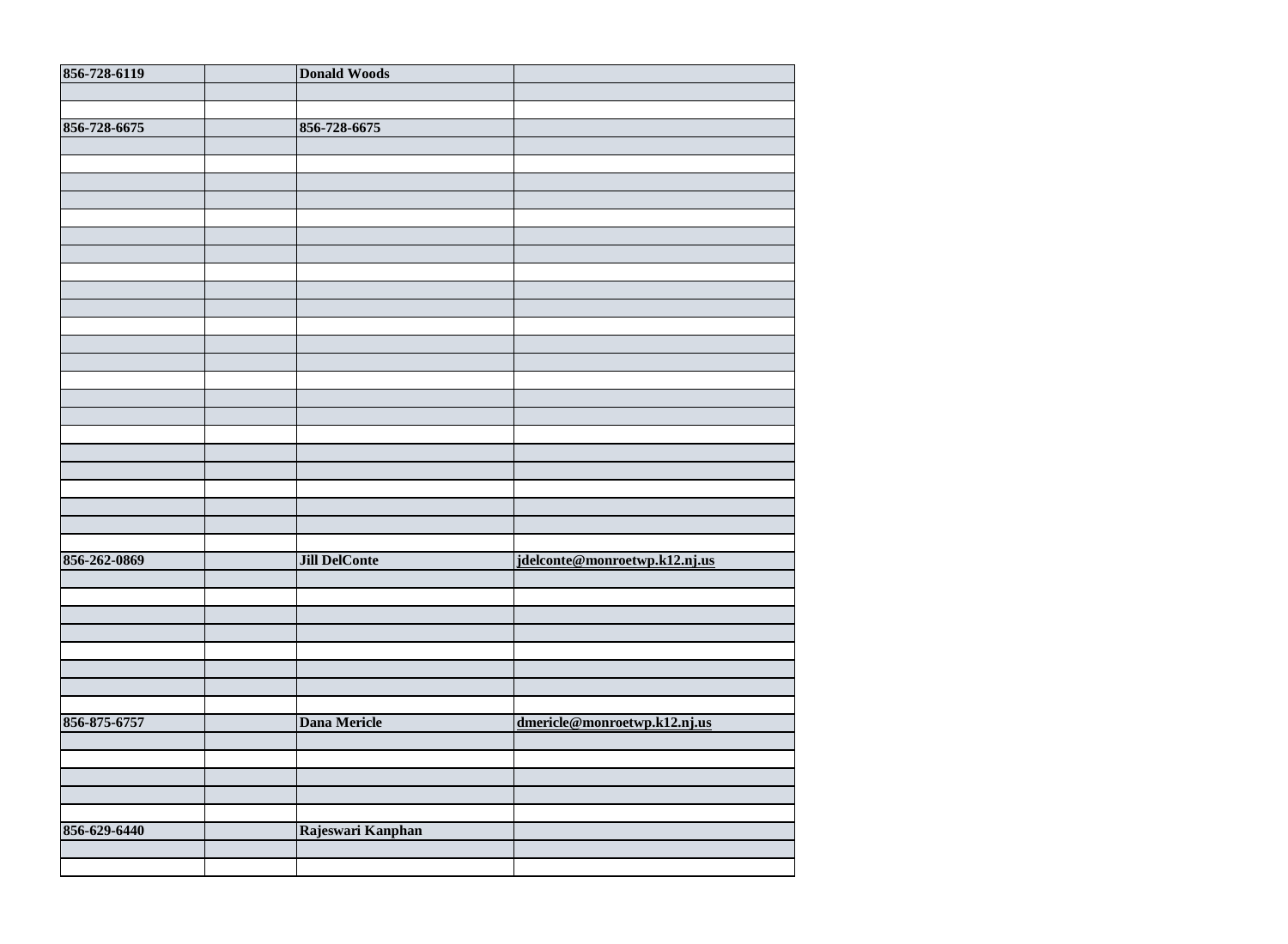| 856-728-6119 | | Donald Woods | |
|---|---|---|---|
| | | | |
| | | | |
| 856-728-6675 | | 856-728-6675 | |
| | | | |
| | | | |
| | | | |
| | | | |
| | | | |
| | | | |
| | | | |
| | | | |
| | | | |
| | | | |
| | | | |
| | | | |
| | | | |
| | | | |
| | | | |
| | | | |
| | | | |
| | | | |
| | | | |
| | | | |
| | | | |
| | | | |
| | | | |
| | | | |
| 856-262-0869 | | Jill DelConte | jdelconte@monroetwp.k12.nj.us |
| | | | |
| | | | |
| | | | |
| | | | |
| | | | |
| | | | |
| | | | |
| | | | |
| 856-875-6757 | | Dana Mericle | dmericle@monroetwp.k12.nj.us |
| | | | |
| | | | |
| | | | |
| | | | |
| | | | |
| 856-629-6440 | | Rajeswari Kanphan | |
| | | | |
| | | | |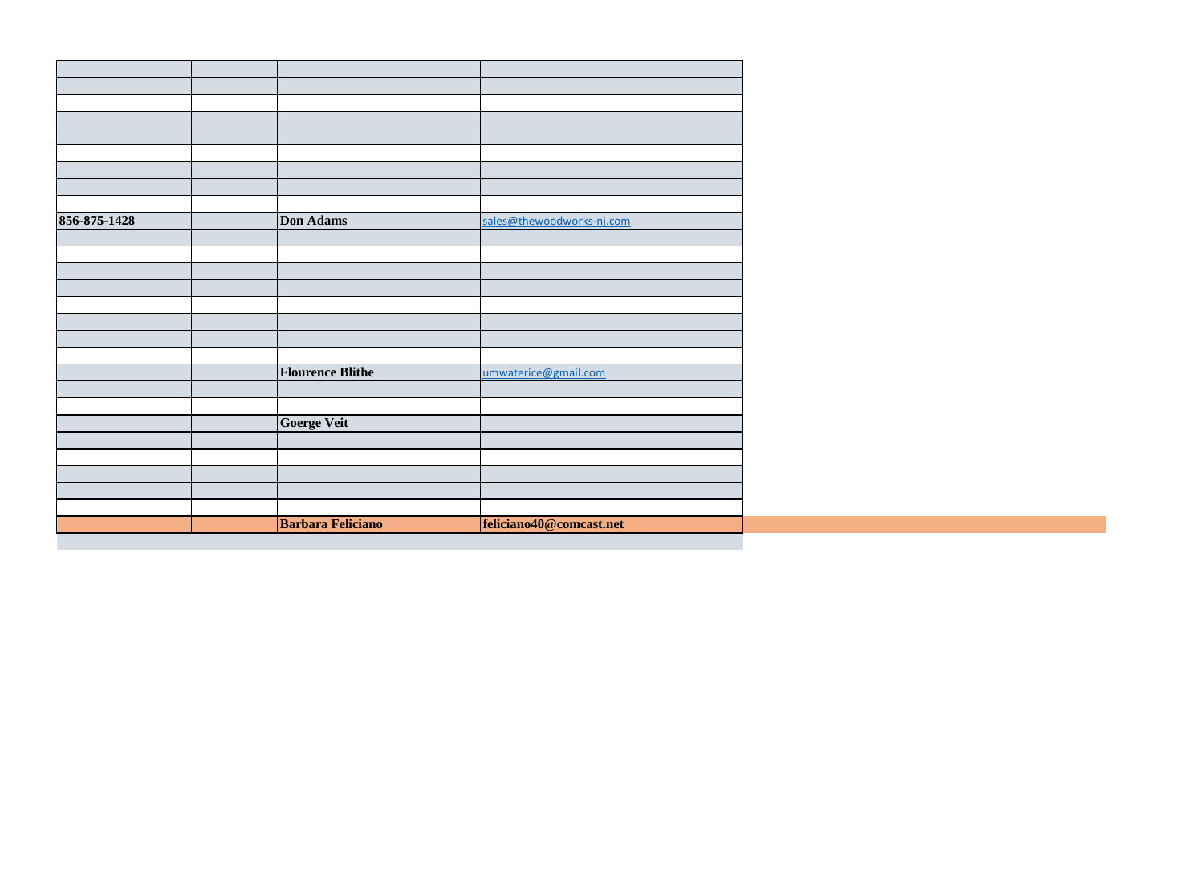| | | | |
|---|---|---|---|
| | | | |
| | | | |
| | | | |
| | | | |
| | | | |
| | | | |
| | | | |
| **856-875-1428** | | **Don Adams** | sales@thewoodworks-nj.com |
| | | | |
| | | | |
| | | | |
| | | | |
| | | | |
| | | | |
| | | | |
| | | | |
| | | **Flourence Blithe** | umwaterice@gmail.com |
| | | | |
| | | | |
| | | **Goerge Veit** | |
| | | | |
| | | | |
| | | | |
| | | | |
| | | | |
| | | **Barbara Feliciano** | **feliciano40@comcast.net** |